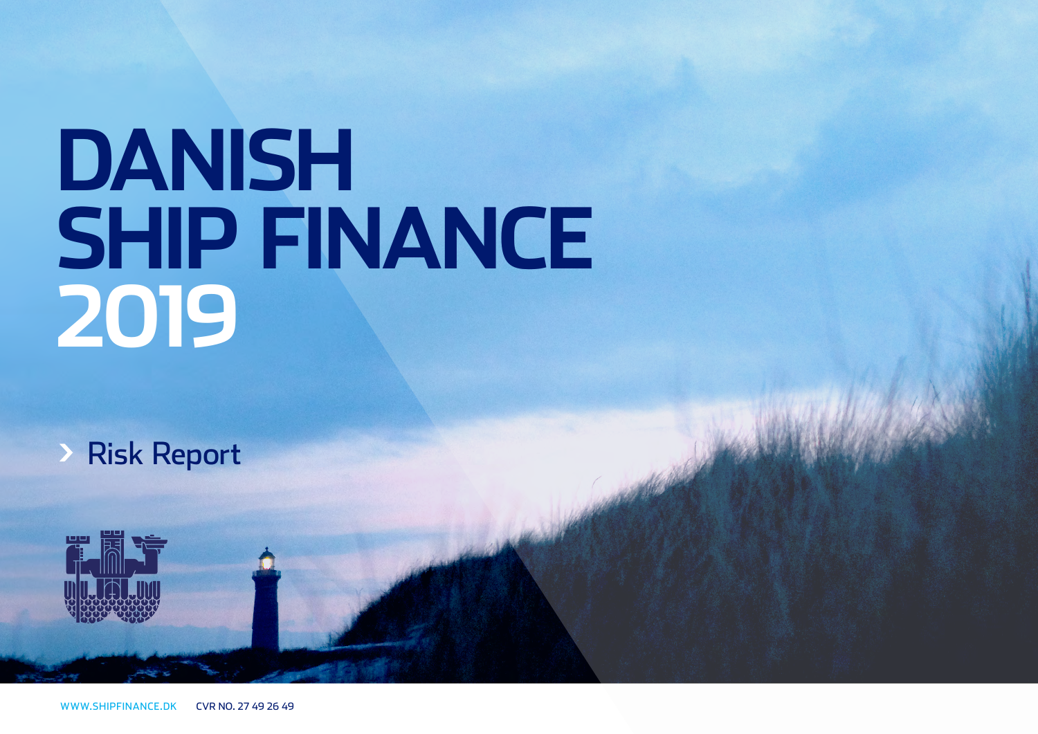# DANISH SHIP FINANCE 2019

## Risk Report

WWW.SHIPFINANCE.DK CVR NO. 27 49 26 49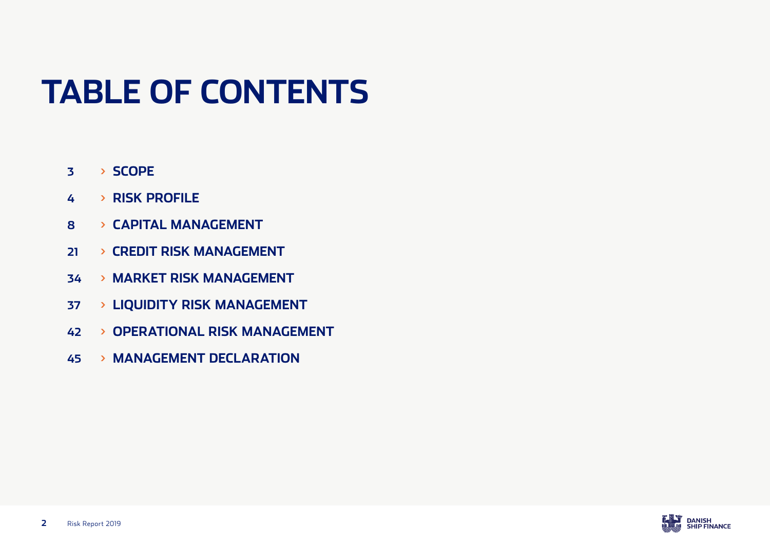# TABLE OF CONTENTS

- 3 › **SCOPE**
- 4 › **RISK PROFILE**
- 8 › **CAPITAL MANAGEMENT**
- 21 › **CREDIT RISK MANAGEMENT**
- 34 › **MARKET RISK MANAGEMENT**
- 37 › **LIQUIDITY RISK MANAGEMENT**
- 42 › **OPERATIONAL RISK MANAGEMENT**
- 45 › **MANAGEMENT DECLARATION**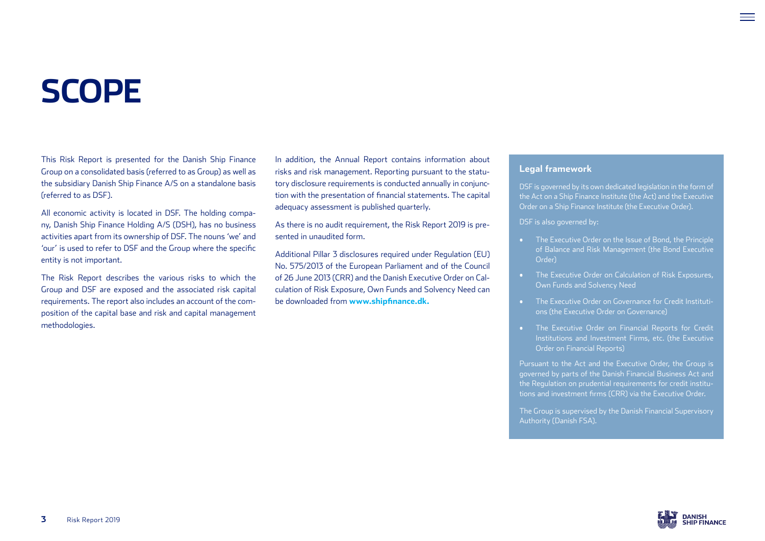# SCOPE

This Risk Report is presented for the Danish Ship Finance Group on a consolidated basis (referred to as Group) as well as the subsidiary Danish Ship Finance A/S on a standalone basis (referred to as DSF).

All economic activity is located in DSF. The holding company, Danish Ship Finance Holding A/S (DSH), has no business activities apart from its ownership of DSF. The nouns 'we' and 'our' is used to refer to DSF and the Group where the specific entity is not important.

The Risk Report describes the various risks to which the Group and DSF are exposed and the associated risk capital requirements. The report also includes an account of the composition of the capital base and risk and capital management methodologies.

In addition, the Annual Report contains information about risks and risk management. Reporting pursuant to the statutory disclosure requirements is conducted annually in conjunction with the presentation of financial statements. The capital adequacy assessment is published quarterly.

As there is no audit requirement, the Risk Report 2019 is presented in unaudited form.

Additional Pillar 3 disclosures required under Regulation (EU) No. 575/2013 of the European Parliament and of the Council of 26 June 2013 (CRR) and the Danish Executive Order on Calculation of Risk Exposure, Own Funds and Solvency Need can be downloaded from **www.shipfinance.dk.**

### Legal framework

DSF is governed by its own dedicated legislation in the form of the Act on a Ship Finance Institute (the Act) and the Executive Order on a Ship Finance Institute (the Executive Order).

DSF is also governed by:

- The Executive Order on the Issue of Bond, the Principle of Balance and Risk Management (the Bond Executive Order)
- The Executive Order on Calculation of Risk Exposures, Own Funds and Solvency Need
- The Executive Order on Governance for Credit Institutions (the Executive Order on Governance)
- The Executive Order on Financial Reports for Credit Institutions and Investment Firms, etc. (the Executive Order on Financial Reports)

Pursuant to the Act and the Executive Order, the Group is governed by parts of the Danish Financial Business Act and the Regulation on prudential requirements for credit institutions and investment firms (CRR) via the Executive Order.

The Group is supervised by the Danish Financial Supervisory Authority (Danish FSA).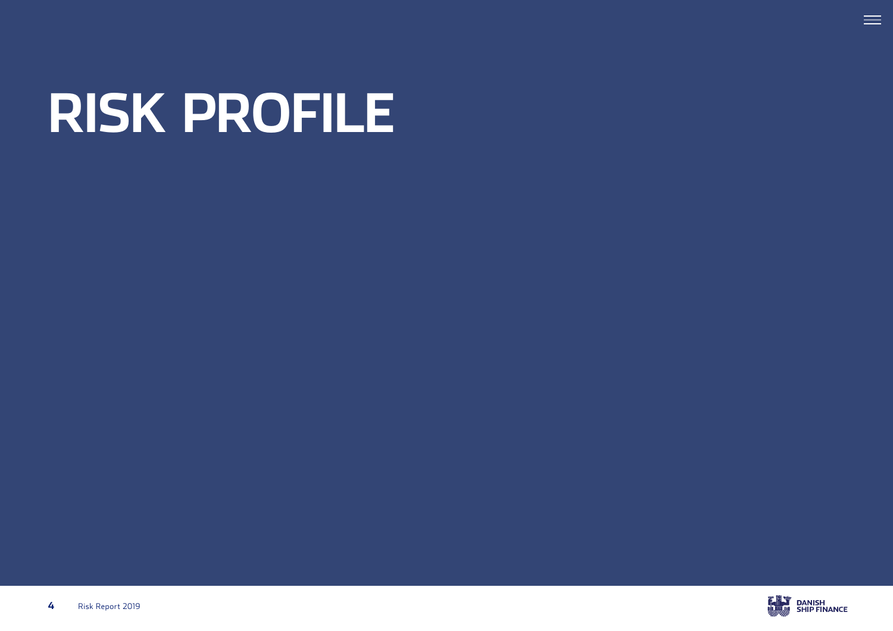# RISK PROFILE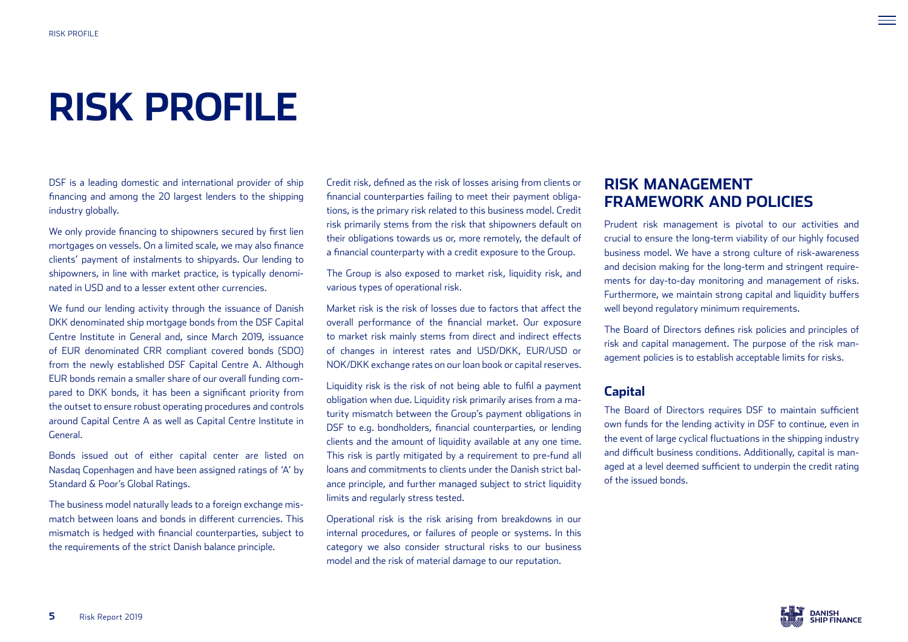# RISK PROFILE

DSF is a leading domestic and international provider of ship financing and among the 20 largest lenders to the shipping industry globally.

We only provide financing to shipowners secured by first lien mortgages on vessels. On a limited scale, we may also finance clients' payment of instalments to shipyards. Our lending to shipowners, in line with market practice, is typically denominated in USD and to a lesser extent other currencies.

We fund our lending activity through the issuance of Danish DKK denominated ship mortgage bonds from the DSF Capital Centre Institute in General and, since March 2019, issuance of EUR denominated CRR compliant covered bonds (SDO) from the newly established DSF Capital Centre A. Although EUR bonds remain a smaller share of our overall funding compared to DKK bonds, it has been a significant priority from the outset to ensure robust operating procedures and controls around Capital Centre A as well as Capital Centre Institute in General.

Bonds issued out of either capital center are listed on Nasdaq Copenhagen and have been assigned ratings of 'A' by Standard & Poor's Global Ratings.

The business model naturally leads to a foreign exchange mismatch between loans and bonds in different currencies. This mismatch is hedged with financial counterparties, subject to the requirements of the strict Danish balance principle.

Credit risk, defined as the risk of losses arising from clients or financial counterparties failing to meet their payment obligations, is the primary risk related to this business model. Credit risk primarily stems from the risk that shipowners default on their obligations towards us or, more remotely, the default of a financial counterparty with a credit exposure to the Group.

The Group is also exposed to market risk, liquidity risk, and various types of operational risk.

Market risk is the risk of losses due to factors that affect the overall performance of the financial market. Our exposure to market risk mainly stems from direct and indirect effects of changes in interest rates and USD/DKK, EUR/USD or NOK/DKK exchange rates on our loan book or capital reserves.

Liquidity risk is the risk of not being able to fulfil a payment obligation when due. Liquidity risk primarily arises from a maturity mismatch between the Group's payment obligations in DSF to e.g. bondholders, financial counterparties, or lending clients and the amount of liquidity available at any one time. This risk is partly mitigated by a requirement to pre-fund all loans and commitments to clients under the Danish strict balance principle, and further managed subject to strict liquidity limits and regularly stress tested.

Operational risk is the risk arising from breakdowns in our internal procedures, or failures of people or systems. In this category we also consider structural risks to our business model and the risk of material damage to our reputation.

## RISK MANAGEMENT FRAMEWORK AND POLICIES

Prudent risk management is pivotal to our activities and crucial to ensure the long-term viability of our highly focused business model. We have a strong culture of risk-awareness and decision making for the long-term and stringent requirements for day-to-day monitoring and management of risks. Furthermore, we maintain strong capital and liquidity buffers well beyond regulatory minimum requirements.

The Board of Directors defines risk policies and principles of risk and capital management. The purpose of the risk management policies is to establish acceptable limits for risks.

### Capital

The Board of Directors requires DSF to maintain sufficient own funds for the lending activity in DSF to continue, even in the event of large cyclical fluctuations in the shipping industry and difficult business conditions. Additionally, capital is managed at a level deemed sufficient to underpin the credit rating of the issued bonds.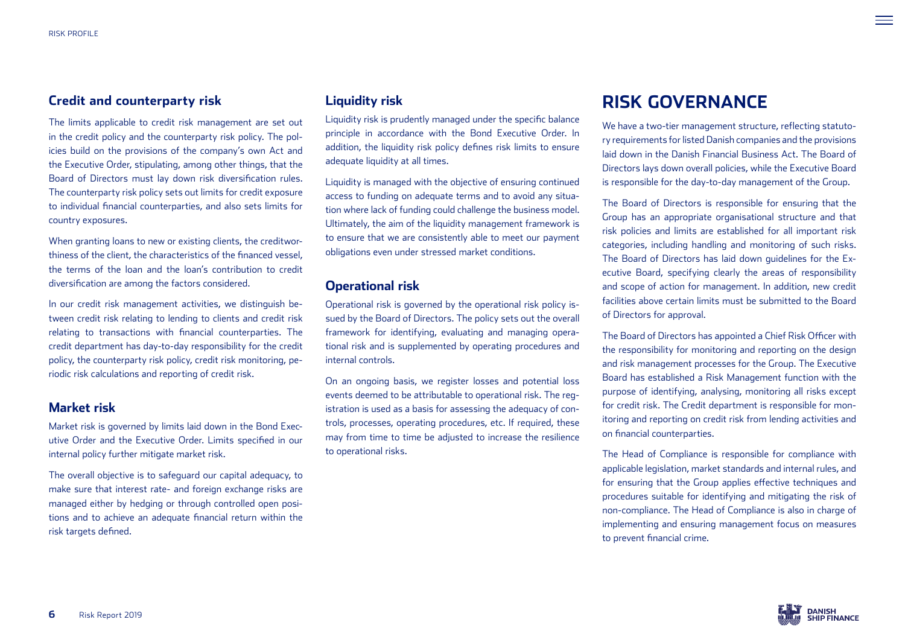## Credit and counterparty risk

The limits applicable to credit risk management are set out in the credit policy and the counterparty risk policy. The policies build on the provisions of the company's own Act and the Executive Order, stipulating, among other things, that the Board of Directors must lay down risk diversification rules. The counterparty risk policy sets out limits for credit exposure to individual financial counterparties, and also sets limits for country exposures.

When granting loans to new or existing clients, the creditworthiness of the client, the characteristics of the financed vessel, the terms of the loan and the loan's contribution to credit diversification are among the factors considered.

In our credit risk management activities, we distinguish between credit risk relating to lending to clients and credit risk relating to transactions with financial counterparties. The credit department has day-to-day responsibility for the credit policy, the counterparty risk policy, credit risk monitoring, periodic risk calculations and reporting of credit risk.

## Market risk

Market risk is governed by limits laid down in the Bond Executive Order and the Executive Order. Limits specified in our internal policy further mitigate market risk.

The overall objective is to safeguard our capital adequacy, to make sure that interest rate- and foreign exchange risks are managed either by hedging or through controlled open positions and to achieve an adequate financial return within the risk targets defined.

## Liquidity risk

Liquidity risk is prudently managed under the specific balance principle in accordance with the Bond Executive Order. In addition, the liquidity risk policy defines risk limits to ensure adequate liquidity at all times.

Liquidity is managed with the objective of ensuring continued access to funding on adequate terms and to avoid any situation where lack of funding could challenge the business model. Ultimately, the aim of the liquidity management framework is to ensure that we are consistently able to meet our payment obligations even under stressed market conditions.

## Operational risk

Operational risk is governed by the operational risk policy issued by the Board of Directors. The policy sets out the overall framework for identifying, evaluating and managing operational risk and is supplemented by operating procedures and internal controls.

On an ongoing basis, we register losses and potential loss events deemed to be attributable to operational risk. The registration is used as a basis for assessing the adequacy of controls, processes, operating procedures, etc. If required, these may from time to time be adjusted to increase the resilience to operational risks.

# RISK GOVERNANCE

We have a two-tier management structure, reflecting statutory requirements for listed Danish companies and the provisions laid down in the Danish Financial Business Act. The Board of Directors lays down overall policies, while the Executive Board is responsible for the day-to-day management of the Group.

The Board of Directors is responsible for ensuring that the Group has an appropriate organisational structure and that risk policies and limits are established for all important risk categories, including handling and monitoring of such risks. The Board of Directors has laid down guidelines for the Executive Board, specifying clearly the areas of responsibility and scope of action for management. In addition, new credit facilities above certain limits must be submitted to the Board of Directors for approval.

The Board of Directors has appointed a Chief Risk Officer with the responsibility for monitoring and reporting on the design and risk management processes for the Group. The Executive Board has established a Risk Management function with the purpose of identifying, analysing, monitoring all risks except for credit risk. The Credit department is responsible for monitoring and reporting on credit risk from lending activities and on financial counterparties.

The Head of Compliance is responsible for compliance with applicable legislation, market standards and internal rules, and for ensuring that the Group applies effective techniques and procedures suitable for identifying and mitigating the risk of non-compliance. The Head of Compliance is also in charge of implementing and ensuring management focus on measures to prevent financial crime.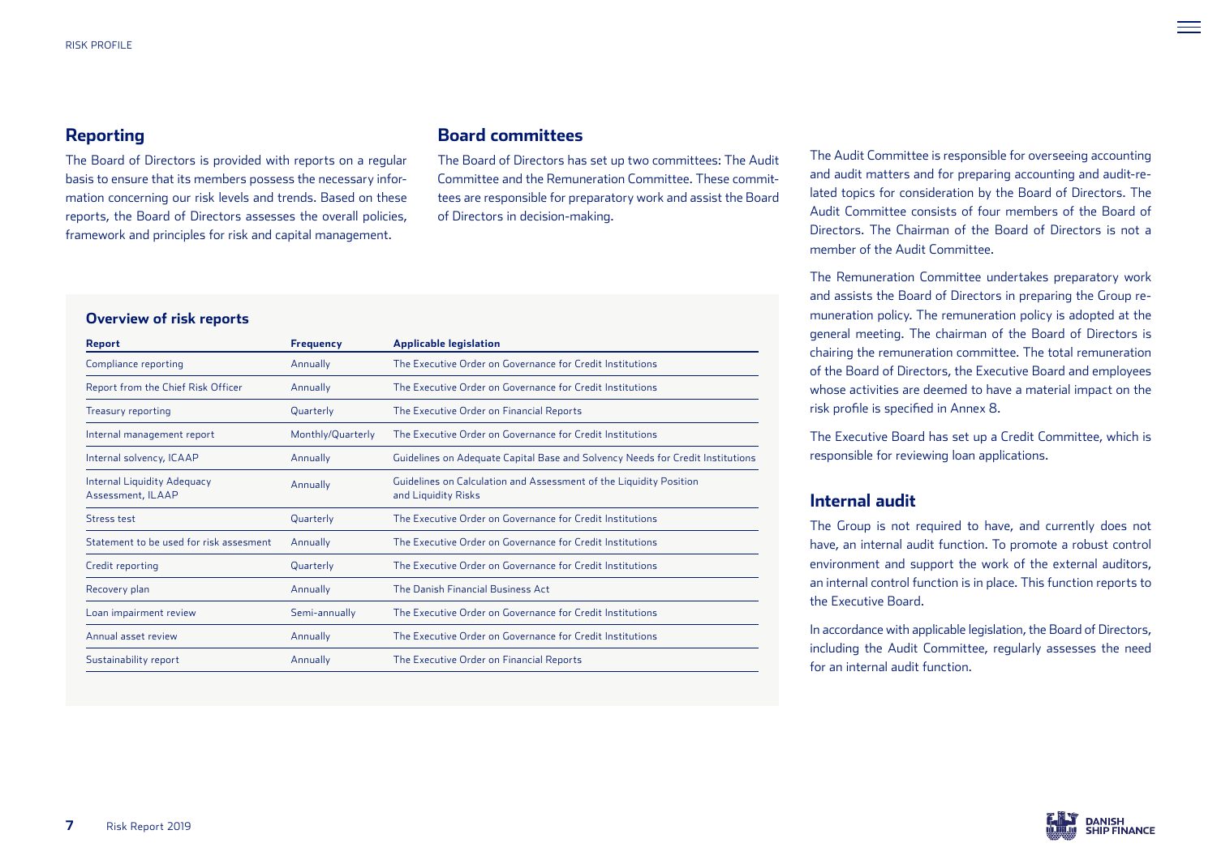## Reporting

The Board of Directors is provided with reports on a regular basis to ensure that its members possess the necessary information concerning our risk levels and trends. Based on these reports, the Board of Directors assesses the overall policies, framework and principles for risk and capital management.

### Overview of risk reports

| Report | Frequency | Applicable legislation |
|---|---|---|
| Compliance reporting | Annually | The Executive Order on Governance for Credit Institutions |
| Report from the Chief Risk Officer | Annually | The Executive Order on Governance for Credit Institutions |
| Treasury reporting | Quarterly | The Executive Order on Financial Reports |
| Internal management report | Monthly/Quarterly | The Executive Order on Governance for Credit Institutions |
| Internal solvency, ICAAP | Annually | Guidelines on Adequate Capital Base and Solvency Needs for Credit Institutions |
| Internal Liquidity Adequacy Assessment, ILAAP | Annually | Guidelines on Calculation and Assessment of the Liquidity Position and Liquidity Risks |
| Stress test | Quarterly | The Executive Order on Governance for Credit Institutions |
| Statement to be used for risk assesment | Annually | The Executive Order on Governance for Credit Institutions |
| Credit reporting | Quarterly | The Executive Order on Governance for Credit Institutions |
| Recovery plan | Annually | The Danish Financial Business Act |
| Loan impairment review | Semi-annually | The Executive Order on Governance for Credit Institutions |
| Annual asset review | Annually | The Executive Order on Governance for Credit Institutions |
| Sustainability report | Annually | The Executive Order on Financial Reports |

## Board committees

The Board of Directors has set up two committees: The Audit Committee and the Remuneration Committee. These committees are responsible for preparatory work and assist the Board of Directors in decision-making.

The Audit Committee is responsible for overseeing accounting and audit matters and for preparing accounting and audit-related topics for consideration by the Board of Directors. The Audit Committee consists of four members of the Board of Directors. The Chairman of the Board of Directors is not a member of the Audit Committee.

The Remuneration Committee undertakes preparatory work and assists the Board of Directors in preparing the Group remuneration policy. The remuneration policy is adopted at the general meeting. The chairman of the Board of Directors is chairing the remuneration committee. The total remuneration of the Board of Directors, the Executive Board and employees whose activities are deemed to have a material impact on the risk profile is specified in Annex 8.

The Executive Board has set up a Credit Committee, which is responsible for reviewing loan applications.

## Internal audit

The Group is not required to have, and currently does not have, an internal audit function. To promote a robust control environment and support the work of the external auditors, an internal control function is in place. This function reports to the Executive Board.

In accordance with applicable legislation, the Board of Directors, including the Audit Committee, regularly assesses the need for an internal audit function.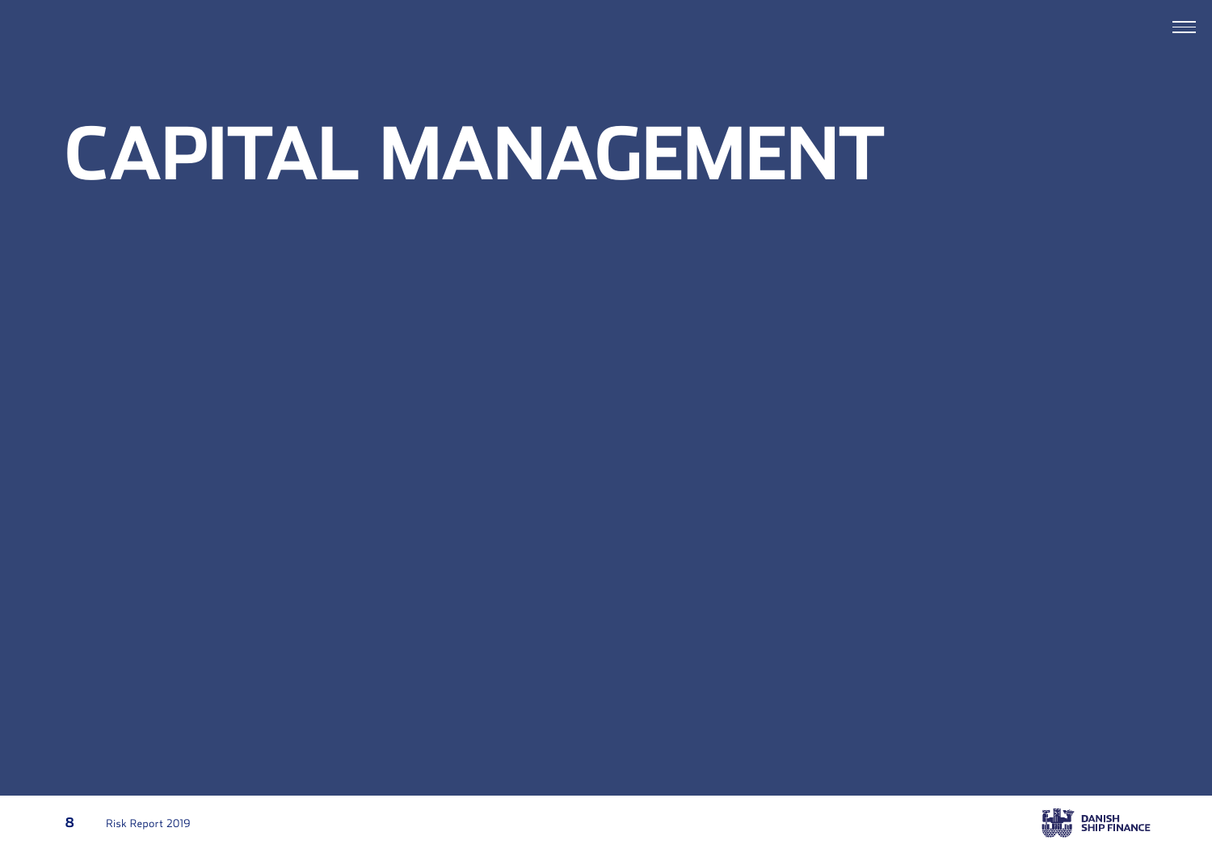# CAPITAL MANAGEMENT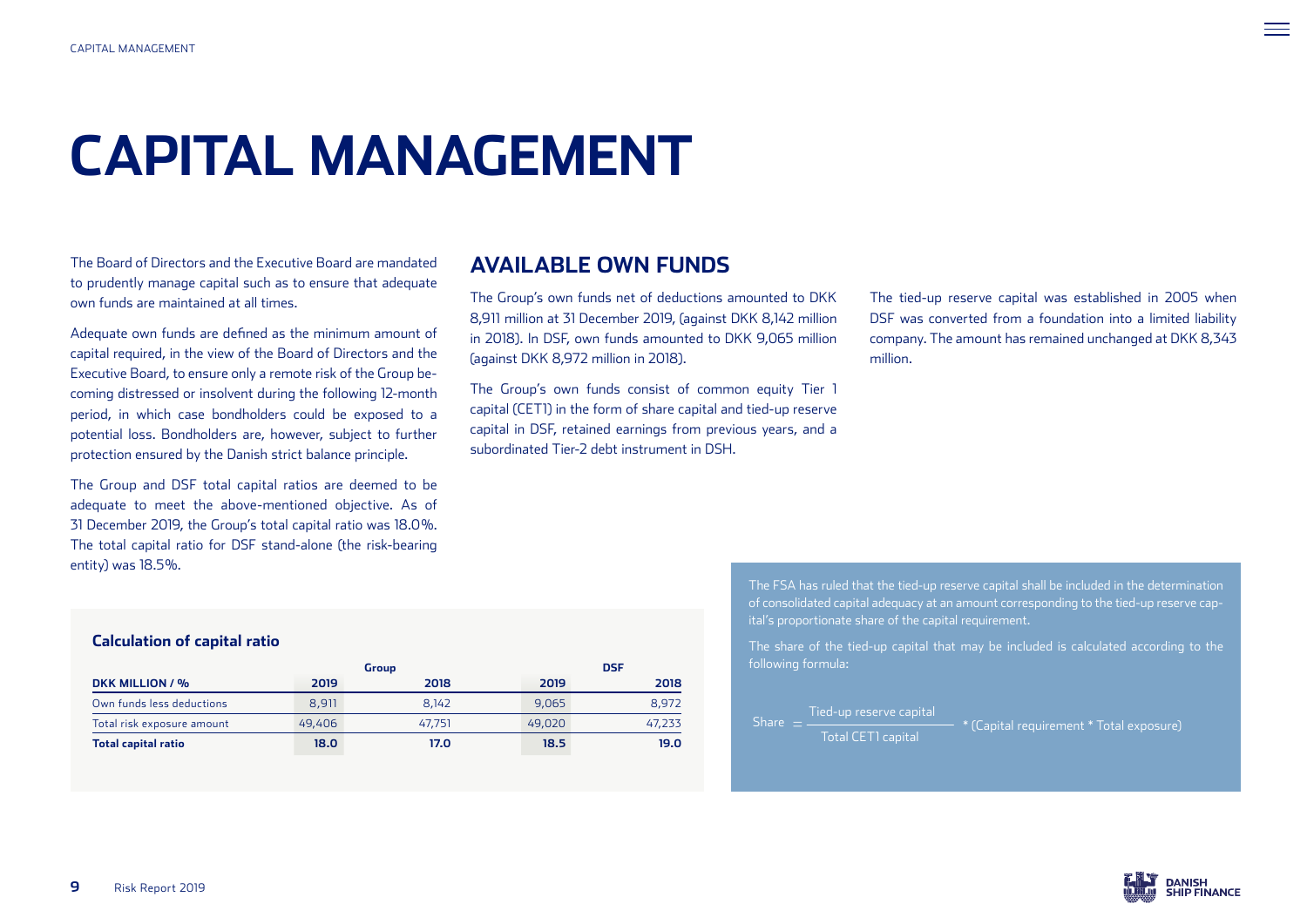# CAPITAL MANAGEMENT

The Board of Directors and the Executive Board are mandated to prudently manage capital such as to ensure that adequate own funds are maintained at all times.

Adequate own funds are defined as the minimum amount of capital required, in the view of the Board of Directors and the Executive Board, to ensure only a remote risk of the Group becoming distressed or insolvent during the following 12-month period, in which case bondholders could be exposed to a potential loss. Bondholders are, however, subject to further protection ensured by the Danish strict balance principle.

The Group and DSF total capital ratios are deemed to be adequate to meet the above-mentioned objective. As of 31 December 2019, the Group's total capital ratio was 18.0%. The total capital ratio for DSF stand-alone (the risk-bearing entity) was 18.5%.

**Calculation of capital ratio**

| | Group | | DSF | |
|---|---|---|---|---|
| **DKK MILLION / %** | **2019** | **2018** | **2019** | **2018** |
| Own funds less deductions | 8,911 | 8,142 | 9,065 | 8,972 |
| Total risk exposure amount | 49,406 | 47,751 | 49,020 | 47,233 |
| **Total capital ratio** | **18.0** | **17.0** | **18.5** | **19.0** |

## AVAILABLE OWN FUNDS

The Group's own funds net of deductions amounted to DKK 8,911 million at 31 December 2019, (against DKK 8,142 million in 2018). In DSF, own funds amounted to DKK 9,065 million (against DKK 8,972 million in 2018).

The Group's own funds consist of common equity Tier 1 capital (CET1) in the form of share capital and tied-up reserve capital in DSF, retained earnings from previous years, and a subordinated Tier-2 debt instrument in DSH.

The tied-up reserve capital was established in 2005 when DSF was converted from a foundation into a limited liability company. The amount has remained unchanged at DKK 8,343 million.

The FSA has ruled that the tied-up reserve capital shall be included in the determination of consolidated capital adequacy at an amount corresponding to the tied-up reserve capital's proportionate share of the capital requirement.

The share of the tied-up capital that may be included is calculated according to the following formula:

$$\text{Share} = \frac{\text{Tied-up reserve capital}}{\text{Total CET1 capital}} * (\text{Capital requirement} * \text{Total exposure})$$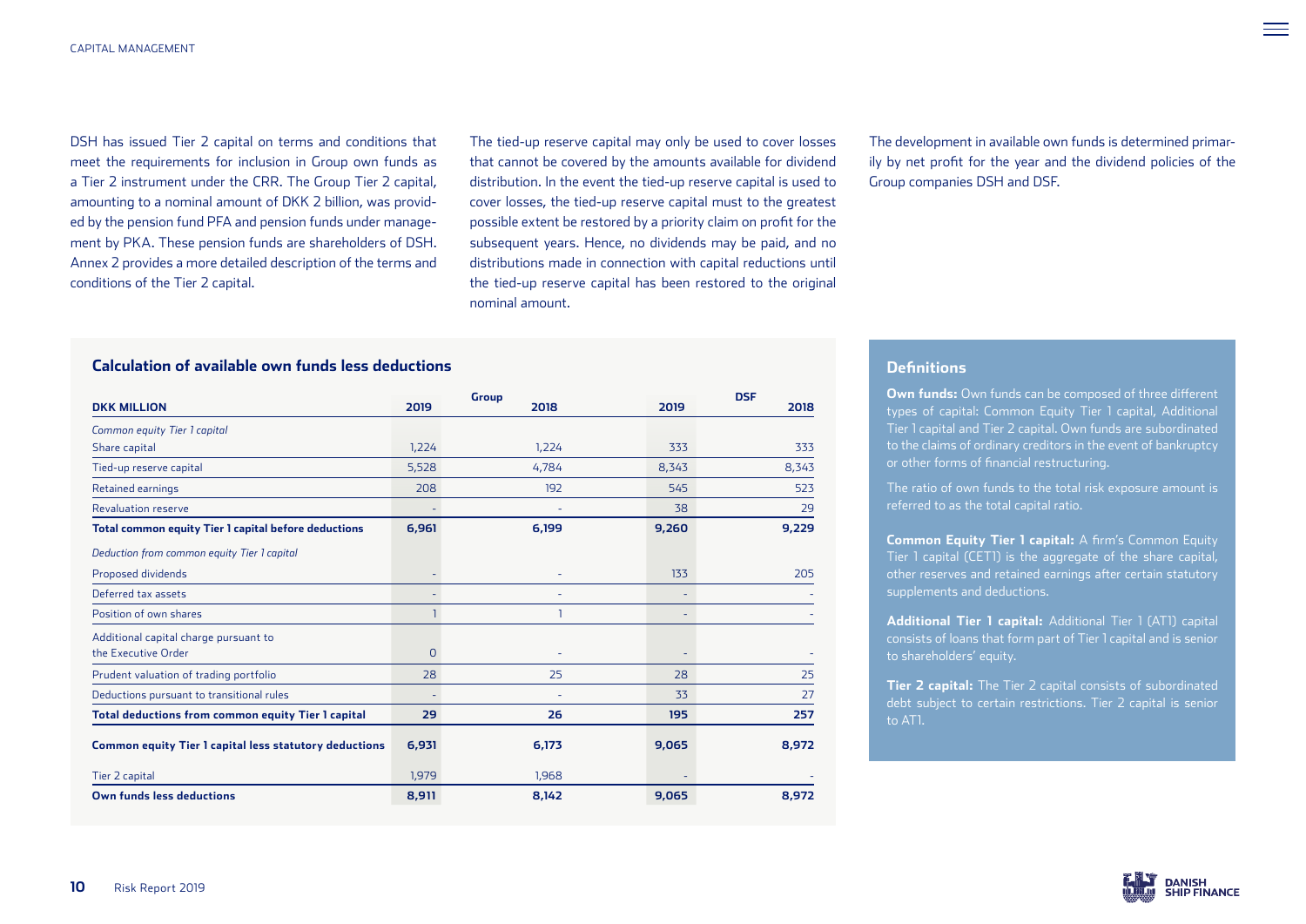DSH has issued Tier 2 capital on terms and conditions that meet the requirements for inclusion in Group own funds as a Tier 2 instrument under the CRR. The Group Tier 2 capital, amounting to a nominal amount of DKK 2 billion, was provided by the pension fund PFA and pension funds under management by PKA. These pension funds are shareholders of DSH. Annex 2 provides a more detailed description of the terms and conditions of the Tier 2 capital.

The tied-up reserve capital may only be used to cover losses that cannot be covered by the amounts available for dividend distribution. In the event the tied-up reserve capital is used to cover losses, the tied-up reserve capital must to the greatest possible extent be restored by a priority claim on profit for the subsequent years. Hence, no dividends may be paid, and no distributions made in connection with capital reductions until the tied-up reserve capital has been restored to the original nominal amount.

The development in available own funds is determined primarily by net profit for the year and the dividend policies of the Group companies DSH and DSF.

## Calculation of available own funds less deductions

| | Group | | DSF | |
|---|---|---|---|---|
| **DKK MILLION** | **2019** | **2018** | **2019** | **2018** |
| *Common equity Tier 1 capital* | | | | |
| Share capital | 1,224 | 1,224 | 333 | 333 |
| Tied-up reserve capital | 5,528 | 4,784 | 8,343 | 8,343 |
| Retained earnings | 208 | 192 | 545 | 523 |
| Revaluation reserve | - | - | 38 | 29 |
| **Total common equity Tier 1 capital before deductions** | **6,961** | **6,199** | **9,260** | **9,229** |
| *Deduction from common equity Tier 1 capital* | | | | |
| Proposed dividends | - | - | 133 | 205 |
| Deferred tax assets | - | - | - | - |
| Position of own shares | 1 | 1 | - | - |
| Additional capital charge pursuant to the Executive Order | 0 | - | - | - |
| Prudent valuation of trading portfolio | 28 | 25 | 28 | 25 |
| Deductions pursuant to transitional rules | - | - | 33 | 27 |
| **Total deductions from common equity Tier 1 capital** | **29** | **26** | **195** | **257** |
| **Common equity Tier 1 capital less statutory deductions** | **6,931** | **6,173** | **9,065** | **8,972** |
| Tier 2 capital | 1,979 | 1,968 | - | - |
| **Own funds less deductions** | **8,911** | **8,142** | **9,065** | **8,972** |

## Definitions

**Own funds:** Own funds can be composed of three different types of capital: Common Equity Tier 1 capital, Additional Tier 1 capital and Tier 2 capital. Own funds are subordinated to the claims of ordinary creditors in the event of bankruptcy or other forms of financial restructuring.

The ratio of own funds to the total risk exposure amount is referred to as the total capital ratio.

**Common Equity Tier 1 capital:** A firm's Common Equity Tier 1 capital (CET1) is the aggregate of the share capital, other reserves and retained earnings after certain statutory supplements and deductions.

**Additional Tier 1 capital:** Additional Tier 1 (AT1) capital consists of loans that form part of Tier 1 capital and is senior to shareholders' equity.

**Tier 2 capital:** The Tier 2 capital consists of subordinated debt subject to certain restrictions. Tier 2 capital is senior to AT1.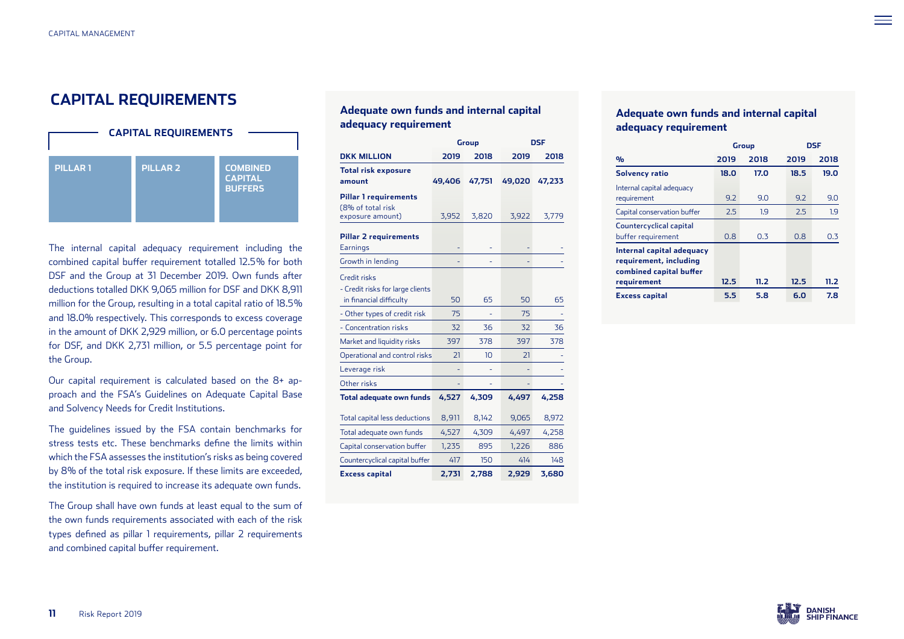# CAPITAL REQUIREMENTS

**CAPITAL REQUIREMENTS**

| PILLAR 1 | PILLAR 2 | COMBINED CAPITAL BUFFERS |
|---|---|---|

The internal capital adequacy requirement including the combined capital buffer requirement totalled 12.5% for both DSF and the Group at 31 December 2019. Own funds after deductions totalled DKK 9,065 million for DSF and DKK 8,911 million for the Group, resulting in a total capital ratio of 18.5% and 18.0% respectively. This corresponds to excess coverage in the amount of DKK 2,929 million, or 6.0 percentage points for DSF, and DKK 2,731 million, or 5.5 percentage point for the Group.

Our capital requirement is calculated based on the 8+ approach and the FSA's Guidelines on Adequate Capital Base and Solvency Needs for Credit Institutions.

The guidelines issued by the FSA contain benchmarks for stress tests etc. These benchmarks define the limits within which the FSA assesses the institution's risks as being covered by 8% of the total risk exposure. If these limits are exceeded, the institution is required to increase its adequate own funds.

The Group shall have own funds at least equal to the sum of the own funds requirements associated with each of the risk types defined as pillar 1 requirements, pillar 2 requirements and combined capital buffer requirement.

### Adequate own funds and internal capital adequacy requirement

| | Group | | DSF | |
|---|---|---|---|---|
| **DKK MILLION** | **2019** | **2018** | **2019** | **2018** |
| **Total risk exposure amount** | **49,406** | **47,751** | **49,020** | **47,233** |
| **Pillar 1 requirements** (8% of total risk exposure amount) | 3,952 | 3,820 | 3,922 | 3,779 |
| **Pillar 2 requirements** | | | | |
| Earnings | - | - | - | - |
| Growth in lending | - | - | - | - |
| Credit risks | | | | |
| - Credit risks for large clients in financial difficulty | 50 | 65 | 50 | 65 |
| - Other types of credit risk | 75 | - | 75 | - |
| - Concentration risks | 32 | 36 | 32 | 36 |
| Market and liquidity risks | 397 | 378 | 397 | 378 |
| Operational and control risks | 21 | 10 | 21 | - |
| Leverage risk | - | - | - | - |
| Other risks | - | - | - | - |
| **Total adequate own funds** | **4,527** | **4,309** | **4,497** | **4,258** |
| Total capital less deductions | 8,911 | 8,142 | 9,065 | 8,972 |
| Total adequate own funds | 4,527 | 4,309 | 4,497 | 4,258 |
| Capital conservation buffer | 1,235 | 895 | 1,226 | 886 |
| Countercyclical capital buffer | 417 | 150 | 414 | 148 |
| **Excess capital** | **2,731** | **2,788** | **2,929** | **3,680** |

### Adequate own funds and internal capital adequacy requirement

| | Group | | DSF | |
|---|---|---|---|---|
| **%** | **2019** | **2018** | **2019** | **2018** |
| **Solvency ratio** | **18.0** | **17.0** | **18.5** | **19.0** |
| Internal capital adequacy requirement | 9.2 | 9.0 | 9.2 | 9.0 |
| Capital conservation buffer | 2.5 | 1.9 | 2.5 | 1.9 |
| Countercyclical capital buffer requirement | 0.8 | 0.3 | 0.8 | 0.3 |
| **Internal capital adequacy requirement, including combined capital buffer requirement** | **12.5** | **11.2** | **12.5** | **11.2** |
| **Excess capital** | **5.5** | **5.8** | **6.0** | **7.8** |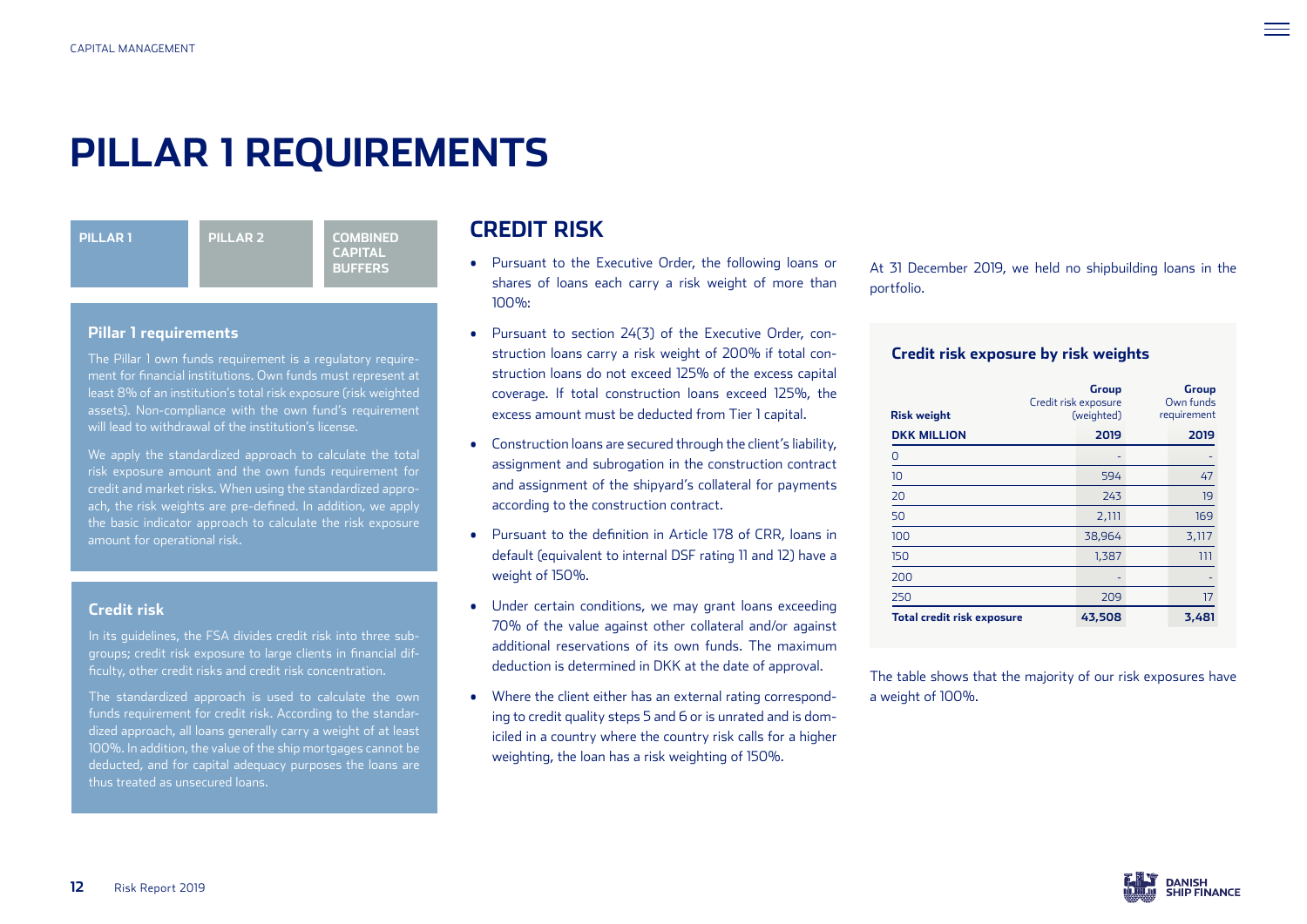# PILLAR 1 REQUIREMENTS

PILLAR 1 | PILLAR 2 | COMBINED CAPITAL BUFFERS

### Pillar 1 requirements

The Pillar 1 own funds requirement is a regulatory requirement for financial institutions. Own funds must represent at least 8% of an institution's total risk exposure (risk weighted assets). Non-compliance with the own fund's requirement will lead to withdrawal of the institution's license.

We apply the standardized approach to calculate the total risk exposure amount and the own funds requirement for credit and market risks. When using the standardized approach, the risk weights are pre-defined. In addition, we apply the basic indicator approach to calculate the risk exposure amount for operational risk.

### Credit risk

In its guidelines, the FSA divides credit risk into three subgroups; credit risk exposure to large clients in financial difficulty, other credit risks and credit risk concentration.

The standardized approach is used to calculate the own funds requirement for credit risk. According to the standardized approach, all loans generally carry a weight of at least 100%. In addition, the value of the ship mortgages cannot be deducted, and for capital adequacy purposes the loans are thus treated as unsecured loans.

## CREDIT RISK

- Pursuant to the Executive Order, the following loans or shares of loans each carry a risk weight of more than 100%:
- Pursuant to section 24(3) of the Executive Order, construction loans carry a risk weight of 200% if total construction loans do not exceed 125% of the excess capital coverage. If total construction loans exceed 125%, the excess amount must be deducted from Tier 1 capital.
- Construction loans are secured through the client's liability, assignment and subrogation in the construction contract and assignment of the shipyard's collateral for payments according to the construction contract.
- Pursuant to the definition in Article 178 of CRR, loans in default (equivalent to internal DSF rating 11 and 12) have a weight of 150%.
- Under certain conditions, we may grant loans exceeding 70% of the value against other collateral and/or against additional reservations of its own funds. The maximum deduction is determined in DKK at the date of approval.
- Where the client either has an external rating corresponding to credit quality steps 5 and 6 or is unrated and is domiciled in a country where the country risk calls for a higher weighting, the loan has a risk weighting of 150%.

At 31 December 2019, we held no shipbuilding loans in the portfolio.

### Credit risk exposure by risk weights

| Risk weight | Group Credit risk exposure (weighted) | Group Own funds requirement |
|---|---|---|
| **DKK MILLION** | **2019** | **2019** |
| 0 | - | - |
| 10 | 594 | 47 |
| 20 | 243 | 19 |
| 50 | 2,111 | 169 |
| 100 | 38,964 | 3,117 |
| 150 | 1,387 | 111 |
| 200 | - | - |
| 250 | 209 | 17 |
| **Total credit risk exposure** | **43,508** | **3,481** |

The table shows that the majority of our risk exposures have a weight of 100%.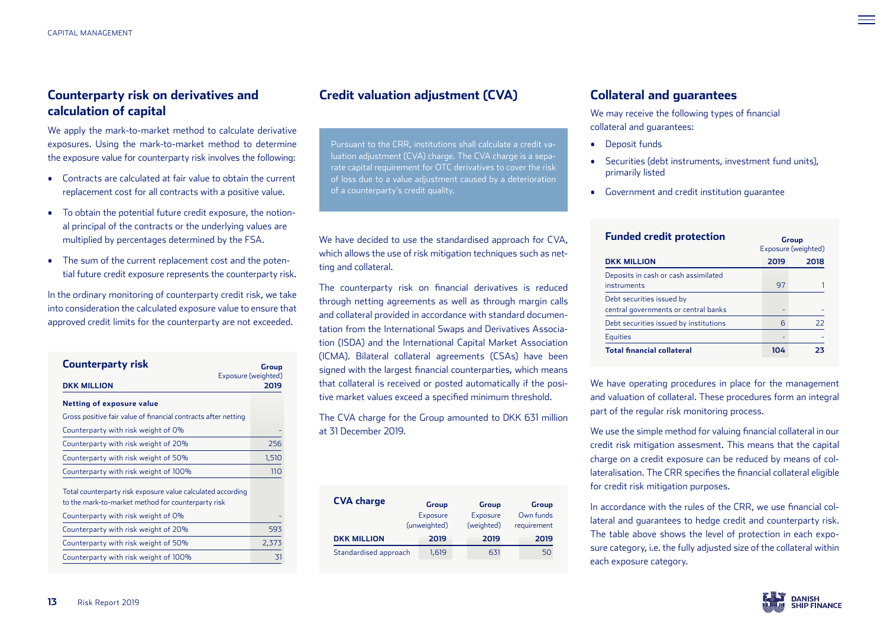## Counterparty risk on derivatives and calculation of capital

We apply the mark-to-market method to calculate derivative exposures. Using the mark-to-market method to determine the exposure value for counterparty risk involves the following:

- Contracts are calculated at fair value to obtain the current replacement cost for all contracts with a positive value.
- To obtain the potential future credit exposure, the notional principal of the contracts or the underlying values are multiplied by percentages determined by the FSA.
- The sum of the current replacement cost and the potential future credit exposure represents the counterparty risk.

In the ordinary monitoring of counterparty credit risk, we take into consideration the calculated exposure value to ensure that approved credit limits for the counterparty are not exceeded.

| **Counterparty risk** | **Group** Exposure (weighted) |
|---|---|
| **DKK MILLION** | **2019** |
| **Netting of exposure value** | |
| Gross positive fair value of financial contracts after netting | |
| Counterparty with risk weight of 0% | - |
| Counterparty with risk weight of 20% | 256 |
| Counterparty with risk weight of 50% | 1,510 |
| Counterparty with risk weight of 100% | 110 |
| Total counterparty risk exposure value calculated according to the mark-to-market method for counterparty risk | |
| Counterparty with risk weight of 0% | - |
| Counterparty with risk weight of 20% | 593 |
| Counterparty with risk weight of 50% | 2,373 |
| Counterparty with risk weight of 100% | 31 |

## Credit valuation adjustment (CVA)

Pursuant to the CRR, institutions shall calculate a credit valuation adjustment (CVA) charge. The CVA charge is a separate capital requirement for OTC derivatives to cover the risk of loss due to a value adjustment caused by a deterioration of a counterparty's credit quality.

We have decided to use the standardised approach for CVA, which allows the use of risk mitigation techniques such as netting and collateral.

The counterparty risk on financial derivatives is reduced through netting agreements as well as through margin calls and collateral provided in accordance with standard documentation from the International Swaps and Derivatives Association (ISDA) and the International Capital Market Association (ICMA). Bilateral collateral agreements (CSAs) have been signed with the largest financial counterparties, which means that collateral is received or posted automatically if the positive market values exceed a specified minimum threshold.

The CVA charge for the Group amounted to DKK 631 million at 31 December 2019.

| **CVA charge** | **Group** Exposure (unweighted) | **Group** Exposure (weighted) | **Group** Own funds requirement |
|---|---|---|---|
| **DKK MILLION** | **2019** | **2019** | **2019** |
| Standardised approach | 1,619 | 631 | 50 |

## Collateral and guarantees

We may receive the following types of financial collateral and guarantees:

- Deposit funds
- Securities (debt instruments, investment fund units), primarily listed
- Government and credit institution guarantee

| **Funded credit protection** | **Group** Exposure (weighted) | |
|---|---|---|
| **DKK MILLION** | **2019** | **2018** |
| Deposits in cash or cash assimilated instruments | 97 | 1 |
| Debt securities issued by central governments or central banks | - | - |
| Debt securities issued by institutions | 6 | 22 |
| Equities | - | - |
| **Total financial collateral** | **104** | **23** |

We have operating procedures in place for the management and valuation of collateral. These procedures form an integral part of the regular risk monitoring process.

We use the simple method for valuing financial collateral in our credit risk mitigation assesment. This means that the capital charge on a credit exposure can be reduced by means of collateralisation. The CRR specifies the financial collateral eligible for credit risk mitigation purposes.

In accordance with the rules of the CRR, we use financial collateral and guarantees to hedge credit and counterparty risk. The table above shows the level of protection in each exposure category, i.e. the fully adjusted size of the collateral within each exposure category.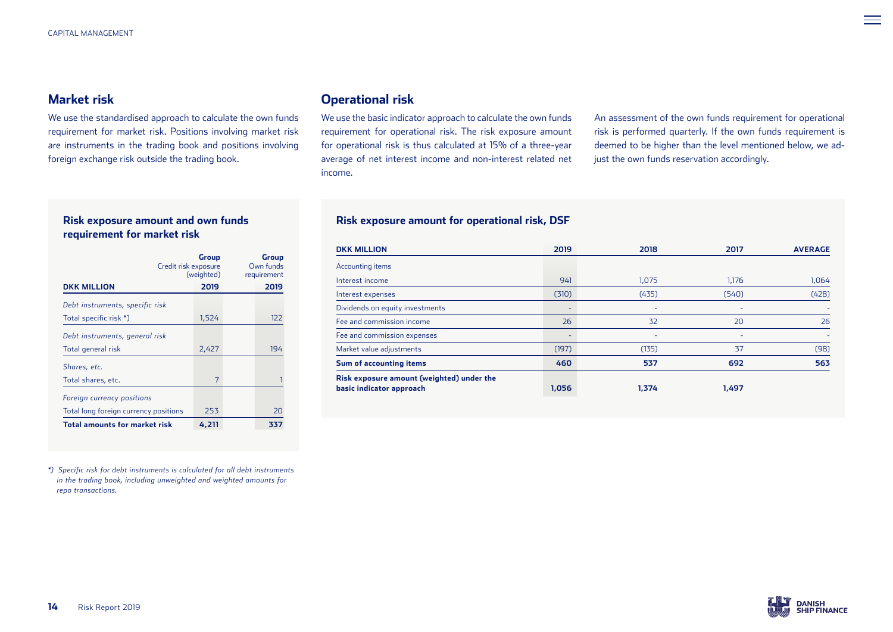## Market risk

We use the standardised approach to calculate the own funds requirement for market risk. Positions involving market risk are instruments in the trading book and positions involving foreign exchange risk outside the trading book.

### Risk exposure amount and own funds requirement for market risk

| DKK MILLION | Group Credit risk exposure (weighted) 2019 | Group Own funds requirement 2019 |
|---|---|---|
| *Debt instruments, specific risk* | | |
| Total specific risk *) | 1,524 | 122 |
| *Debt instruments, general risk* | | |
| Total general risk | 2,427 | 194 |
| *Shares, etc.* | | |
| Total shares, etc. | 7 | 1 |
| *Foreign currency positions* | | |
| Total long foreign currency positions | 253 | 20 |
| **Total amounts for market risk** | **4,211** | **337** |

*\*) Specific risk for debt instruments is calculated for all debt instruments in the trading book, including unweighted and weighted amounts for repo transactions.*

## Operational risk

We use the basic indicator approach to calculate the own funds requirement for operational risk. The risk exposure amount for operational risk is thus calculated at 15% of a three-year average of net interest income and non-interest related net income.

An assessment of the own funds requirement for operational risk is performed quarterly. If the own funds requirement is deemed to be higher than the level mentioned below, we adjust the own funds reservation accordingly.

### Risk exposure amount for operational risk, DSF

| DKK MILLION | 2019 | 2018 | 2017 | AVERAGE |
|---|---|---|---|---|
| Accounting items | | | | |
| Interest income | 941 | 1,075 | 1,176 | 1,064 |
| Interest expenses | (310) | (435) | (540) | (428) |
| Dividends on equity investments | - | - | - | - |
| Fee and commission income | 26 | 32 | 20 | 26 |
| Fee and commission expenses | - | - | - | - |
| Market value adjustments | (197) | (135) | 37 | (98) |
| **Sum of accounting items** | **460** | **537** | **692** | **563** |
| **Risk exposure amount (weighted) under the basic indicator approach** | **1,056** | **1,374** | **1,497** | |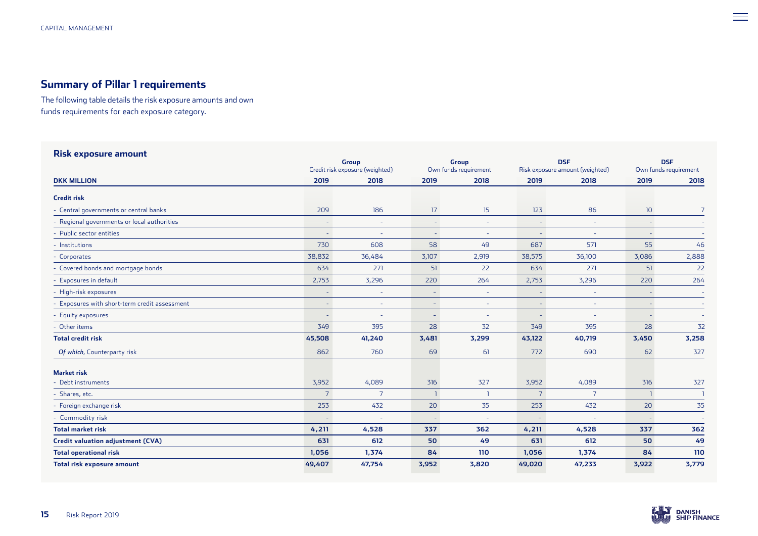## Summary of Pillar 1 requirements

The following table details the risk exposure amounts and own funds requirements for each exposure category.

### Risk exposure amount

| DKK MILLION | Group Credit risk exposure (weighted) | | Group Own funds requirement | | DSF Risk exposure amount (weighted) | | DSF Own funds requirement | |
|---|---|---|---|---|---|---|---|---|
| | 2019 | 2018 | 2019 | 2018 | 2019 | 2018 | 2019 | 2018 |
| **Credit risk** | | | | | | | | |
| - Central governments or central banks | 209 | 186 | 17 | 15 | 123 | 86 | 10 | 7 |
| - Regional governments or local authorities | - | - | - | - | - | - | - | - |
| - Public sector entities | - | - | - | - | - | - | - | - |
| - Institutions | 730 | 608 | 58 | 49 | 687 | 571 | 55 | 46 |
| - Corporates | 38,832 | 36,484 | 3,107 | 2,919 | 38,575 | 36,100 | 3,086 | 2,888 |
| - Covered bonds and mortgage bonds | 634 | 271 | 51 | 22 | 634 | 271 | 51 | 22 |
| - Exposures in default | 2,753 | 3,296 | 220 | 264 | 2,753 | 3,296 | 220 | 264 |
| - High-risk exposures | - | - | - | - | - | - | - | - |
| - Exposures with short-term credit assessment | - | - | - | - | - | - | - | - |
| - Equity exposures | - | - | - | - | - | - | - | - |
| - Other items | 349 | 395 | 28 | 32 | 349 | 395 | 28 | 32 |
| **Total credit risk** | **45,508** | **41,240** | **3,481** | **3,299** | **43,122** | **40,719** | **3,450** | **3,258** |
| *Of which*, Counterparty risk | 862 | 760 | 69 | 61 | 772 | 690 | 62 | 327 |
| **Market risk** | | | | | | | | |
| - Debt instruments | 3,952 | 4,089 | 316 | 327 | 3,952 | 4,089 | 316 | 327 |
| - Shares, etc. | 7 | 7 | 1 | 1 | 7 | 7 | 1 | 1 |
| - Foreign exchange risk | 253 | 432 | 20 | 35 | 253 | 432 | 20 | 35 |
| - Commodity risk | - | - | - | - | - | - | - | - |
| **Total market risk** | **4,211** | **4,528** | **337** | **362** | **4,211** | **4,528** | **337** | **362** |
| **Credit valuation adjustment (CVA)** | **631** | **612** | **50** | **49** | **631** | **612** | **50** | **49** |
| **Total operational risk** | **1,056** | **1,374** | **84** | **110** | **1,056** | **1,374** | **84** | **110** |
| **Total risk exposure amount** | **49,407** | **47,754** | **3,952** | **3,820** | **49,020** | **47,233** | **3,922** | **3,779** |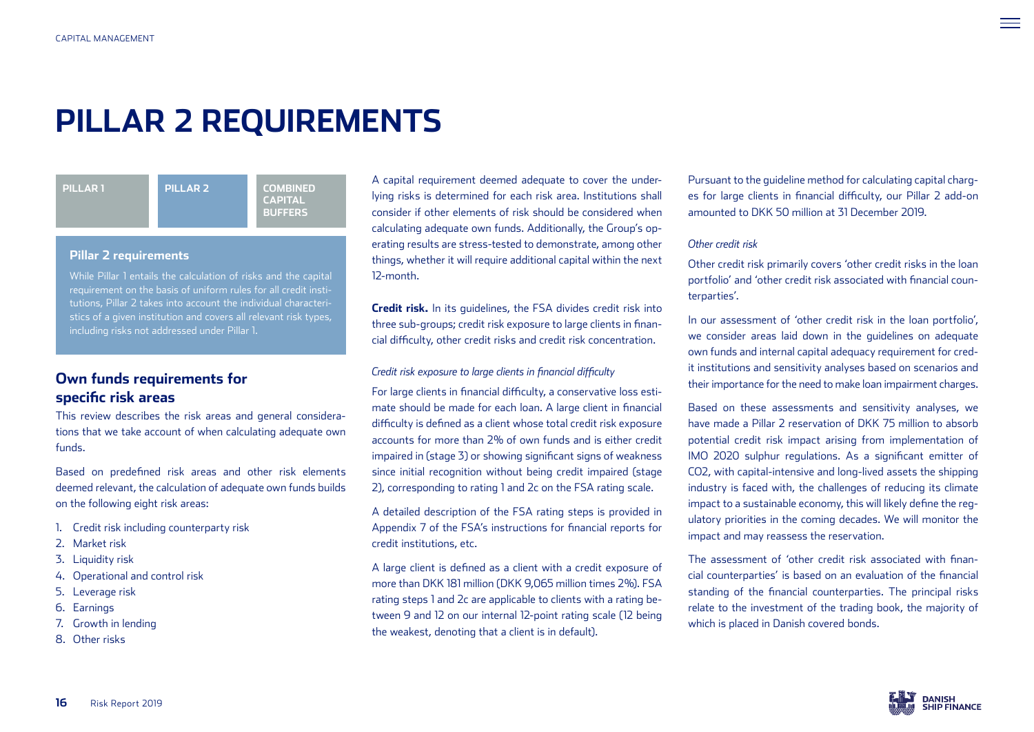# PILLAR 2 REQUIREMENTS

| PILLAR 1 | PILLAR 2 | COMBINED CAPITAL BUFFERS |
|---|---|---|

**Pillar 2 requirements**

While Pillar 1 entails the calculation of risks and the capital requirement on the basis of uniform rules for all credit institutions, Pillar 2 takes into account the individual characteristics of a given institution and covers all relevant risk types, including risks not addressed under Pillar 1.

## Own funds requirements for specific risk areas

This review describes the risk areas and general considerations that we take account of when calculating adequate own funds.

Based on predefined risk areas and other risk elements deemed relevant, the calculation of adequate own funds builds on the following eight risk areas:

1. Credit risk including counterparty risk
2. Market risk
3. Liquidity risk
4. Operational and control risk
5. Leverage risk
6. Earnings
7. Growth in lending
8. Other risks

A capital requirement deemed adequate to cover the underlying risks is determined for each risk area. Institutions shall consider if other elements of risk should be considered when calculating adequate own funds. Additionally, the Group's operating results are stress-tested to demonstrate, among other things, whether it will require additional capital within the next 12-month.

**Credit risk.** In its guidelines, the FSA divides credit risk into three sub-groups; credit risk exposure to large clients in financial difficulty, other credit risks and credit risk concentration.

*Credit risk exposure to large clients in financial difficulty*

For large clients in financial difficulty, a conservative loss estimate should be made for each loan. A large client in financial difficulty is defined as a client whose total credit risk exposure accounts for more than 2% of own funds and is either credit impaired in (stage 3) or showing significant signs of weakness since initial recognition without being credit impaired (stage 2), corresponding to rating 1 and 2c on the FSA rating scale.

A detailed description of the FSA rating steps is provided in Appendix 7 of the FSA's instructions for financial reports for credit institutions, etc.

A large client is defined as a client with a credit exposure of more than DKK 181 million (DKK 9,065 million times 2%). FSA rating steps 1 and 2c are applicable to clients with a rating between 9 and 12 on our internal 12-point rating scale (12 being the weakest, denoting that a client is in default).

Pursuant to the guideline method for calculating capital charges for large clients in financial difficulty, our Pillar 2 add-on amounted to DKK 50 million at 31 December 2019.

*Other credit risk*

Other credit risk primarily covers 'other credit risks in the loan portfolio' and 'other credit risk associated with financial counterparties'.

In our assessment of 'other credit risk in the loan portfolio', we consider areas laid down in the guidelines on adequate own funds and internal capital adequacy requirement for credit institutions and sensitivity analyses based on scenarios and their importance for the need to make loan impairment charges.

Based on these assessments and sensitivity analyses, we have made a Pillar 2 reservation of DKK 75 million to absorb potential credit risk impact arising from implementation of IMO 2020 sulphur regulations. As a significant emitter of $CO_2$, with capital-intensive and long-lived assets the shipping industry is faced with, the challenges of reducing its climate impact to a sustainable economy, this will likely define the regulatory priorities in the coming decades. We will monitor the impact and may reassess the reservation.

The assessment of 'other credit risk associated with financial counterparties' is based on an evaluation of the financial standing of the financial counterparties. The principal risks relate to the investment of the trading book, the majority of which is placed in Danish covered bonds.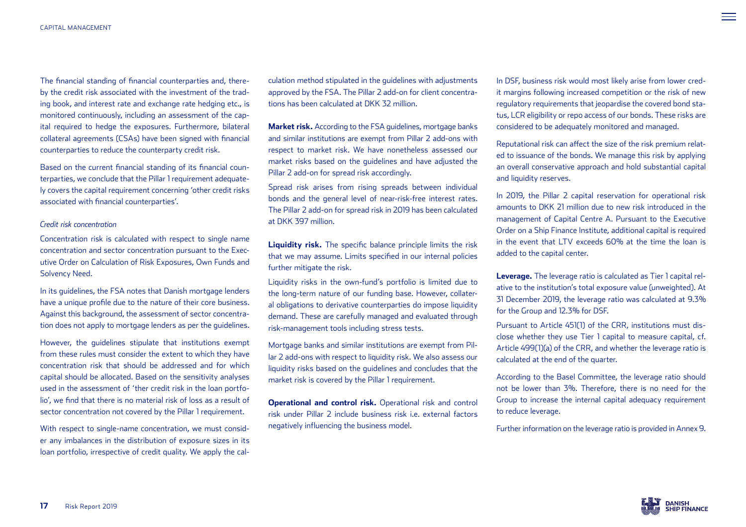The financial standing of financial counterparties and, thereby the credit risk associated with the investment of the trading book, and interest rate and exchange rate hedging etc., is monitored continuously, including an assessment of the capital required to hedge the exposures. Furthermore, bilateral collateral agreements (CSAs) have been signed with financial counterparties to reduce the counterparty credit risk.

Based on the current financial standing of its financial counterparties, we conclude that the Pillar 1 requirement adequately covers the capital requirement concerning 'other credit risks associated with financial counterparties'.

*Credit risk concentration*

Concentration risk is calculated with respect to single name concentration and sector concentration pursuant to the Executive Order on Calculation of Risk Exposures, Own Funds and Solvency Need.

In its guidelines, the FSA notes that Danish mortgage lenders have a unique profile due to the nature of their core business. Against this background, the assessment of sector concentration does not apply to mortgage lenders as per the guidelines.

However, the guidelines stipulate that institutions exempt from these rules must consider the extent to which they have concentration risk that should be addressed and for which capital should be allocated. Based on the sensitivity analyses used in the assessment of 'ther credit risk in the loan portfolio', we find that there is no material risk of loss as a result of sector concentration not covered by the Pillar 1 requirement.

With respect to single-name concentration, we must consider any imbalances in the distribution of exposure sizes in its loan portfolio, irrespective of credit quality. We apply the calculation method stipulated in the guidelines with adjustments approved by the FSA. The Pillar 2 add-on for client concentrations has been calculated at DKK 32 million.

**Market risk.** According to the FSA guidelines, mortgage banks and similar institutions are exempt from Pillar 2 add-ons with respect to market risk. We have nonetheless assessed our market risks based on the guidelines and have adjusted the Pillar 2 add-on for spread risk accordingly.

Spread risk arises from rising spreads between individual bonds and the general level of near-risk-free interest rates. The Pillar 2 add-on for spread risk in 2019 has been calculated at DKK 397 million.

**Liquidity risk.** The specific balance principle limits the risk that we may assume. Limits specified in our internal policies further mitigate the risk.

Liquidity risks in the own-fund's portfolio is limited due to the long-term nature of our funding base. However, collateral obligations to derivative counterparties do impose liquidity demand. These are carefully managed and evaluated through risk-management tools including stress tests.

Mortgage banks and similar institutions are exempt from Pillar 2 add-ons with respect to liquidity risk. We also assess our liquidity risks based on the guidelines and concludes that the market risk is covered by the Pillar 1 requirement.

**Operational and control risk.** Operational risk and control risk under Pillar 2 include business risk i.e. external factors negatively influencing the business model.

In DSF, business risk would most likely arise from lower credit margins following increased competition or the risk of new regulatory requirements that jeopardise the covered bond status, LCR eligibility or repo access of our bonds. These risks are considered to be adequately monitored and managed.

Reputational risk can affect the size of the risk premium related to issuance of the bonds. We manage this risk by applying an overall conservative approach and hold substantial capital and liquidity reserves.

In 2019, the Pillar 2 capital reservation for operational risk amounts to DKK 21 million due to new risk introduced in the management of Capital Centre A. Pursuant to the Executive Order on a Ship Finance Institute, additional capital is required in the event that LTV exceeds 60% at the time the loan is added to the capital center.

**Leverage.** The leverage ratio is calculated as Tier 1 capital relative to the institution's total exposure value (unweighted). At 31 December 2019, the leverage ratio was calculated at 9.3% for the Group and 12.3% for DSF.

Pursuant to Article 451(1) of the CRR, institutions must disclose whether they use Tier 1 capital to measure capital, cf. Article 499(1)(a) of the CRR, and whether the leverage ratio is calculated at the end of the quarter.

According to the Basel Committee, the leverage ratio should not be lower than 3%. Therefore, there is no need for the Group to increase the internal capital adequacy requirement to reduce leverage.

Further information on the leverage ratio is provided in Annex 9.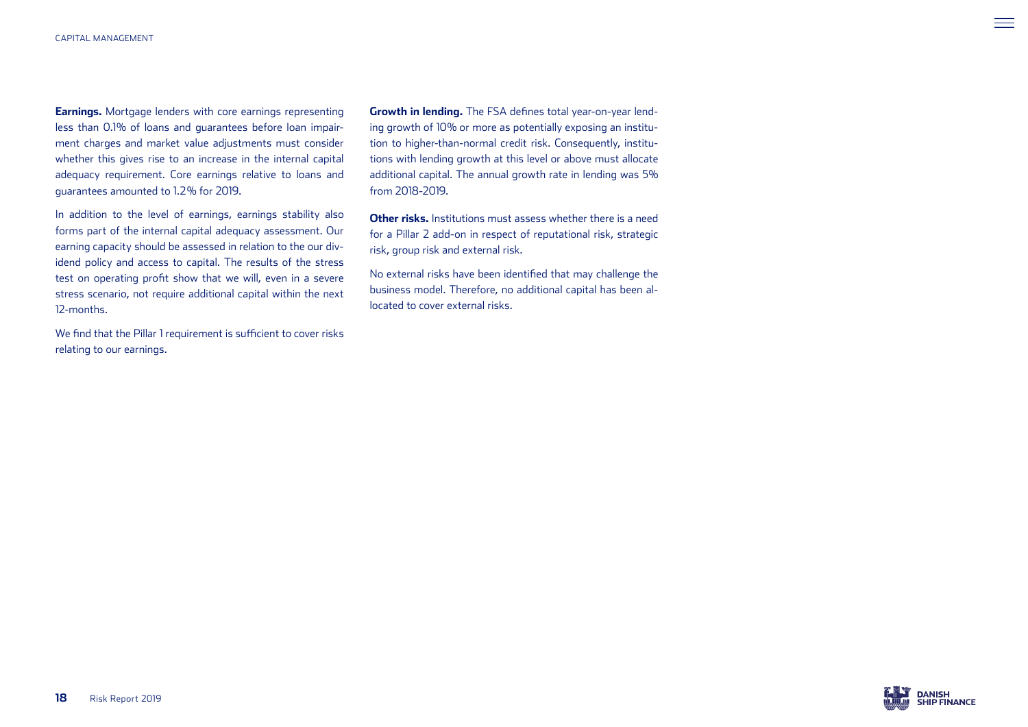**Earnings.** Mortgage lenders with core earnings representing less than 0.1% of loans and guarantees before loan impairment charges and market value adjustments must consider whether this gives rise to an increase in the internal capital adequacy requirement. Core earnings relative to loans and guarantees amounted to 1.2% for 2019.

In addition to the level of earnings, earnings stability also forms part of the internal capital adequacy assessment. Our earning capacity should be assessed in relation to the our dividend policy and access to capital. The results of the stress test on operating profit show that we will, even in a severe stress scenario, not require additional capital within the next 12-months.

We find that the Pillar 1 requirement is sufficient to cover risks relating to our earnings.

**Growth in lending.** The FSA defines total year-on-year lending growth of 10% or more as potentially exposing an institution to higher-than-normal credit risk. Consequently, institutions with lending growth at this level or above must allocate additional capital. The annual growth rate in lending was 5% from 2018-2019.

**Other risks.** Institutions must assess whether there is a need for a Pillar 2 add-on in respect of reputational risk, strategic risk, group risk and external risk.

No external risks have been identified that may challenge the business model. Therefore, no additional capital has been allocated to cover external risks.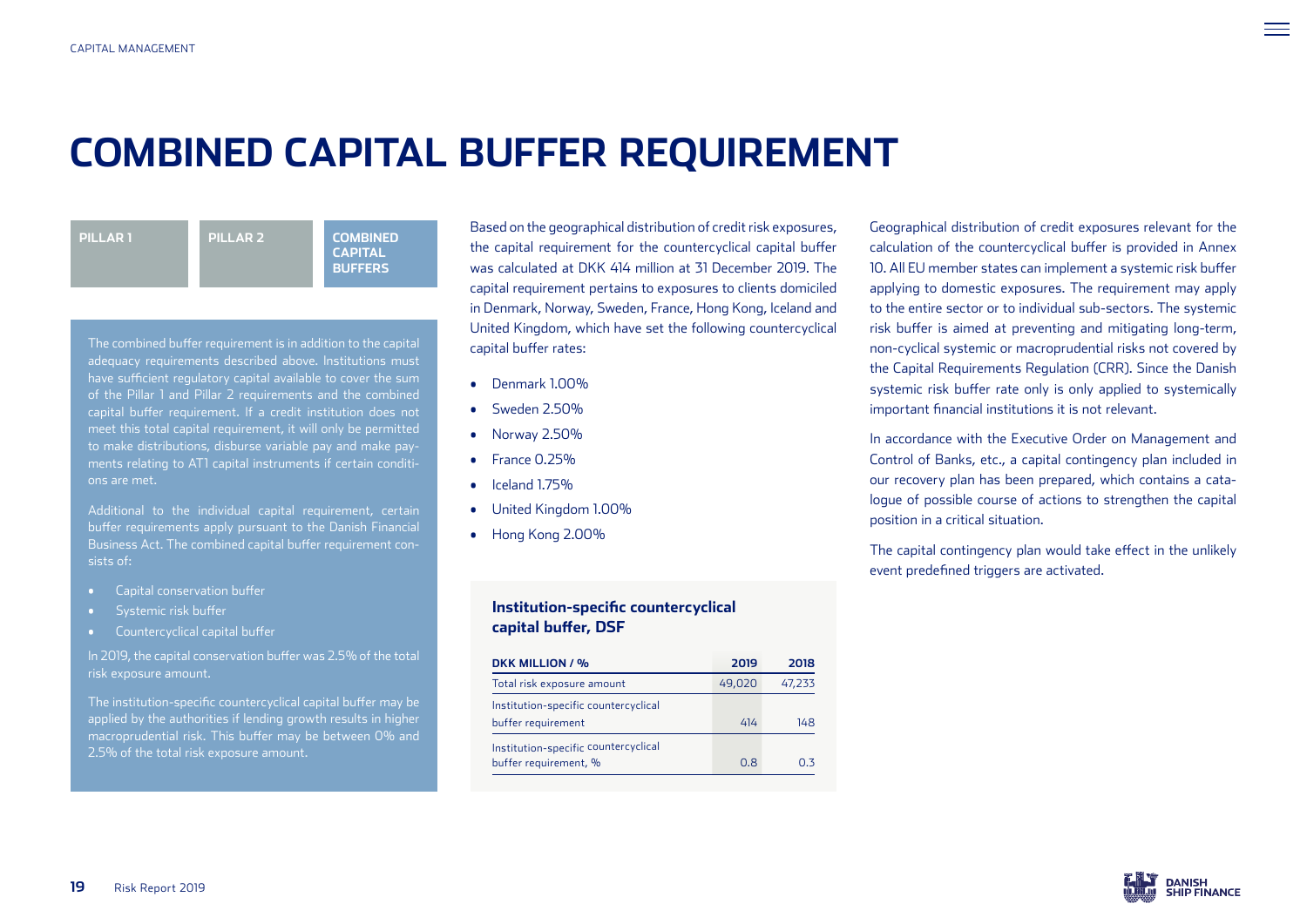# COMBINED CAPITAL BUFFER REQUIREMENT

PILLAR 1 | PILLAR 2 | COMBINED CAPITAL BUFFERS

The combined buffer requirement is in addition to the capital adequacy requirements described above. Institutions must have sufficient regulatory capital available to cover the sum of the Pillar 1 and Pillar 2 requirements and the combined capital buffer requirement. If a credit institution does not meet this total capital requirement, it will only be permitted to make distributions, disburse variable pay and make payments relating to AT1 capital instruments if certain conditions are met.

Additional to the individual capital requirement, certain buffer requirements apply pursuant to the Danish Financial Business Act. The combined capital buffer requirement consists of:

- Capital conservation buffer
- Systemic risk buffer
- Countercyclical capital buffer

In 2019, the capital conservation buffer was 2.5% of the total risk exposure amount.

The institution-specific countercyclical capital buffer may be applied by the authorities if lending growth results in higher macroprudential risk. This buffer may be between 0% and 2.5% of the total risk exposure amount.

Based on the geographical distribution of credit risk exposures, the capital requirement for the countercyclical capital buffer was calculated at DKK 414 million at 31 December 2019. The capital requirement pertains to exposures to clients domiciled in Denmark, Norway, Sweden, France, Hong Kong, Iceland and United Kingdom, which have set the following countercyclical capital buffer rates:

- Denmark 1.00%
- Sweden 2.50%
- Norway 2.50%
- France 0.25%
- Iceland 1.75%
- United Kingdom 1.00%
- Hong Kong 2.00%

### Institution-specific countercyclical capital buffer, DSF

| DKK MILLION / % | 2019 | 2018 |
|---|---|---|
| Total risk exposure amount | 49,020 | 47,233 |
| Institution-specific countercyclical buffer requirement | 414 | 148 |
| Institution-specific countercyclical buffer requirement, % | 0.8 | 0.3 |

Geographical distribution of credit exposures relevant for the calculation of the countercyclical buffer is provided in Annex 10. All EU member states can implement a systemic risk buffer applying to domestic exposures. The requirement may apply to the entire sector or to individual sub-sectors. The systemic risk buffer is aimed at preventing and mitigating long-term, non-cyclical systemic or macroprudential risks not covered by the Capital Requirements Regulation (CRR). Since the Danish systemic risk buffer rate only is only applied to systemically important financial institutions it is not relevant.

In accordance with the Executive Order on Management and Control of Banks, etc., a capital contingency plan included in our recovery plan has been prepared, which contains a catalogue of possible course of actions to strengthen the capital position in a critical situation.

The capital contingency plan would take effect in the unlikely event predefined triggers are activated.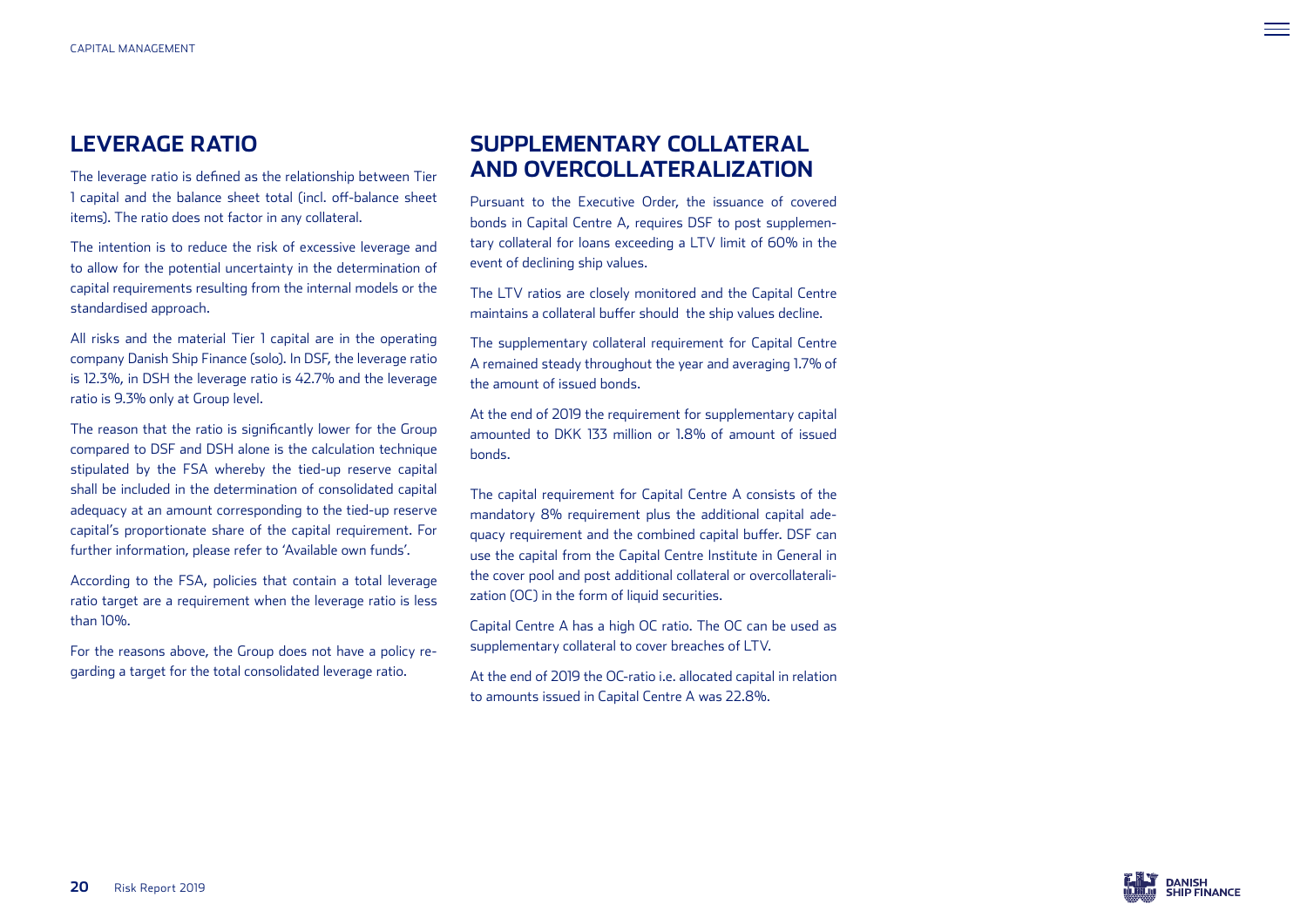## LEVERAGE RATIO

The leverage ratio is defined as the relationship between Tier 1 capital and the balance sheet total (incl. off-balance sheet items). The ratio does not factor in any collateral.

The intention is to reduce the risk of excessive leverage and to allow for the potential uncertainty in the determination of capital requirements resulting from the internal models or the standardised approach.

All risks and the material Tier 1 capital are in the operating company Danish Ship Finance (solo). In DSF, the leverage ratio is 12.3%, in DSH the leverage ratio is 42.7% and the leverage ratio is 9.3% only at Group level.

The reason that the ratio is significantly lower for the Group compared to DSF and DSH alone is the calculation technique stipulated by the FSA whereby the tied-up reserve capital shall be included in the determination of consolidated capital adequacy at an amount corresponding to the tied-up reserve capital's proportionate share of the capital requirement. For further information, please refer to 'Available own funds'.

According to the FSA, policies that contain a total leverage ratio target are a requirement when the leverage ratio is less than 10%.

For the reasons above, the Group does not have a policy regarding a target for the total consolidated leverage ratio.

## SUPPLEMENTARY COLLATERAL AND OVERCOLLATERALIZATION

Pursuant to the Executive Order, the issuance of covered bonds in Capital Centre A, requires DSF to post supplementary collateral for loans exceeding a LTV limit of 60% in the event of declining ship values.

The LTV ratios are closely monitored and the Capital Centre maintains a collateral buffer should the ship values decline.

The supplementary collateral requirement for Capital Centre A remained steady throughout the year and averaging 1.7% of the amount of issued bonds.

At the end of 2019 the requirement for supplementary capital amounted to DKK 133 million or 1.8% of amount of issued bonds.

The capital requirement for Capital Centre A consists of the mandatory 8% requirement plus the additional capital adequacy requirement and the combined capital buffer. DSF can use the capital from the Capital Centre Institute in General in the cover pool and post additional collateral or overcollateralization (OC) in the form of liquid securities.

Capital Centre A has a high OC ratio. The OC can be used as supplementary collateral to cover breaches of LTV.

At the end of 2019 the OC-ratio i.e. allocated capital in relation to amounts issued in Capital Centre A was 22.8%.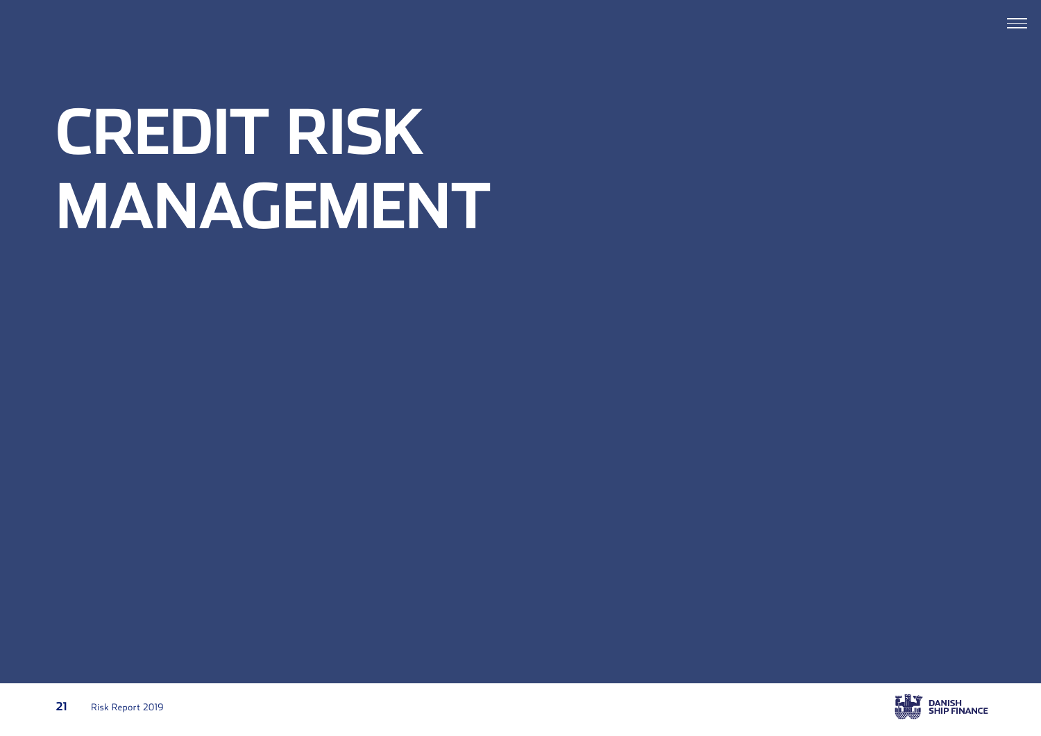# CREDIT RISK MANAGEMENT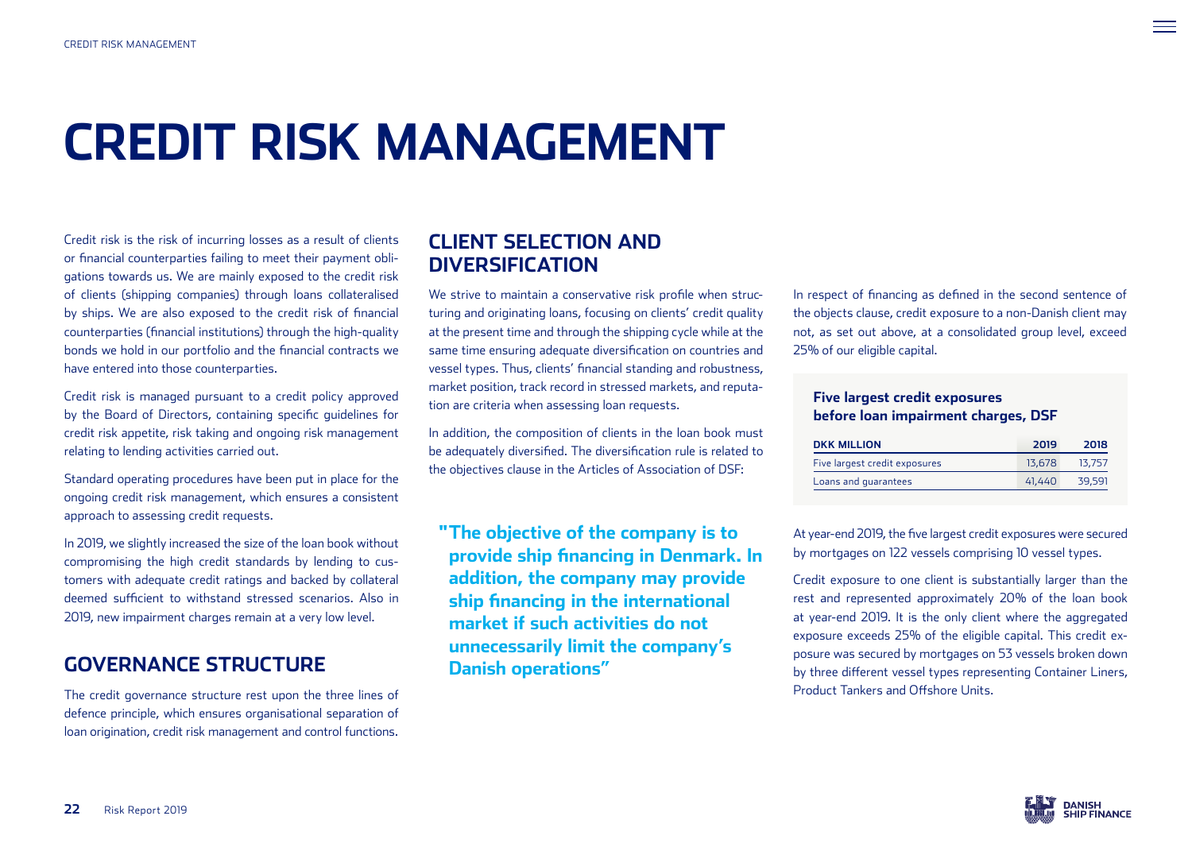# CREDIT RISK MANAGEMENT

Credit risk is the risk of incurring losses as a result of clients or financial counterparties failing to meet their payment obligations towards us. We are mainly exposed to the credit risk of clients (shipping companies) through loans collateralised by ships. We are also exposed to the credit risk of financial counterparties (financial institutions) through the high-quality bonds we hold in our portfolio and the financial contracts we have entered into those counterparties.

Credit risk is managed pursuant to a credit policy approved by the Board of Directors, containing specific guidelines for credit risk appetite, risk taking and ongoing risk management relating to lending activities carried out.

Standard operating procedures have been put in place for the ongoing credit risk management, which ensures a consistent approach to assessing credit requests.

In 2019, we slightly increased the size of the loan book without compromising the high credit standards by lending to customers with adequate credit ratings and backed by collateral deemed sufficient to withstand stressed scenarios. Also in 2019, new impairment charges remain at a very low level.

## GOVERNANCE STRUCTURE

The credit governance structure rest upon the three lines of defence principle, which ensures organisational separation of loan origination, credit risk management and control functions.

## CLIENT SELECTION AND DIVERSIFICATION

We strive to maintain a conservative risk profile when structuring and originating loans, focusing on clients' credit quality at the present time and through the shipping cycle while at the same time ensuring adequate diversification on countries and vessel types. Thus, clients' financial standing and robustness, market position, track record in stressed markets, and reputation are criteria when assessing loan requests.

In addition, the composition of clients in the loan book must be adequately diversified. The diversification rule is related to the objectives clause in the Articles of Association of DSF:

> **"The objective of the company is to provide ship financing in Denmark. In addition, the company may provide ship financing in the international market if such activities do not unnecessarily limit the company's Danish operations"**

In respect of financing as defined in the second sentence of the objects clause, credit exposure to a non-Danish client may not, as set out above, at a consolidated group level, exceed 25% of our eligible capital.

**Five largest credit exposures before loan impairment charges, DSF**

| DKK MILLION | 2019 | 2018 |
|---|---|---|
| Five largest credit exposures | 13,678 | 13,757 |
| Loans and guarantees | 41,440 | 39,591 |

At year-end 2019, the five largest credit exposures were secured by mortgages on 122 vessels comprising 10 vessel types.

Credit exposure to one client is substantially larger than the rest and represented approximately 20% of the loan book at year-end 2019. It is the only client where the aggregated exposure exceeds 25% of the eligible capital. This credit exposure was secured by mortgages on 53 vessels broken down by three different vessel types representing Container Liners, Product Tankers and Offshore Units.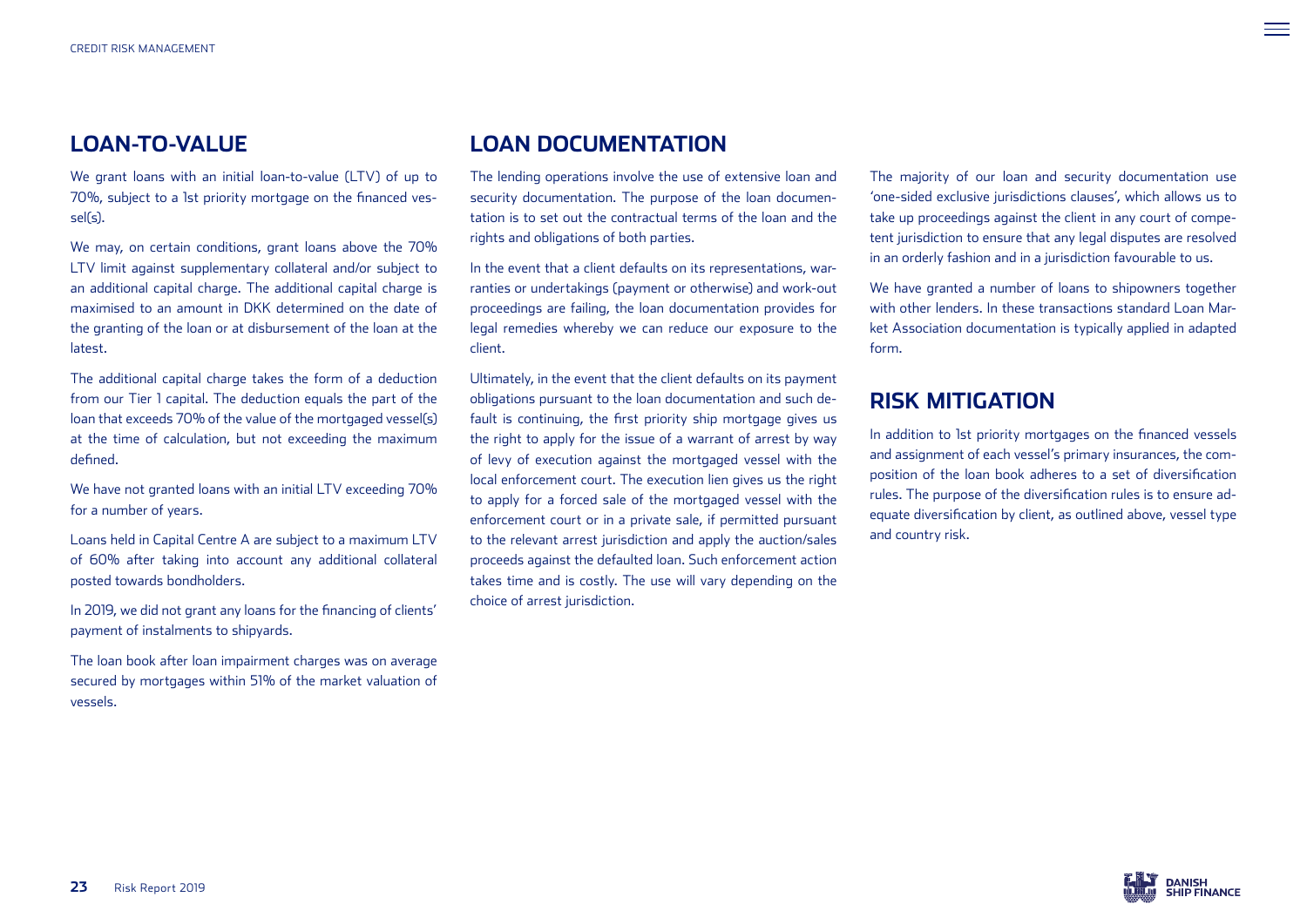## LOAN-TO-VALUE

We grant loans with an initial loan-to-value (LTV) of up to 70%, subject to a 1st priority mortgage on the financed vessel(s).

We may, on certain conditions, grant loans above the 70% LTV limit against supplementary collateral and/or subject to an additional capital charge. The additional capital charge is maximised to an amount in DKK determined on the date of the granting of the loan or at disbursement of the loan at the latest.

The additional capital charge takes the form of a deduction from our Tier 1 capital. The deduction equals the part of the loan that exceeds 70% of the value of the mortgaged vessel(s) at the time of calculation, but not exceeding the maximum defined.

We have not granted loans with an initial LTV exceeding 70% for a number of years.

Loans held in Capital Centre A are subject to a maximum LTV of 60% after taking into account any additional collateral posted towards bondholders.

In 2019, we did not grant any loans for the financing of clients' payment of instalments to shipyards.

The loan book after loan impairment charges was on average secured by mortgages within 51% of the market valuation of vessels.

## LOAN DOCUMENTATION

The lending operations involve the use of extensive loan and security documentation. The purpose of the loan documentation is to set out the contractual terms of the loan and the rights and obligations of both parties.

In the event that a client defaults on its representations, warranties or undertakings (payment or otherwise) and work-out proceedings are failing, the loan documentation provides for legal remedies whereby we can reduce our exposure to the client.

Ultimately, in the event that the client defaults on its payment obligations pursuant to the loan documentation and such default is continuing, the first priority ship mortgage gives us the right to apply for the issue of a warrant of arrest by way of levy of execution against the mortgaged vessel with the local enforcement court. The execution lien gives us the right to apply for a forced sale of the mortgaged vessel with the enforcement court or in a private sale, if permitted pursuant to the relevant arrest jurisdiction and apply the auction/sales proceeds against the defaulted loan. Such enforcement action takes time and is costly. The use will vary depending on the choice of arrest jurisdiction.

The majority of our loan and security documentation use 'one-sided exclusive jurisdictions clauses', which allows us to take up proceedings against the client in any court of competent jurisdiction to ensure that any legal disputes are resolved in an orderly fashion and in a jurisdiction favourable to us.

We have granted a number of loans to shipowners together with other lenders. In these transactions standard Loan Market Association documentation is typically applied in adapted form.

## RISK MITIGATION

In addition to 1st priority mortgages on the financed vessels and assignment of each vessel's primary insurances, the composition of the loan book adheres to a set of diversification rules. The purpose of the diversification rules is to ensure adequate diversification by client, as outlined above, vessel type and country risk.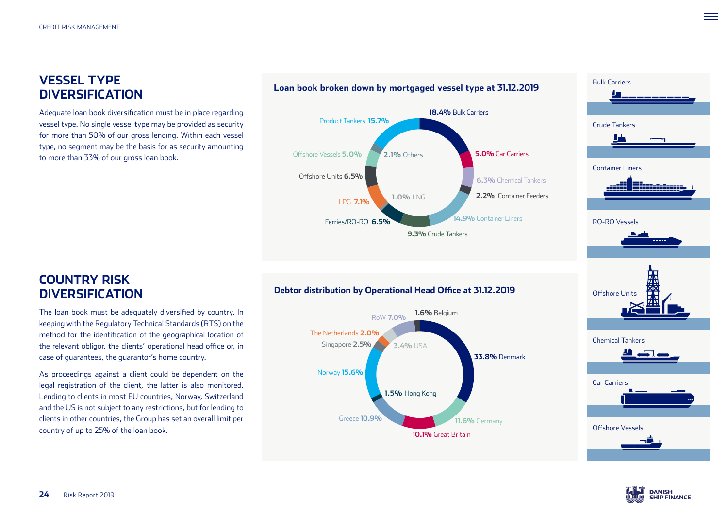## VESSEL TYPE DIVERSIFICATION

Adequate loan book diversification must be in place regarding vessel type. No single vessel type may be provided as security for more than 50% of our gross lending. Within each vessel type, no segment may be the basis for as security amounting to more than 33% of our gross loan book.

### Loan book broken down by mortgaged vessel type at 31.12.2019

| Vessel type | Share |
|---|---|
| Bulk Carriers | 18.4% |
| Car Carriers | 5.0% |
| Chemical Tankers | 6.3% |
| Container Feeders | 2.2% |
| Container Liners | 14.9% |
| Crude Tankers | 9.3% |
| Ferries/RO-RO | 6.5% |
| LNG | 1.0% |
| LPG | 7.1% |
| Offshore Units | 6.5% |
| Offshore Vessels | 5.0% |
| Others | 2.1% |
| Product Tankers | 15.7% |

Bulk Carriers

Crude Tankers

Container Liners

RO-RO Vessels

Offshore Units

Chemical Tankers

Car Carriers

Offshore Vessels

## COUNTRY RISK DIVERSIFICATION

The loan book must be adequately diversified by country. In keeping with the Regulatory Technical Standards (RTS) on the method for the identification of the geographical location of the relevant obligor, the clients' operational head office or, in case of guarantees, the guarantor's home country.

As proceedings against a client could be dependent on the legal registration of the client, the latter is also monitored. Lending to clients in most EU countries, Norway, Switzerland and the US is not subject to any restrictions, but for lending to clients in other countries, the Group has set an overall limit per country of up to 25% of the loan book.

### Debtor distribution by Operational Head Office at 31.12.2019

| Country | Share |
|---|---|
| Belgium | 1.6% |
| Denmark | 33.8% |
| Germany | 11.6% |
| Great Britain | 10.1% |
| Greece | 10.9% |
| Hong Kong | 1.5% |
| Norway | 15.6% |
| Singapore | 2.5% |
| The Netherlands | 2.0% |
| USA | 3.4% |
| RoW | 7.0% |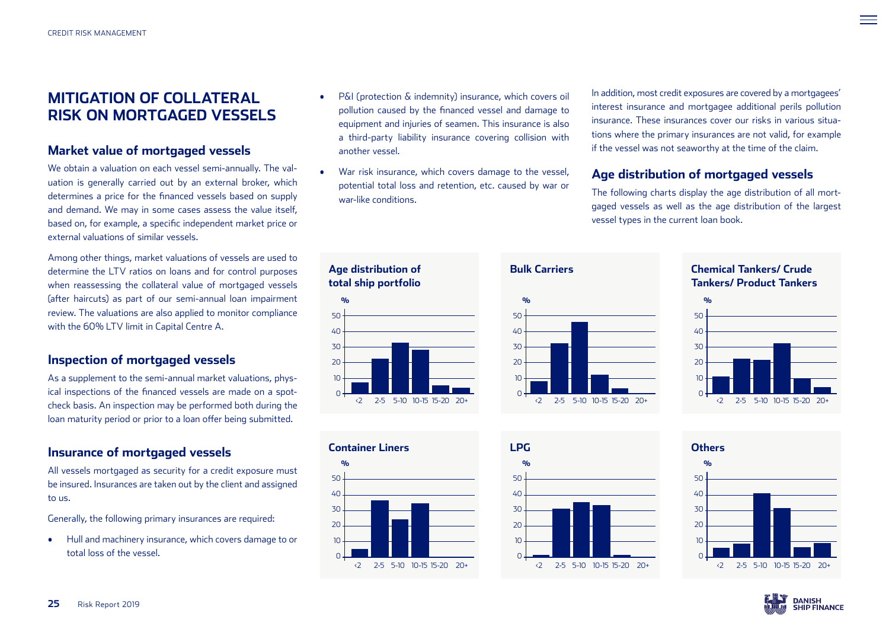# MITIGATION OF COLLATERAL RISK ON MORTGAGED VESSELS

## Market value of mortgaged vessels

We obtain a valuation on each vessel semi-annually. The valuation is generally carried out by an external broker, which determines a price for the financed vessels based on supply and demand. We may in some cases assess the value itself, based on, for example, a specific independent market price or external valuations of similar vessels.

Among other things, market valuations of vessels are used to determine the LTV ratios on loans and for control purposes when reassessing the collateral value of mortgaged vessels (after haircuts) as part of our semi-annual loan impairment review. The valuations are also applied to monitor compliance with the 60% LTV limit in Capital Centre A.

## Inspection of mortgaged vessels

As a supplement to the semi-annual market valuations, physical inspections of the financed vessels are made on a spot-check basis. An inspection may be performed both during the loan maturity period or prior to a loan offer being submitted.

## Insurance of mortgaged vessels

All vessels mortgaged as security for a credit exposure must be insured. Insurances are taken out by the client and assigned to us.

Generally, the following primary insurances are required:

- Hull and machinery insurance, which covers damage to or total loss of the vessel.
- P&I (protection & indemnity) insurance, which covers oil pollution caused by the financed vessel and damage to equipment and injuries of seamen. This insurance is also a third-party liability insurance covering collision with another vessel.
- War risk insurance, which covers damage to the vessel, potential total loss and retention, etc. caused by war or war-like conditions.

In addition, most credit exposures are covered by a mortgagees' interest insurance and mortgagee additional perils pollution insurance. These insurances cover our risks in various situations where the primary insurances are not valid, for example if the vessel was not seaworthy at the time of the claim.

## Age distribution of mortgaged vessels

The following charts display the age distribution of all mortgaged vessels as well as the age distribution of the largest vessel types in the current loan book.

**Age distribution of total ship portfolio**

| Age | <2 | 2-5 | 5-10 | 10-15 | 15-20 | 20+ |
|---|---|---|---|---|---|---|
| % (approx.) | 7 | 22 | 32 | 28 | 5 | 3 |

**Bulk Carriers**

| Age | <2 | 2-5 | 5-10 | 10-15 | 15-20 | 20+ |
|---|---|---|---|---|---|---|
| % (approx.) | 8 | 32 | 46 | 12 | 3 | 0 |

**Chemical Tankers/ Crude Tankers/ Product Tankers**

| Age | <2 | 2-5 | 5-10 | 10-15 | 15-20 | 20+ |
|---|---|---|---|---|---|---|
| % (approx.) | 11 | 22 | 21 | 32 | 10 | 4 |

**Container Liners**

| Age | <2 | 2-5 | 5-10 | 10-15 | 15-20 | 20+ |
|---|---|---|---|---|---|---|
| % (approx.) | 5 | 36 | 24 | 34 | 0 | 0 |

**LPG**

| Age | <2 | 2-5 | 5-10 | 10-15 | 15-20 | 20+ |
|---|---|---|---|---|---|---|
| % (approx.) | 1 | 31 | 35 | 33 | 1 | 0 |

**Others**

| Age | <2 | 2-5 | 5-10 | 10-15 | 15-20 | 20+ |
|---|---|---|---|---|---|---|
| % (approx.) | 6 | 8 | 41 | 31 | 6 | 9 |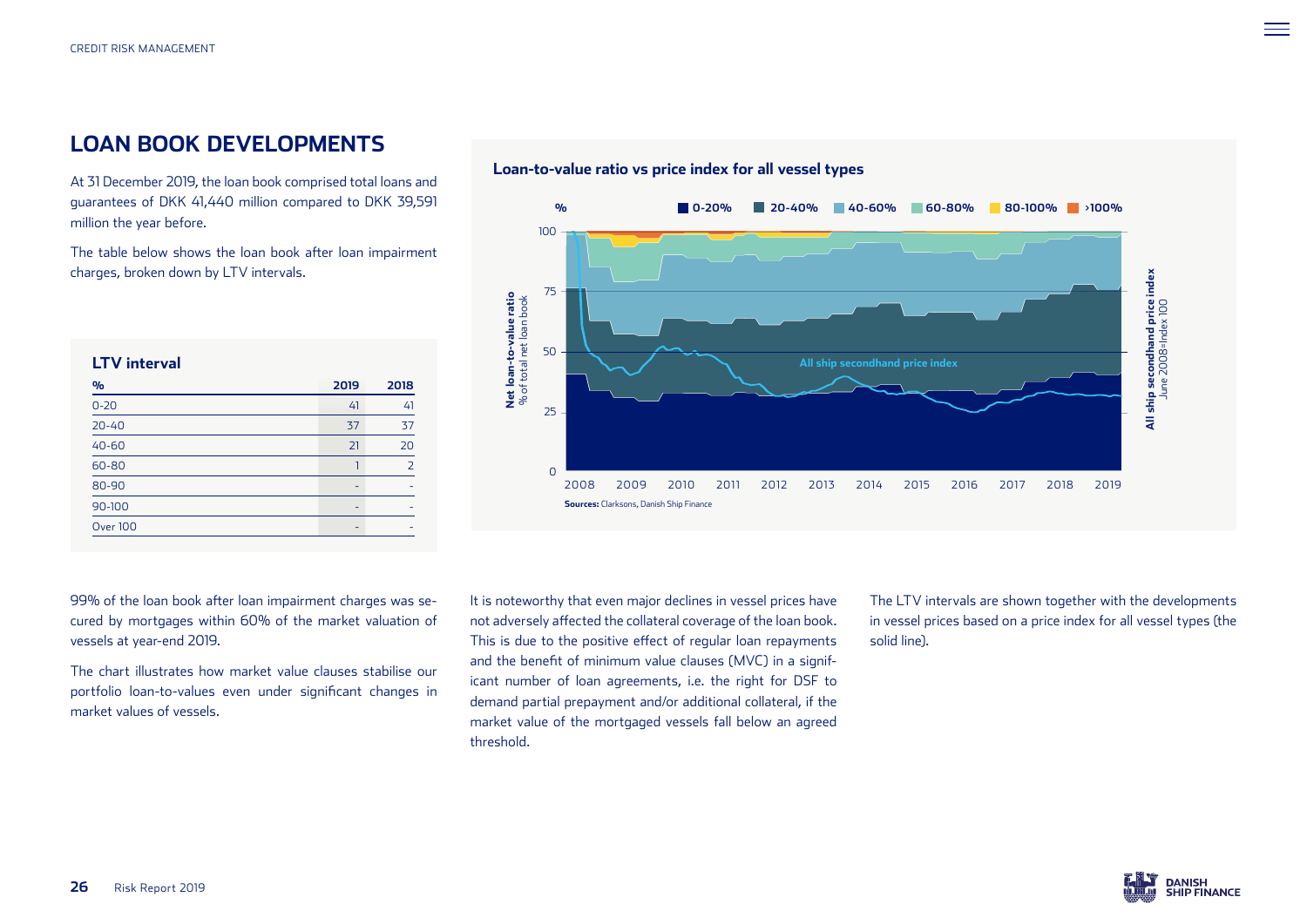# LOAN BOOK DEVELOPMENTS

At 31 December 2019, the loan book comprised total loans and guarantees of DKK 41,440 million compared to DKK 39,591 million the year before.

The table below shows the loan book after loan impairment charges, broken down by LTV intervals.

**LTV interval**

| % | 2019 | 2018 |
|---|---|---|
| 0-20 | 41 | 41 |
| 20-40 | 37 | 37 |
| 40-60 | 21 | 20 |
| 60-80 | 1 | 2 |
| 80-90 | - | - |
| 90-100 | - | - |
| Over 100 | - | - |

**Loan-to-value ratio vs price index for all vessel types**

Sources: Clarksons, Danish Ship Finance

99% of the loan book after loan impairment charges was secured by mortgages within 60% of the market valuation of vessels at year-end 2019.

The chart illustrates how market value clauses stabilise our portfolio loan-to-values even under significant changes in market values of vessels.

It is noteworthy that even major declines in vessel prices have not adversely affected the collateral coverage of the loan book. This is due to the positive effect of regular loan repayments and the benefit of minimum value clauses (MVC) in a significant number of loan agreements, i.e. the right for DSF to demand partial prepayment and/or additional collateral, if the market value of the mortgaged vessels fall below an agreed threshold.

The LTV intervals are shown together with the developments in vessel prices based on a price index for all vessel types (the solid line).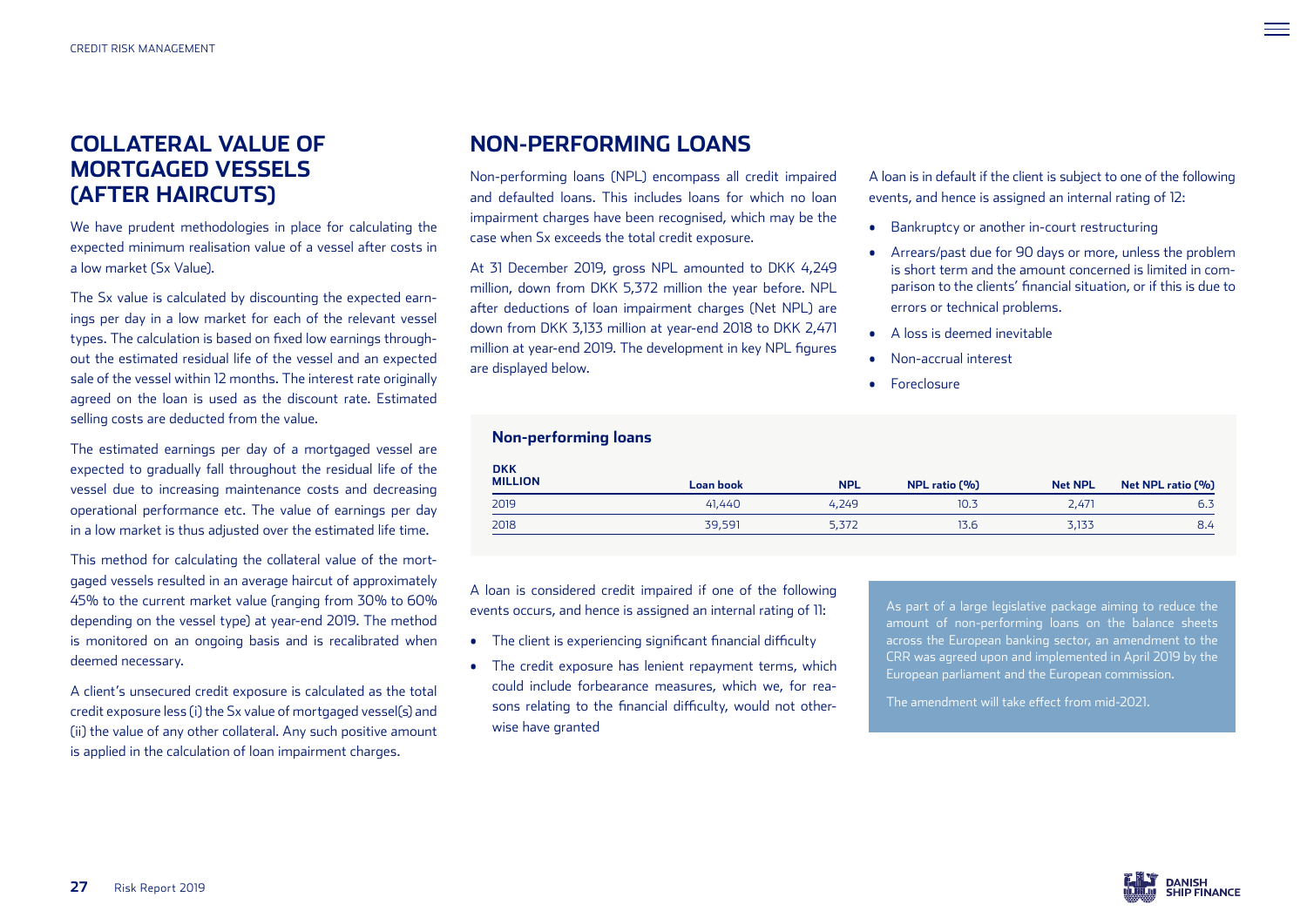## COLLATERAL VALUE OF MORTGAGED VESSELS (AFTER HAIRCUTS)

We have prudent methodologies in place for calculating the expected minimum realisation value of a vessel after costs in a low market (Sx Value).

The Sx value is calculated by discounting the expected earnings per day in a low market for each of the relevant vessel types. The calculation is based on fixed low earnings throughout the estimated residual life of the vessel and an expected sale of the vessel within 12 months. The interest rate originally agreed on the loan is used as the discount rate. Estimated selling costs are deducted from the value.

The estimated earnings per day of a mortgaged vessel are expected to gradually fall throughout the residual life of the vessel due to increasing maintenance costs and decreasing operational performance etc. The value of earnings per day in a low market is thus adjusted over the estimated life time.

This method for calculating the collateral value of the mortgaged vessels resulted in an average haircut of approximately 45% to the current market value (ranging from 30% to 60% depending on the vessel type) at year-end 2019. The method is monitored on an ongoing basis and is recalibrated when deemed necessary.

A client's unsecured credit exposure is calculated as the total credit exposure less (i) the Sx value of mortgaged vessel(s) and (ii) the value of any other collateral. Any such positive amount is applied in the calculation of loan impairment charges.

## NON-PERFORMING LOANS

Non-performing loans (NPL) encompass all credit impaired and defaulted loans. This includes loans for which no loan impairment charges have been recognised, which may be the case when Sx exceeds the total credit exposure.

At 31 December 2019, gross NPL amounted to DKK 4,249 million, down from DKK 5,372 million the year before. NPL after deductions of loan impairment charges (Net NPL) are down from DKK 3,133 million at year-end 2018 to DKK 2,471 million at year-end 2019. The development in key NPL figures are displayed below.

A loan is in default if the client is subject to one of the following events, and hence is assigned an internal rating of 12:

- Bankruptcy or another in-court restructuring
- Arrears/past due for 90 days or more, unless the problem is short term and the amount concerned is limited in comparison to the clients' financial situation, or if this is due to errors or technical problems.
- A loss is deemed inevitable
- Non-accrual interest
- Foreclosure

**Non-performing loans**

| DKK MILLION | Loan book | NPL | NPL ratio (%) | Net NPL | Net NPL ratio (%) |
|---|---|---|---|---|---|
| 2019 | 41,440 | 4,249 | 10.3 | 2,471 | 6.3 |
| 2018 | 39,591 | 5,372 | 13.6 | 3,133 | 8.4 |

A loan is considered credit impaired if one of the following events occurs, and hence is assigned an internal rating of 11:

- The client is experiencing significant financial difficulty
- The credit exposure has lenient repayment terms, which could include forbearance measures, which we, for reasons relating to the financial difficulty, would not otherwise have granted

As part of a large legislative package aiming to reduce the amount of non-performing loans on the balance sheets across the European banking sector, an amendment to the CRR was agreed upon and implemented in April 2019 by the European parliament and the European commission.

The amendment will take effect from mid-2021.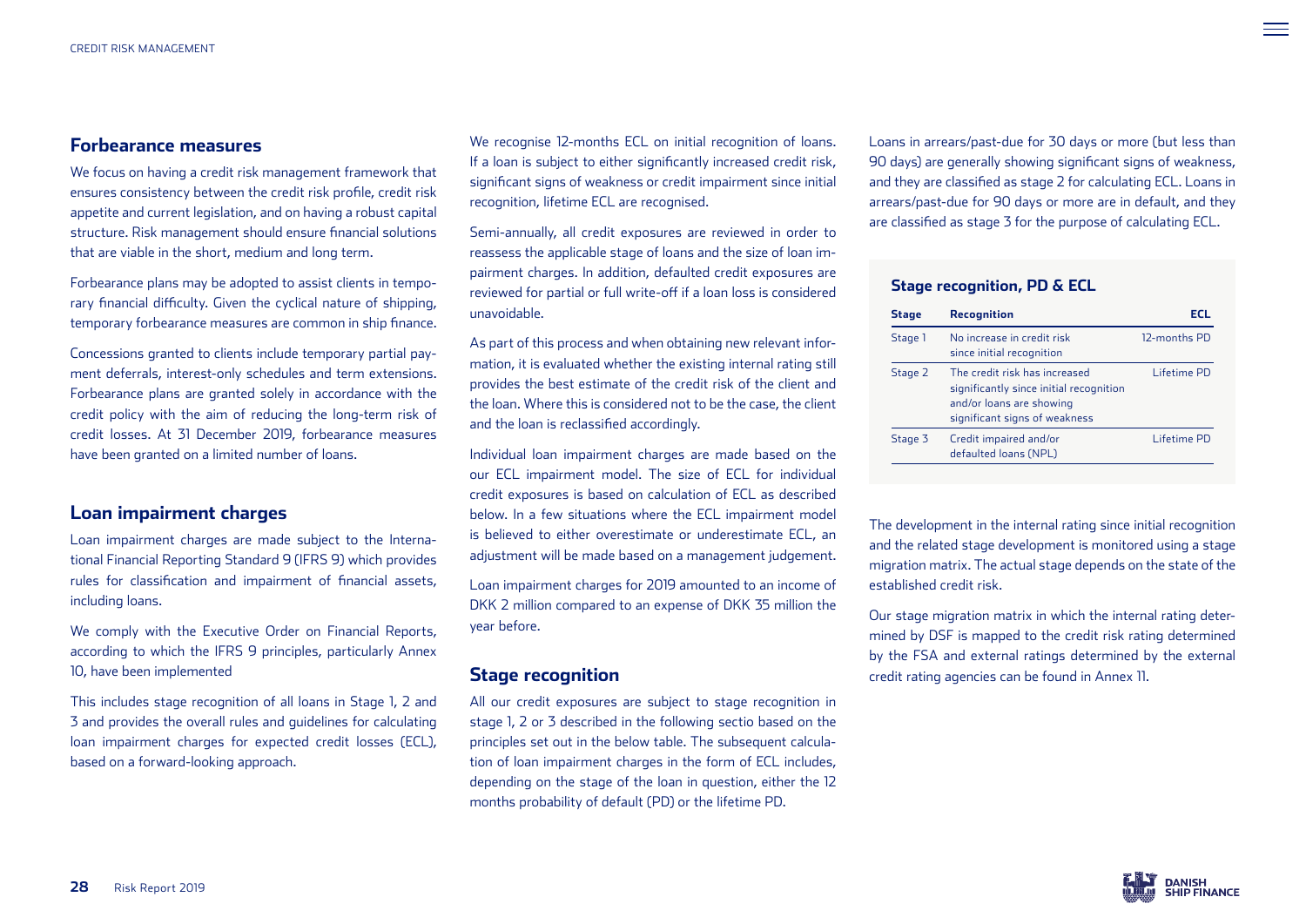## Forbearance measures

We focus on having a credit risk management framework that ensures consistency between the credit risk profile, credit risk appetite and current legislation, and on having a robust capital structure. Risk management should ensure financial solutions that are viable in the short, medium and long term.

Forbearance plans may be adopted to assist clients in temporary financial difficulty. Given the cyclical nature of shipping, temporary forbearance measures are common in ship finance.

Concessions granted to clients include temporary partial payment deferrals, interest-only schedules and term extensions. Forbearance plans are granted solely in accordance with the credit policy with the aim of reducing the long-term risk of credit losses. At 31 December 2019, forbearance measures have been granted on a limited number of loans.

## Loan impairment charges

Loan impairment charges are made subject to the International Financial Reporting Standard 9 (IFRS 9) which provides rules for classification and impairment of financial assets, including loans.

We comply with the Executive Order on Financial Reports, according to which the IFRS 9 principles, particularly Annex 10, have been implemented

This includes stage recognition of all loans in Stage 1, 2 and 3 and provides the overall rules and guidelines for calculating loan impairment charges for expected credit losses (ECL), based on a forward-looking approach.

We recognise 12-months ECL on initial recognition of loans. If a loan is subject to either significantly increased credit risk, significant signs of weakness or credit impairment since initial recognition, lifetime ECL are recognised.

Semi-annually, all credit exposures are reviewed in order to reassess the applicable stage of loans and the size of loan impairment charges. In addition, defaulted credit exposures are reviewed for partial or full write-off if a loan loss is considered unavoidable.

As part of this process and when obtaining new relevant information, it is evaluated whether the existing internal rating still provides the best estimate of the credit risk of the client and the loan. Where this is considered not to be the case, the client and the loan is reclassified accordingly.

Individual loan impairment charges are made based on the our ECL impairment model. The size of ECL for individual credit exposures is based on calculation of ECL as described below. In a few situations where the ECL impairment model is believed to either overestimate or underestimate ECL, an adjustment will be made based on a management judgement.

Loan impairment charges for 2019 amounted to an income of DKK 2 million compared to an expense of DKK 35 million the year before.

## Stage recognition

All our credit exposures are subject to stage recognition in stage 1, 2 or 3 described in the following sectio based on the principles set out in the below table. The subsequent calculation of loan impairment charges in the form of ECL includes, depending on the stage of the loan in question, either the 12 months probability of default (PD) or the lifetime PD.

Loans in arrears/past-due for 30 days or more (but less than 90 days) are generally showing significant signs of weakness, and they are classified as stage 2 for calculating ECL. Loans in arrears/past-due for 90 days or more are in default, and they are classified as stage 3 for the purpose of calculating ECL.

### Stage recognition, PD & ECL

| Stage | Recognition | ECL |
|---|---|---|
| Stage 1 | No increase in credit risk since initial recognition | 12-months PD |
| Stage 2 | The credit risk has increased significantly since initial recognition and/or loans are showing significant signs of weakness | Lifetime PD |
| Stage 3 | Credit impaired and/or defaulted loans (NPL) | Lifetime PD |

The development in the internal rating since initial recognition and the related stage development is monitored using a stage migration matrix. The actual stage depends on the state of the established credit risk.

Our stage migration matrix in which the internal rating determined by DSF is mapped to the credit risk rating determined by the FSA and external ratings determined by the external credit rating agencies can be found in Annex 11.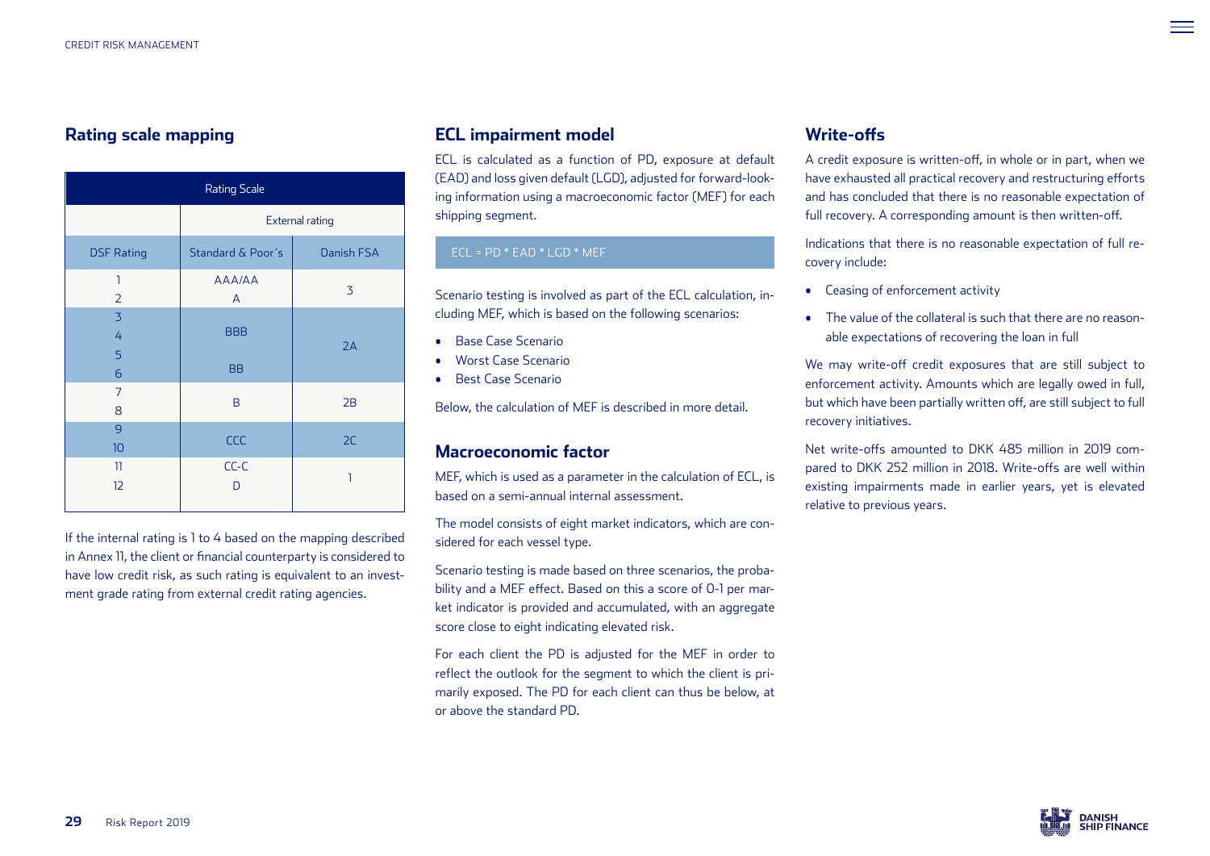## Rating scale mapping

| Rating Scale | | |
|---|---|---|
| | External rating | |
| DSF Rating | Standard & Poor's | Danish FSA |
| 1<br>2 | AAA/AA<br>A | 3 |
| 3<br>4<br>5<br>6 | BBB<br><br>BB | 2A |
| 7<br>8 | B | 2B |
| 9<br>10 | CCC | 2C |
| 11<br>12 | CC-C<br>D | 1 |

If the internal rating is 1 to 4 based on the mapping described in Annex 11, the client or financial counterparty is considered to have low credit risk, as such rating is equivalent to an investment grade rating from external credit rating agencies.

## ECL impairment model

ECL is calculated as a function of PD, exposure at default (EAD) and loss given default (LGD), adjusted for forward-looking information using a macroeconomic factor (MEF) for each shipping segment.

ECL = PD * EAD * LGD * MEF

Scenario testing is involved as part of the ECL calculation, including MEF, which is based on the following scenarios:

- Base Case Scenario
- Worst Case Scenario
- Best Case Scenario

Below, the calculation of MEF is described in more detail.

## Macroeconomic factor

MEF, which is used as a parameter in the calculation of ECL, is based on a semi-annual internal assessment.

The model consists of eight market indicators, which are considered for each vessel type.

Scenario testing is made based on three scenarios, the probability and a MEF effect. Based on this a score of 0-1 per market indicator is provided and accumulated, with an aggregate score close to eight indicating elevated risk.

For each client the PD is adjusted for the MEF in order to reflect the outlook for the segment to which the client is primarily exposed. The PD for each client can thus be below, at or above the standard PD.

## Write-offs

A credit exposure is written-off, in whole or in part, when we have exhausted all practical recovery and restructuring efforts and has concluded that there is no reasonable expectation of full recovery. A corresponding amount is then written-off.

Indications that there is no reasonable expectation of full recovery include:

- Ceasing of enforcement activity
- The value of the collateral is such that there are no reasonable expectations of recovering the loan in full

We may write-off credit exposures that are still subject to enforcement activity. Amounts which are legally owed in full, but which have been partially written off, are still subject to full recovery initiatives.

Net write-offs amounted to DKK 485 million in 2019 compared to DKK 252 million in 2018. Write-offs are well within existing impairments made in earlier years, yet is elevated relative to previous years.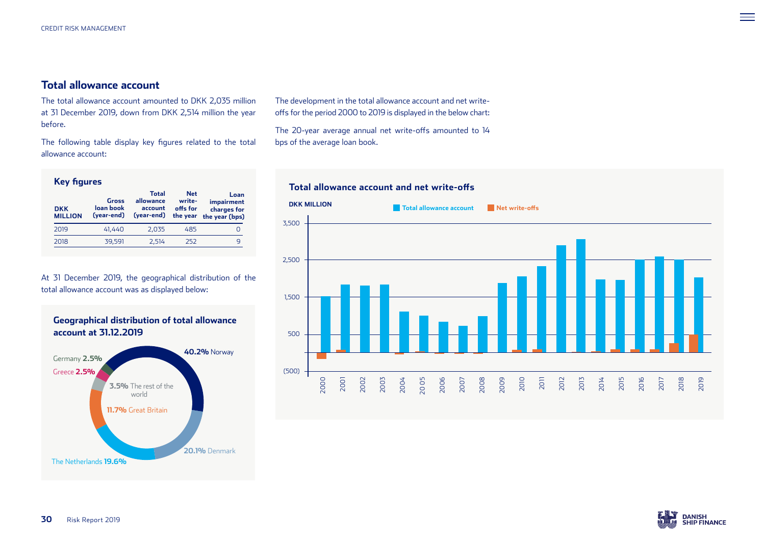## Total allowance account

The total allowance account amounted to DKK 2,035 million at 31 December 2019, down from DKK 2,514 million the year before.

The following table display key figures related to the total allowance account:

### Key figures

| DKK MILLION | Gross loan book (year-end) | Total allowance account (year-end) | Net write-offs for the year | Loan impairment charges for the year (bps) |
|---|---|---|---|---|
| 2019 | 41,440 | 2,035 | 485 | 0 |
| 2018 | 39,591 | 2,514 | 252 | 9 |

At 31 December 2019, the geographical distribution of the total allowance account was as displayed below:

### Geographical distribution of total allowance account at 31.12.2019

- 40.2% Norway
- 20.1% Denmark
- The Netherlands 19.6%
- 11.7% Great Britain
- 3.5% The rest of the world
- Greece 2.5%
- Germany 2.5%

The development in the total allowance account and net write-offs for the period 2000 to 2019 is displayed in the below chart:

The 20-year average annual net write-offs amounted to 14 bps of the average loan book.

### Total allowance account and net write-offs

DKK MILLION

Total allowance account / Net write-offs

(Bar chart, y-axis: (500), 500, 1,500, 2,500, 3,500; x-axis: 2000–2019)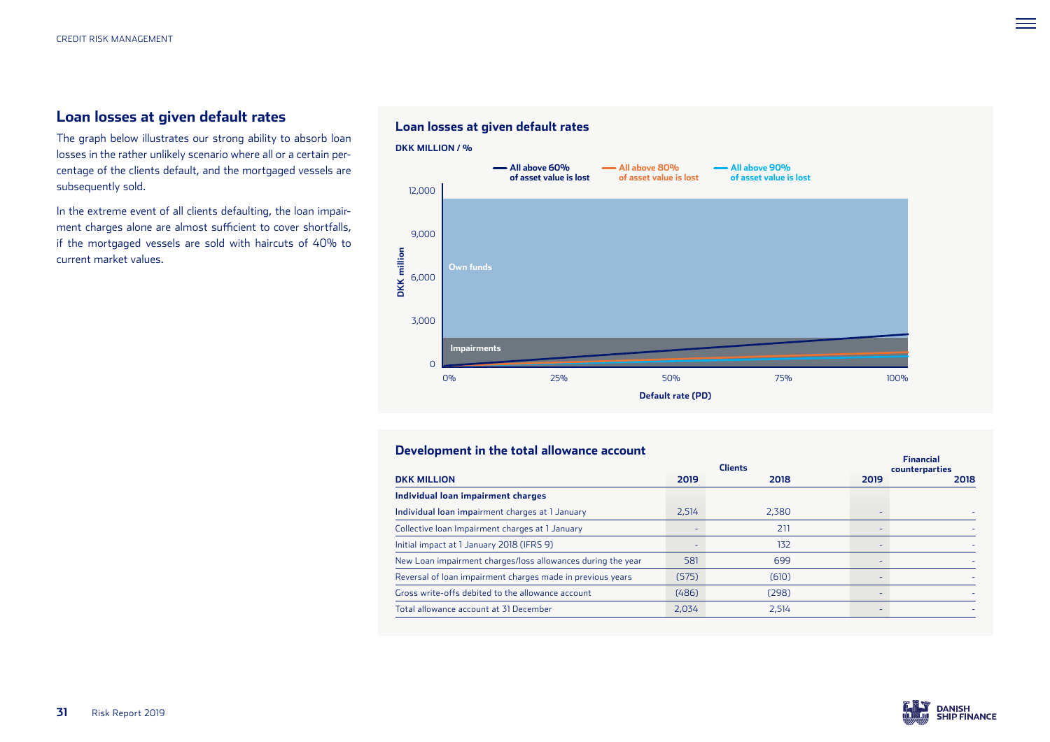## Loan losses at given default rates

The graph below illustrates our strong ability to absorb loan losses in the rather unlikely scenario where all or a certain percentage of the clients default, and the mortgaged vessels are subsequently sold.

In the extreme event of all clients defaulting, the loan impairment charges alone are almost sufficient to cover shortfalls, if the mortgaged vessels are sold with haircuts of 40% to current market values.

### Loan losses at given default rates

DKK MILLION / %

- All above 60% of asset value is lost
- All above 80% of asset value is lost
- All above 90% of asset value is lost

Own funds

Impairments

DKK million: 0, 3,000, 6,000, 9,000, 12,000

Default rate (PD): 0%, 25%, 50%, 75%, 100%

### Development in the total allowance account

| DKK MILLION | Clients 2019 | Clients 2018 | Financial counterparties 2019 | Financial counterparties 2018 |
|---|---|---|---|---|
| **Individual loan impairment charges** | | | | |
| Individual loan impairment charges at 1 January | 2,514 | 2,380 | - | - |
| Collective loan Impairment charges at 1 January | - | 211 | - | - |
| Initial impact at 1 January 2018 (IFRS 9) | - | 132 | - | - |
| New Loan impairment charges/loss allowances during the year | 581 | 699 | - | - |
| Reversal of loan impairment charges made in previous years | (575) | (610) | - | - |
| Gross write-offs debited to the allowance account | (486) | (298) | - | - |
| Total allowance account at 31 December | 2,034 | 2,514 | - | - |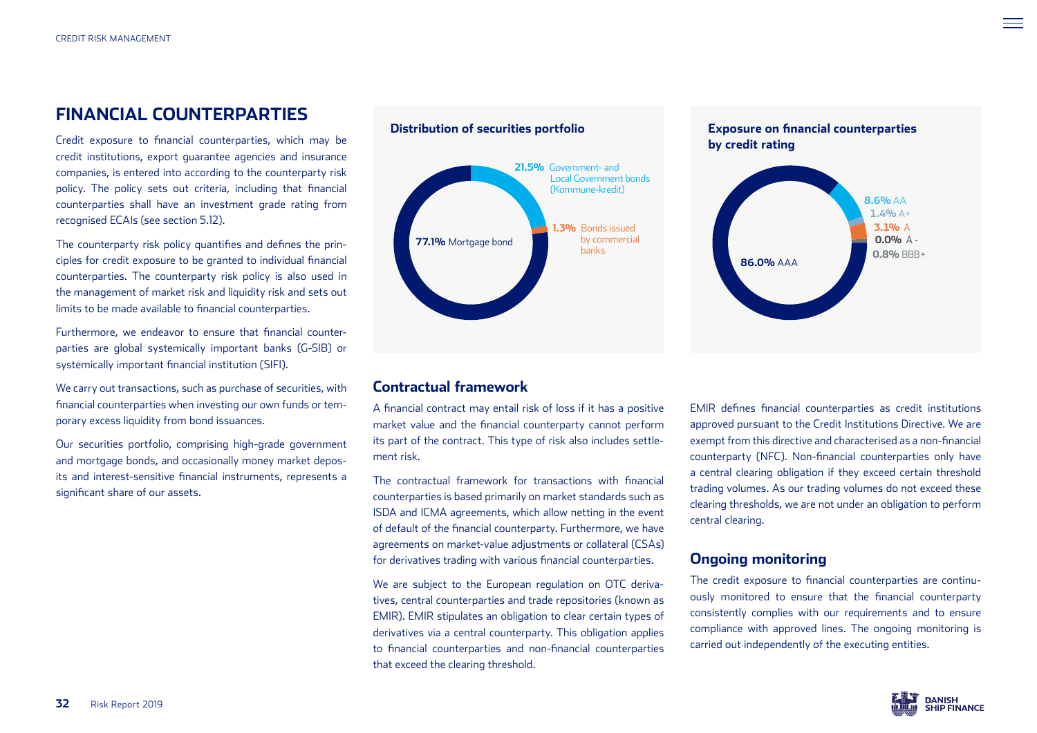# FINANCIAL COUNTERPARTIES

Credit exposure to financial counterparties, which may be credit institutions, export guarantee agencies and insurance companies, is entered into according to the counterparty risk policy. The policy sets out criteria, including that financial counterparties shall have an investment grade rating from recognised ECAIs (see section 5.12).

The counterparty risk policy quantifies and defines the principles for credit exposure to be granted to individual financial counterparties. The counterparty risk policy is also used in the management of market risk and liquidity risk and sets out limits to be made available to financial counterparties.

Furthermore, we endeavor to ensure that financial counterparties are global systemically important banks (G-SIB) or systemically important financial institution (SIFI).

We carry out transactions, such as purchase of securities, with financial counterparties when investing our own funds or temporary excess liquidity from bond issuances.

Our securities portfolio, comprising high-grade government and mortgage bonds, and occasionally money market deposits and interest-sensitive financial instruments, represents a significant share of our assets.

**Distribution of securities portfolio**

- **77.1%** Mortgage bond
- **21.5%** Government- and Local Government bonds (Kommune-kredit)
- **1.3%** Bonds issued by commercial banks

**Exposure on financial counterparties by credit rating**

- **86.0%** AAA
- **8.6%** AA
- **1.4%** A+
- **3.1%** A
- **0.0%** A -
- **0.8%** BBB+

## Contractual framework

A financial contract may entail risk of loss if it has a positive market value and the financial counterparty cannot perform its part of the contract. This type of risk also includes settlement risk.

The contractual framework for transactions with financial counterparties is based primarily on market standards such as ISDA and ICMA agreements, which allow netting in the event of default of the financial counterparty. Furthermore, we have agreements on market-value adjustments or collateral (CSAs) for derivatives trading with various financial counterparties.

We are subject to the European regulation on OTC derivatives, central counterparties and trade repositories (known as EMIR). EMIR stipulates an obligation to clear certain types of derivatives via a central counterparty. This obligation applies to financial counterparties and non-financial counterparties that exceed the clearing threshold.

EMIR defines financial counterparties as credit institutions approved pursuant to the Credit Institutions Directive. We are exempt from this directive and characterised as a non-financial counterparty (NFC). Non-financial counterparties only have a central clearing obligation if they exceed certain threshold trading volumes. As our trading volumes do not exceed these clearing thresholds, we are not under an obligation to perform central clearing.

## Ongoing monitoring

The credit exposure to financial counterparties are continuously monitored to ensure that the financial counterparty consistently complies with our requirements and to ensure compliance with approved lines. The ongoing monitoring is carried out independently of the executing entities.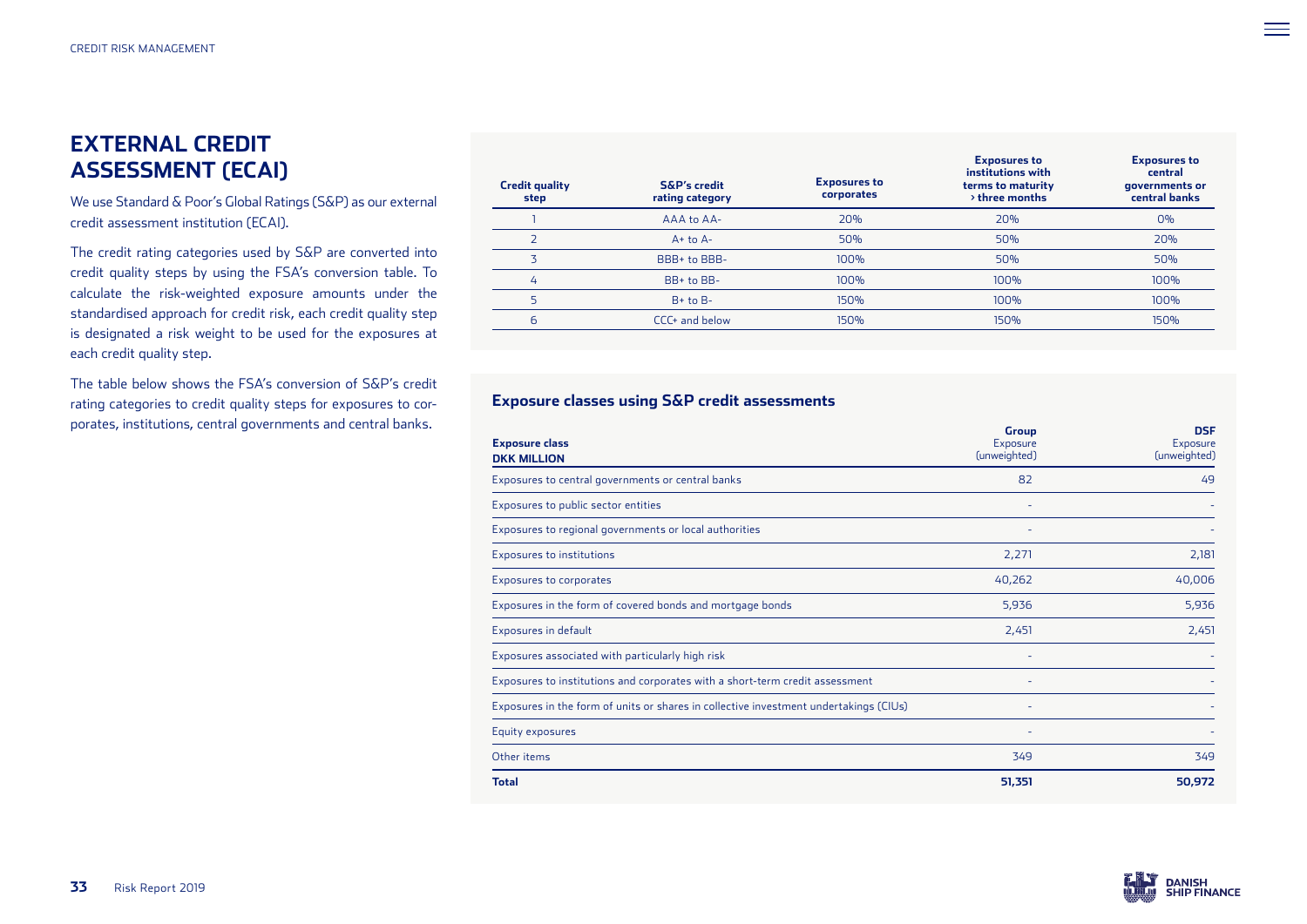# EXTERNAL CREDIT ASSESSMENT (ECAI)

We use Standard & Poor's Global Ratings (S&P) as our external credit assessment institution (ECAI).

The credit rating categories used by S&P are converted into credit quality steps by using the FSA's conversion table. To calculate the risk-weighted exposure amounts under the standardised approach for credit risk, each credit quality step is designated a risk weight to be used for the exposures at each credit quality step.

The table below shows the FSA's conversion of S&P's credit rating categories to credit quality steps for exposures to corporates, institutions, central governments and central banks.

| Credit quality step | S&P's credit rating category | Exposures to corporates | Exposures to institutions with terms to maturity › three months | Exposures to central governments or central banks |
|---|---|---|---|---|
| 1 | AAA to AA- | 20% | 20% | 0% |
| 2 | A+ to A- | 50% | 50% | 20% |
| 3 | BBB+ to BBB- | 100% | 50% | 50% |
| 4 | BB+ to BB- | 100% | 100% | 100% |
| 5 | B+ to B- | 150% | 100% | 100% |
| 6 | CCC+ and below | 150% | 150% | 150% |

### Exposure classes using S&P credit assessments

| Exposure class DKK MILLION | Group Exposure (unweighted) | DSF Exposure (unweighted) |
|---|---|---|
| Exposures to central governments or central banks | 82 | 49 |
| Exposures to public sector entities | - | - |
| Exposures to regional governments or local authorities | - | - |
| Exposures to institutions | 2,271 | 2,181 |
| Exposures to corporates | 40,262 | 40,006 |
| Exposures in the form of covered bonds and mortgage bonds | 5,936 | 5,936 |
| Exposures in default | 2,451 | 2,451 |
| Exposures associated with particularly high risk | - | - |
| Exposures to institutions and corporates with a short-term credit assessment | - | - |
| Exposures in the form of units or shares in collective investment undertakings (CIUs) | - | - |
| Equity exposures | - | - |
| Other items | 349 | 349 |
| **Total** | **51,351** | **50,972** |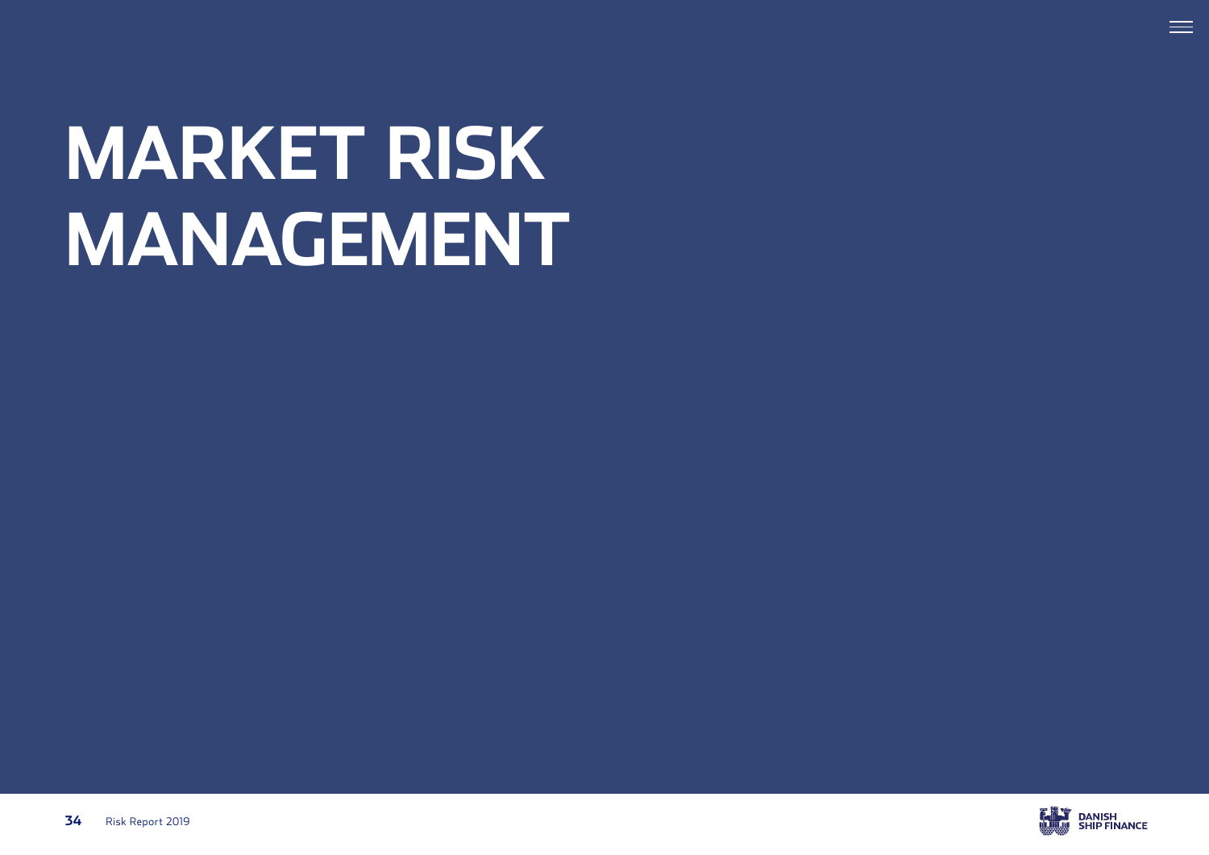# MARKET RISK MANAGEMENT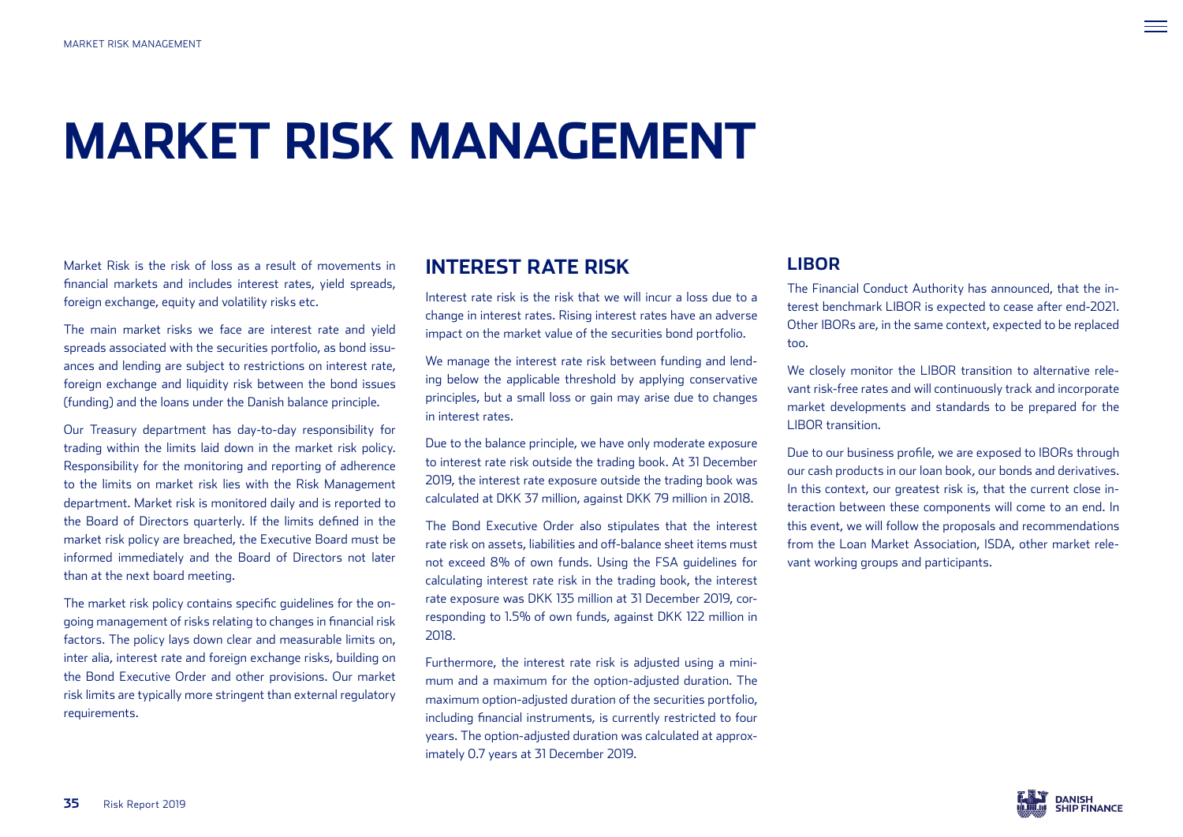# MARKET RISK MANAGEMENT

Market Risk is the risk of loss as a result of movements in financial markets and includes interest rates, yield spreads, foreign exchange, equity and volatility risks etc.

The main market risks we face are interest rate and yield spreads associated with the securities portfolio, as bond issuances and lending are subject to restrictions on interest rate, foreign exchange and liquidity risk between the bond issues (funding) and the loans under the Danish balance principle.

Our Treasury department has day-to-day responsibility for trading within the limits laid down in the market risk policy. Responsibility for the monitoring and reporting of adherence to the limits on market risk lies with the Risk Management department. Market risk is monitored daily and is reported to the Board of Directors quarterly. If the limits defined in the market risk policy are breached, the Executive Board must be informed immediately and the Board of Directors not later than at the next board meeting.

The market risk policy contains specific guidelines for the ongoing management of risks relating to changes in financial risk factors. The policy lays down clear and measurable limits on, inter alia, interest rate and foreign exchange risks, building on the Bond Executive Order and other provisions. Our market risk limits are typically more stringent than external regulatory requirements.

## INTEREST RATE RISK

Interest rate risk is the risk that we will incur a loss due to a change in interest rates. Rising interest rates have an adverse impact on the market value of the securities bond portfolio.

We manage the interest rate risk between funding and lending below the applicable threshold by applying conservative principles, but a small loss or gain may arise due to changes in interest rates.

Due to the balance principle, we have only moderate exposure to interest rate risk outside the trading book. At 31 December 2019, the interest rate exposure outside the trading book was calculated at DKK 37 million, against DKK 79 million in 2018.

The Bond Executive Order also stipulates that the interest rate risk on assets, liabilities and off-balance sheet items must not exceed 8% of own funds. Using the FSA guidelines for calculating interest rate risk in the trading book, the interest rate exposure was DKK 135 million at 31 December 2019, corresponding to 1.5% of own funds, against DKK 122 million in 2018.

Furthermore, the interest rate risk is adjusted using a minimum and a maximum for the option-adjusted duration. The maximum option-adjusted duration of the securities portfolio, including financial instruments, is currently restricted to four years. The option-adjusted duration was calculated at approximately 0.7 years at 31 December 2019.

## LIBOR

The Financial Conduct Authority has announced, that the interest benchmark LIBOR is expected to cease after end-2021. Other IBORs are, in the same context, expected to be replaced too.

We closely monitor the LIBOR transition to alternative relevant risk-free rates and will continuously track and incorporate market developments and standards to be prepared for the LIBOR transition.

Due to our business profile, we are exposed to IBORs through our cash products in our loan book, our bonds and derivatives. In this context, our greatest risk is, that the current close interaction between these components will come to an end. In this event, we will follow the proposals and recommendations from the Loan Market Association, ISDA, other market relevant working groups and participants.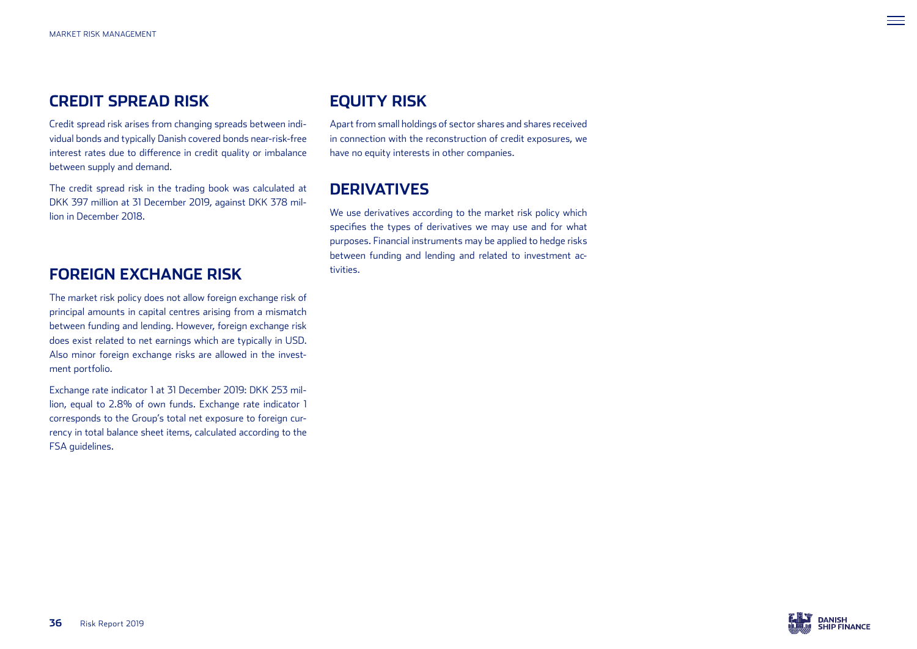## CREDIT SPREAD RISK

Credit spread risk arises from changing spreads between individual bonds and typically Danish covered bonds near-risk-free interest rates due to difference in credit quality or imbalance between supply and demand.

The credit spread risk in the trading book was calculated at DKK 397 million at 31 December 2019, against DKK 378 million in December 2018.

## FOREIGN EXCHANGE RISK

The market risk policy does not allow foreign exchange risk of principal amounts in capital centres arising from a mismatch between funding and lending. However, foreign exchange risk does exist related to net earnings which are typically in USD. Also minor foreign exchange risks are allowed in the investment portfolio.

Exchange rate indicator 1 at 31 December 2019: DKK 253 million, equal to 2.8% of own funds. Exchange rate indicator 1 corresponds to the Group's total net exposure to foreign currency in total balance sheet items, calculated according to the FSA guidelines.

## EQUITY RISK

Apart from small holdings of sector shares and shares received in connection with the reconstruction of credit exposures, we have no equity interests in other companies.

## DERIVATIVES

We use derivatives according to the market risk policy which specifies the types of derivatives we may use and for what purposes. Financial instruments may be applied to hedge risks between funding and lending and related to investment activities.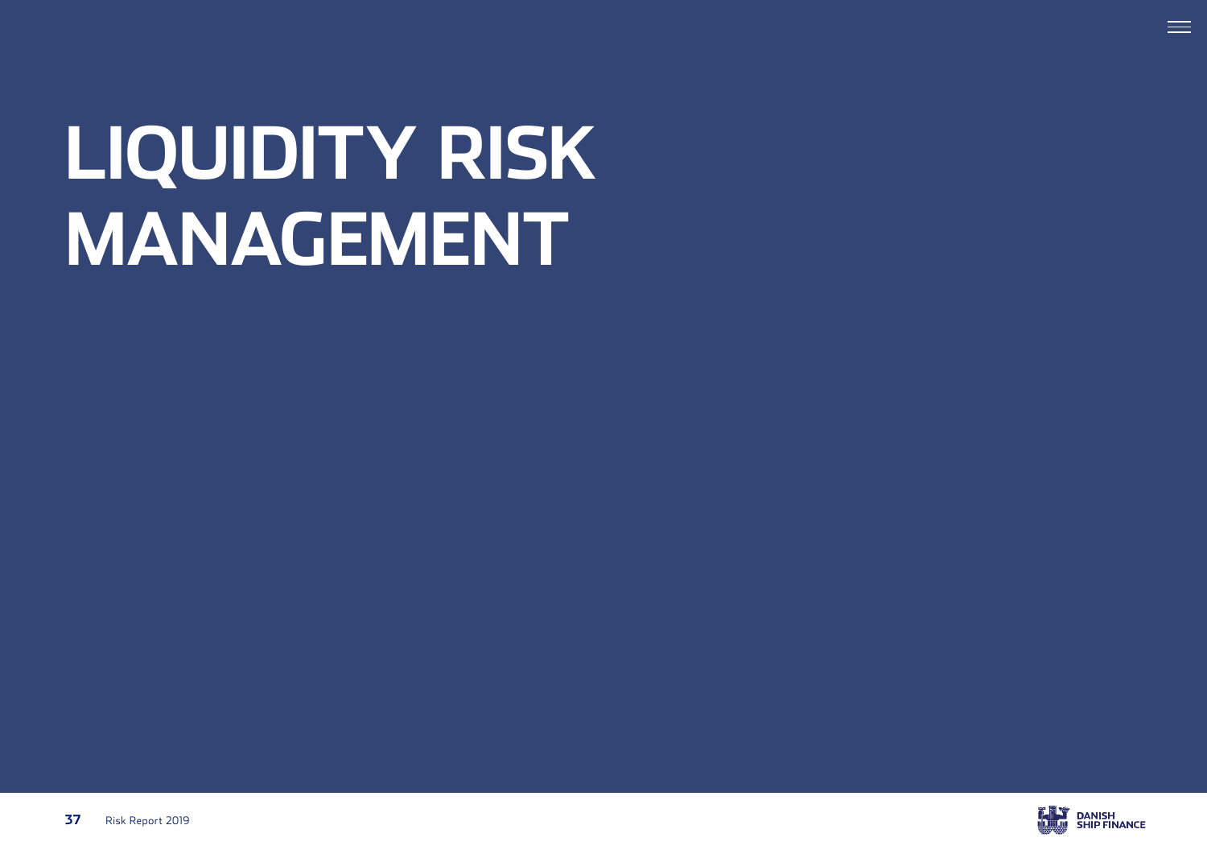# LIQUIDITY RISK MANAGEMENT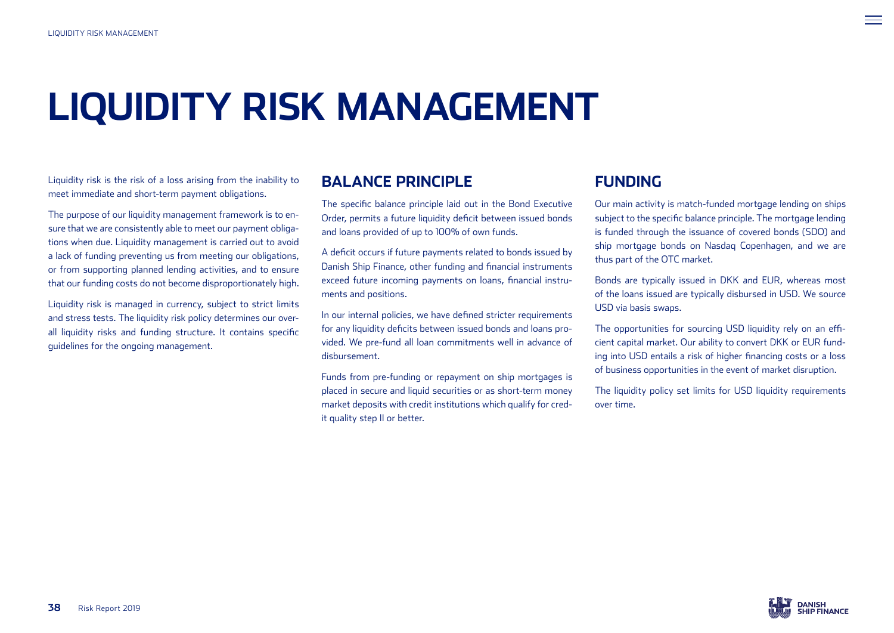# LIQUIDITY RISK MANAGEMENT

Liquidity risk is the risk of a loss arising from the inability to meet immediate and short-term payment obligations.

The purpose of our liquidity management framework is to ensure that we are consistently able to meet our payment obligations when due. Liquidity management is carried out to avoid a lack of funding preventing us from meeting our obligations, or from supporting planned lending activities, and to ensure that our funding costs do not become disproportionately high.

Liquidity risk is managed in currency, subject to strict limits and stress tests. The liquidity risk policy determines our overall liquidity risks and funding structure. It contains specific guidelines for the ongoing management.

## BALANCE PRINCIPLE

The specific balance principle laid out in the Bond Executive Order, permits a future liquidity deficit between issued bonds and loans provided of up to 100% of own funds.

A deficit occurs if future payments related to bonds issued by Danish Ship Finance, other funding and financial instruments exceed future incoming payments on loans, financial instruments and positions.

In our internal policies, we have defined stricter requirements for any liquidity deficits between issued bonds and loans provided. We pre-fund all loan commitments well in advance of disbursement.

Funds from pre-funding or repayment on ship mortgages is placed in secure and liquid securities or as short-term money market deposits with credit institutions which qualify for credit quality step II or better.

## FUNDING

Our main activity is match-funded mortgage lending on ships subject to the specific balance principle. The mortgage lending is funded through the issuance of covered bonds (SDO) and ship mortgage bonds on Nasdaq Copenhagen, and we are thus part of the OTC market.

Bonds are typically issued in DKK and EUR, whereas most of the loans issued are typically disbursed in USD. We source USD via basis swaps.

The opportunities for sourcing USD liquidity rely on an efficient capital market. Our ability to convert DKK or EUR funding into USD entails a risk of higher financing costs or a loss of business opportunities in the event of market disruption.

The liquidity policy set limits for USD liquidity requirements over time.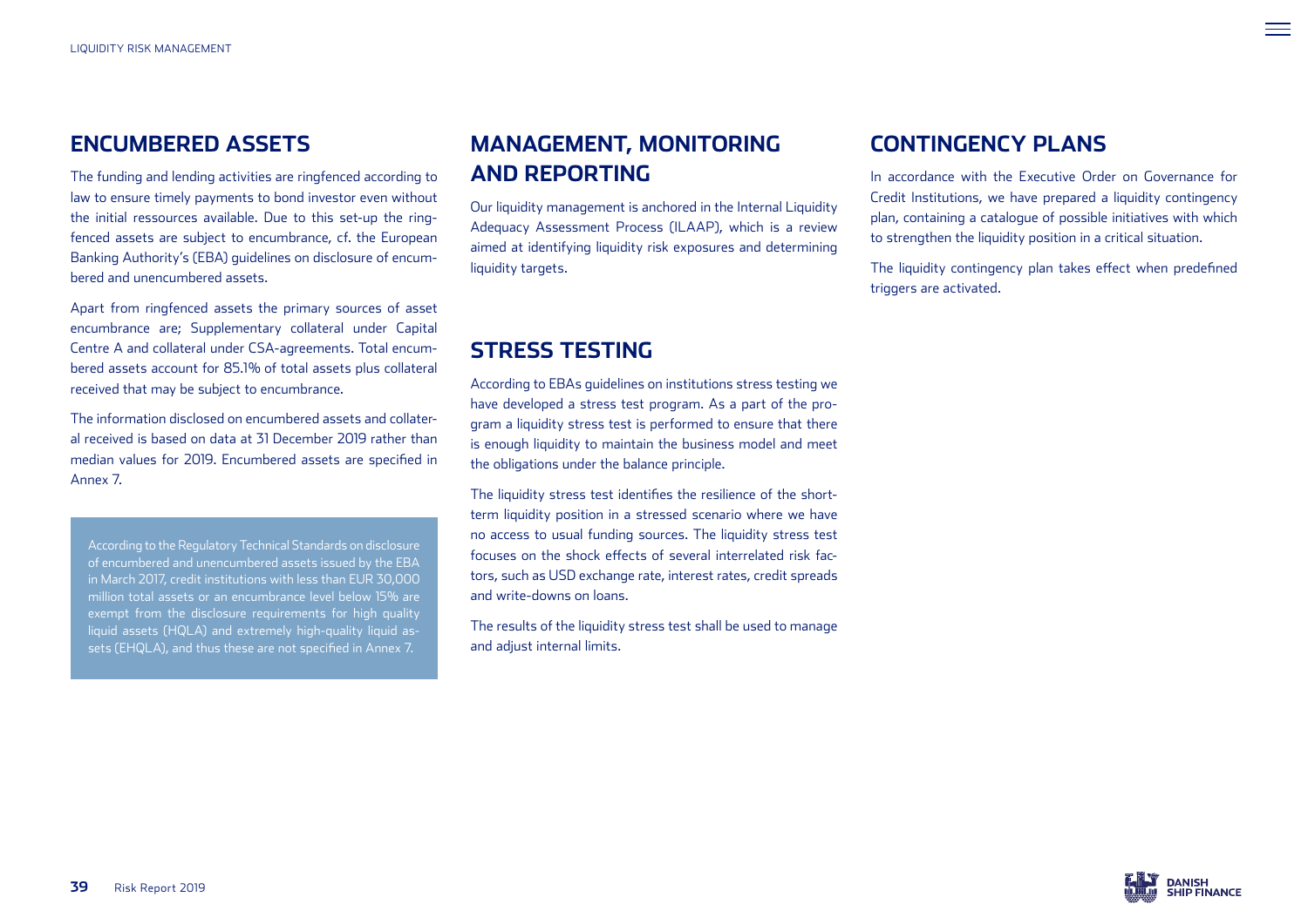## ENCUMBERED ASSETS

The funding and lending activities are ringfenced according to law to ensure timely payments to bond investor even without the initial ressources available. Due to this set-up the ringfenced assets are subject to encumbrance, cf. the European Banking Authority's (EBA) guidelines on disclosure of encumbered and unencumbered assets.

Apart from ringfenced assets the primary sources of asset encumbrance are; Supplementary collateral under Capital Centre A and collateral under CSA-agreements. Total encumbered assets account for 85.1% of total assets plus collateral received that may be subject to encumbrance.

The information disclosed on encumbered assets and collateral received is based on data at 31 December 2019 rather than median values for 2019. Encumbered assets are specified in Annex 7.

According to the Regulatory Technical Standards on disclosure of encumbered and unencumbered assets issued by the EBA in March 2017, credit institutions with less than EUR 30,000 million total assets or an encumbrance level below 15% are exempt from the disclosure requirements for high quality liquid assets (HQLA) and extremely high-quality liquid assets (EHQLA), and thus these are not specified in Annex 7.

## MANAGEMENT, MONITORING AND REPORTING

Our liquidity management is anchored in the Internal Liquidity Adequacy Assessment Process (ILAAP), which is a review aimed at identifying liquidity risk exposures and determining liquidity targets.

## STRESS TESTING

According to EBAs guidelines on institutions stress testing we have developed a stress test program. As a part of the program a liquidity stress test is performed to ensure that there is enough liquidity to maintain the business model and meet the obligations under the balance principle.

The liquidity stress test identifies the resilience of the short-term liquidity position in a stressed scenario where we have no access to usual funding sources. The liquidity stress test focuses on the shock effects of several interrelated risk factors, such as USD exchange rate, interest rates, credit spreads and write-downs on loans.

The results of the liquidity stress test shall be used to manage and adjust internal limits.

## CONTINGENCY PLANS

In accordance with the Executive Order on Governance for Credit Institutions, we have prepared a liquidity contingency plan, containing a catalogue of possible initiatives with which to strengthen the liquidity position in a critical situation.

The liquidity contingency plan takes effect when predefined triggers are activated.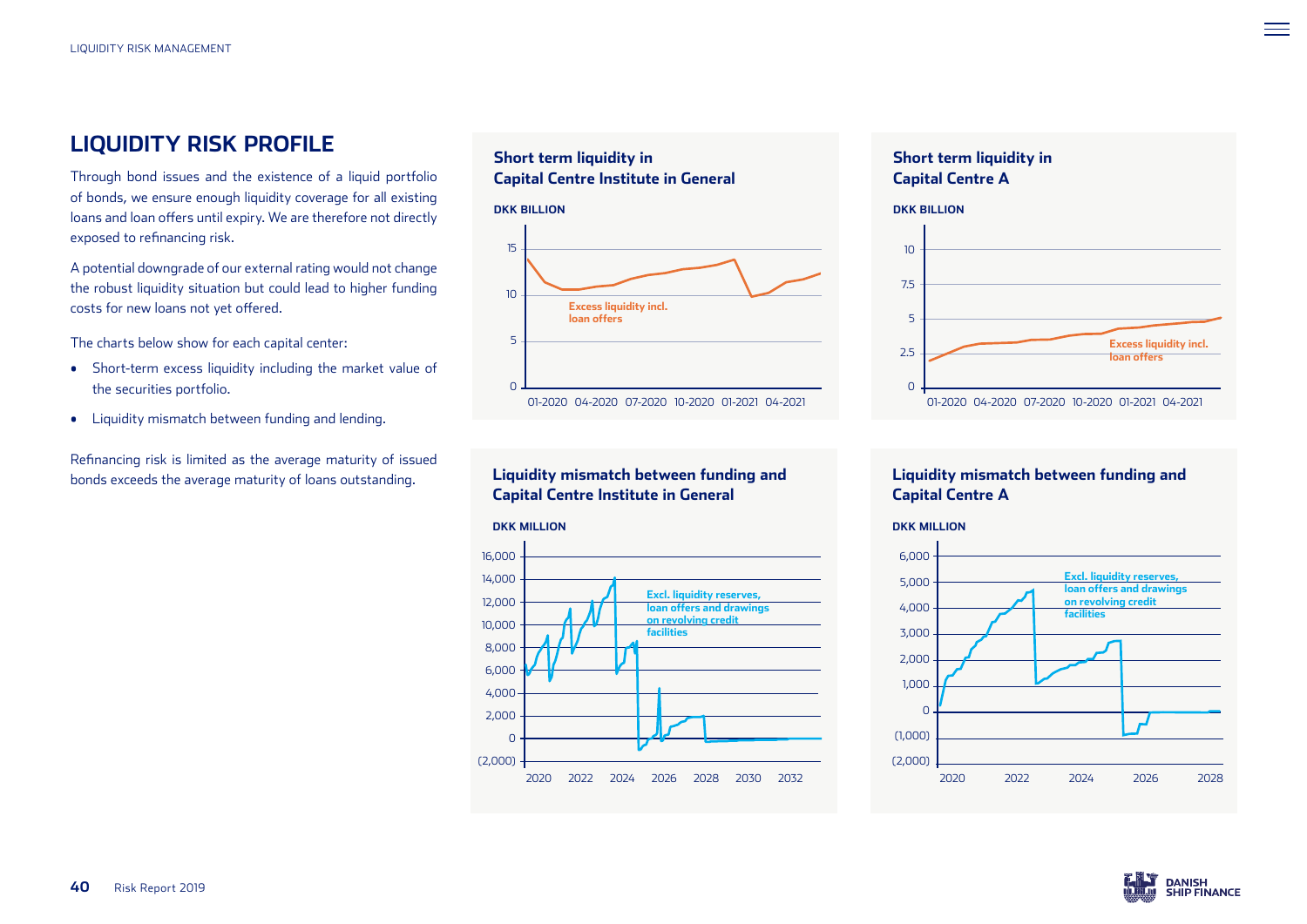# LIQUIDITY RISK PROFILE

Through bond issues and the existence of a liquid portfolio of bonds, we ensure enough liquidity coverage for all existing loans and loan offers until expiry. We are therefore not directly exposed to refinancing risk.

A potential downgrade of our external rating would not change the robust liquidity situation but could lead to higher funding costs for new loans not yet offered.

The charts below show for each capital center:

- Short-term excess liquidity including the market value of the securities portfolio.
- Liquidity mismatch between funding and lending.

Refinancing risk is limited as the average maturity of issued bonds exceeds the average maturity of loans outstanding.

**Short term liquidity in Capital Centre Institute in General**

DKK BILLION

Excess liquidity incl. loan offers

**Short term liquidity in Capital Centre A**

DKK BILLION

Excess liquidity incl. loan offers

**Liquidity mismatch between funding and Capital Centre Institute in General**

DKK MILLION

Excl. liquidity reserves, loan offers and drawings on revolving credit facilities

**Liquidity mismatch between funding and Capital Centre A**

DKK MILLION

Excl. liquidity reserves, loan offers and drawings on revolving credit facilities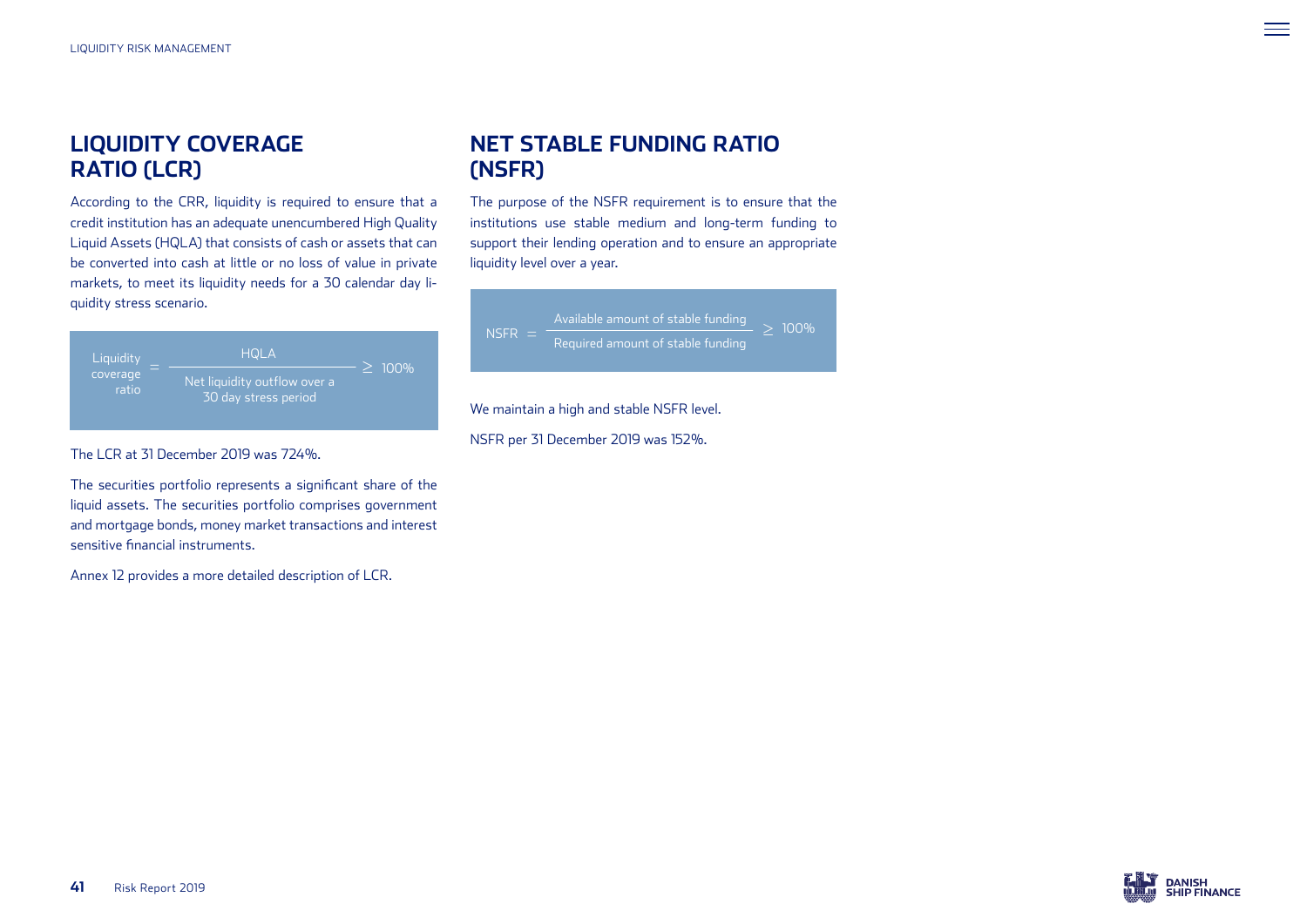## LIQUIDITY COVERAGE RATIO (LCR)

According to the CRR, liquidity is required to ensure that a credit institution has an adequate unencumbered High Quality Liquid Assets (HQLA) that consists of cash or assets that can be converted into cash at little or no loss of value in private markets, to meet its liquidity needs for a 30 calendar day liquidity stress scenario.

$$\text{Liquidity coverage ratio} = \frac{\text{HQLA}}{\text{Net liquidity outflow over a 30 day stress period}} \geq 100\%$$

The LCR at 31 December 2019 was 724%.

The securities portfolio represents a significant share of the liquid assets. The securities portfolio comprises government and mortgage bonds, money market transactions and interest sensitive financial instruments.

Annex 12 provides a more detailed description of LCR.

## NET STABLE FUNDING RATIO (NSFR)

The purpose of the NSFR requirement is to ensure that the institutions use stable medium and long-term funding to support their lending operation and to ensure an appropriate liquidity level over a year.

$$\text{NSFR} = \frac{\text{Available amount of stable funding}}{\text{Required amount of stable funding}} \geq 100\%$$

We maintain a high and stable NSFR level.

NSFR per 31 December 2019 was 152%.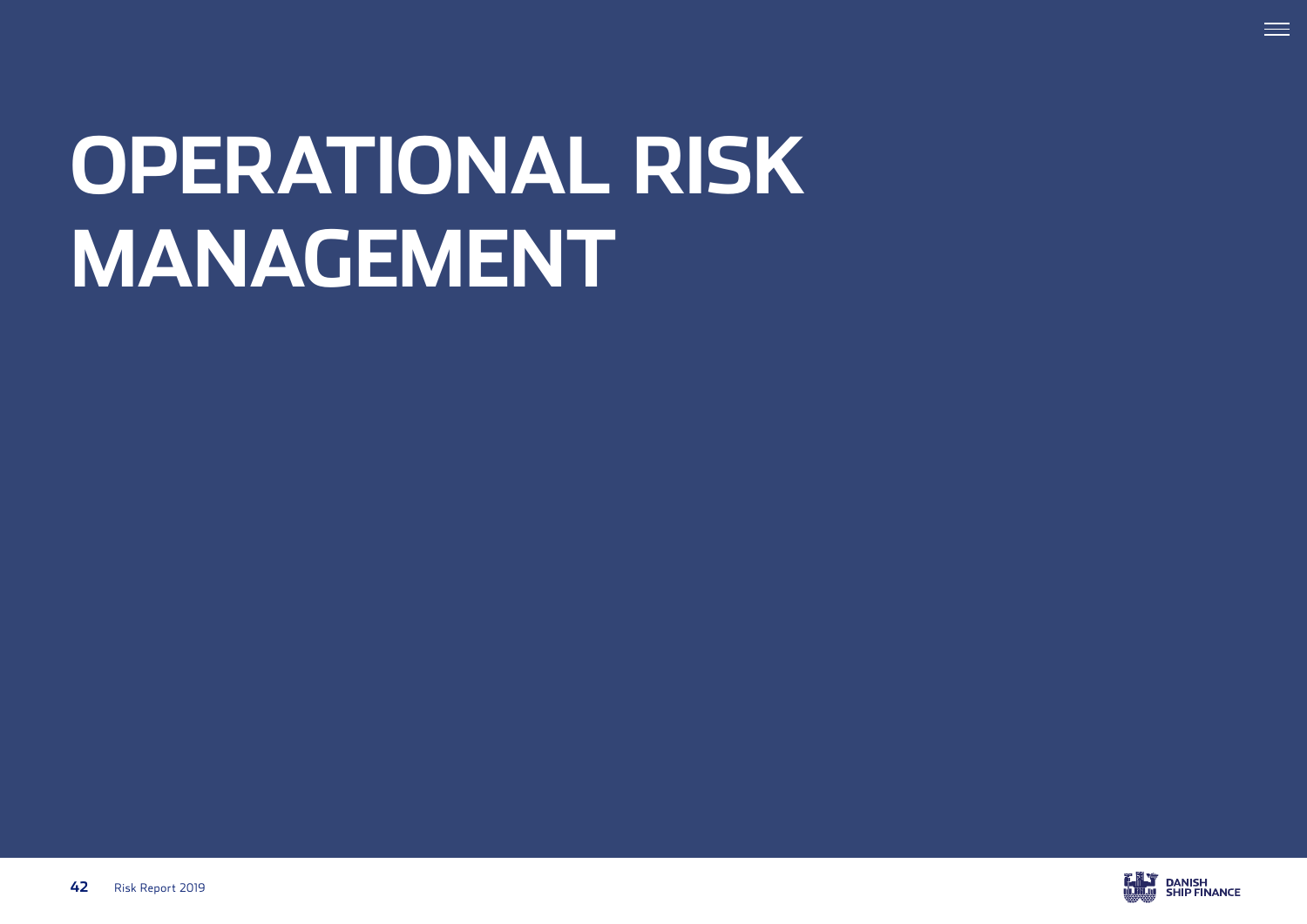# OPERATIONAL RISK MANAGEMENT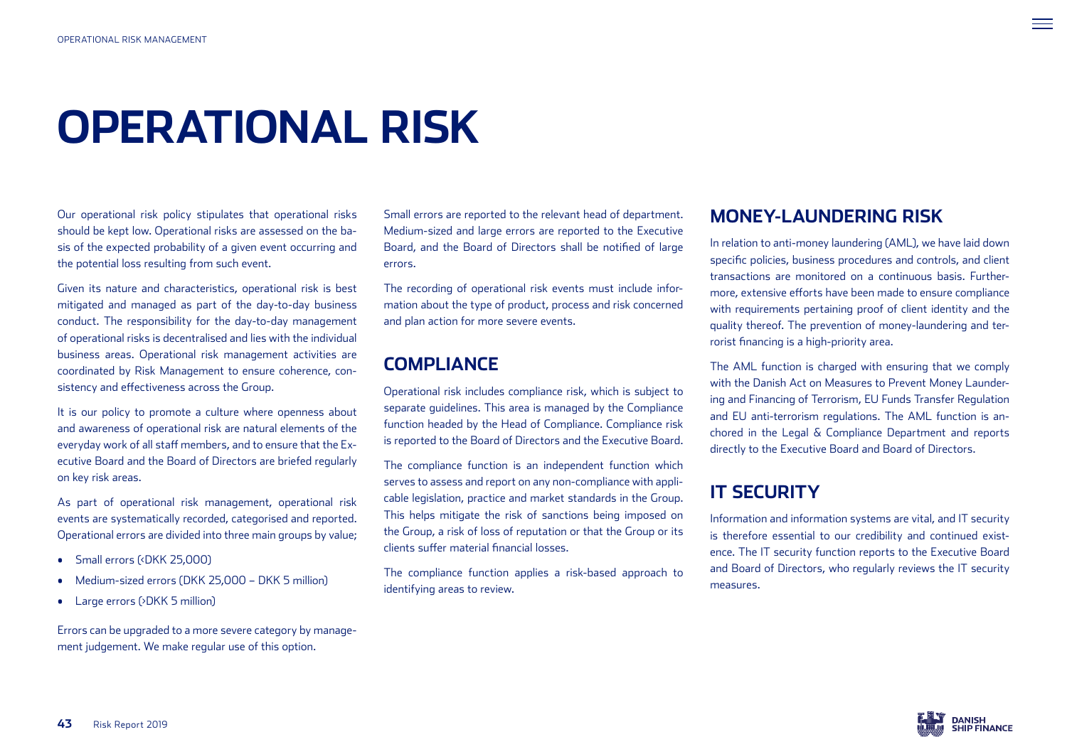# OPERATIONAL RISK

Our operational risk policy stipulates that operational risks should be kept low. Operational risks are assessed on the basis of the expected probability of a given event occurring and the potential loss resulting from such event.

Given its nature and characteristics, operational risk is best mitigated and managed as part of the day-to-day business conduct. The responsibility for the day-to-day management of operational risks is decentralised and lies with the individual business areas. Operational risk management activities are coordinated by Risk Management to ensure coherence, consistency and effectiveness across the Group.

It is our policy to promote a culture where openness about and awareness of operational risk are natural elements of the everyday work of all staff members, and to ensure that the Executive Board and the Board of Directors are briefed regularly on key risk areas.

As part of operational risk management, operational risk events are systematically recorded, categorised and reported. Operational errors are divided into three main groups by value;

- Small errors (<DKK 25,000)
- Medium-sized errors (DKK 25,000 – DKK 5 million)
- Large errors (>DKK 5 million)

Errors can be upgraded to a more severe category by management judgement. We make regular use of this option.

Small errors are reported to the relevant head of department. Medium-sized and large errors are reported to the Executive Board, and the Board of Directors shall be notified of large errors.

The recording of operational risk events must include information about the type of product, process and risk concerned and plan action for more severe events.

## COMPLIANCE

Operational risk includes compliance risk, which is subject to separate guidelines. This area is managed by the Compliance function headed by the Head of Compliance. Compliance risk is reported to the Board of Directors and the Executive Board.

The compliance function is an independent function which serves to assess and report on any non-compliance with applicable legislation, practice and market standards in the Group. This helps mitigate the risk of sanctions being imposed on the Group, a risk of loss of reputation or that the Group or its clients suffer material financial losses.

The compliance function applies a risk-based approach to identifying areas to review.

## MONEY-LAUNDERING RISK

In relation to anti-money laundering (AML), we have laid down specific policies, business procedures and controls, and client transactions are monitored on a continuous basis. Furthermore, extensive efforts have been made to ensure compliance with requirements pertaining proof of client identity and the quality thereof. The prevention of money-laundering and terrorist financing is a high-priority area.

The AML function is charged with ensuring that we comply with the Danish Act on Measures to Prevent Money Laundering and Financing of Terrorism, EU Funds Transfer Regulation and EU anti-terrorism regulations. The AML function is anchored in the Legal & Compliance Department and reports directly to the Executive Board and Board of Directors.

## IT SECURITY

Information and information systems are vital, and IT security is therefore essential to our credibility and continued existence. The IT security function reports to the Executive Board and Board of Directors, who regularly reviews the IT security measures.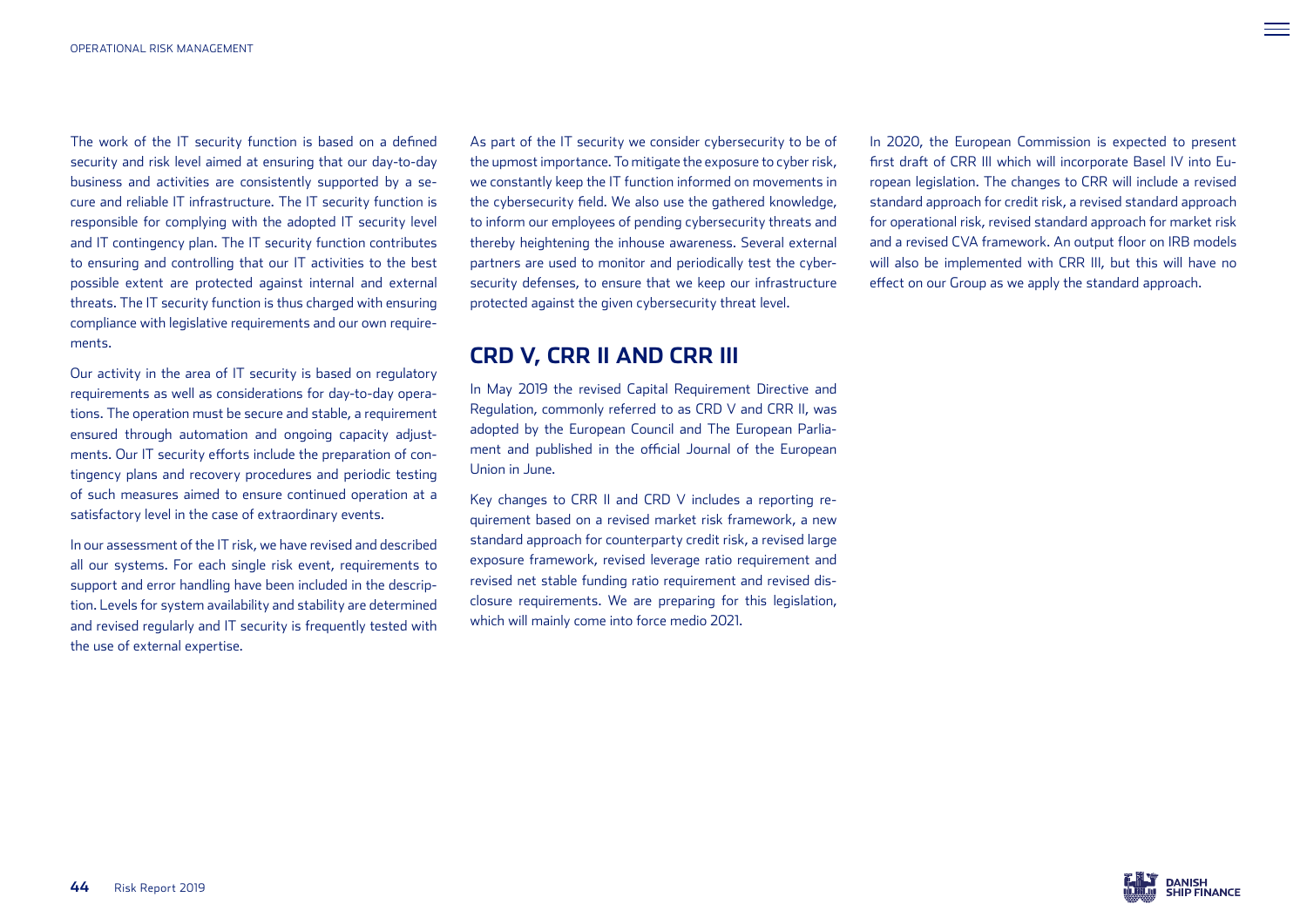The work of the IT security function is based on a defined security and risk level aimed at ensuring that our day-to-day business and activities are consistently supported by a secure and reliable IT infrastructure. The IT security function is responsible for complying with the adopted IT security level and IT contingency plan. The IT security function contributes to ensuring and controlling that our IT activities to the best possible extent are protected against internal and external threats. The IT security function is thus charged with ensuring compliance with legislative requirements and our own requirements.

Our activity in the area of IT security is based on regulatory requirements as well as considerations for day-to-day operations. The operation must be secure and stable, a requirement ensured through automation and ongoing capacity adjustments. Our IT security efforts include the preparation of contingency plans and recovery procedures and periodic testing of such measures aimed to ensure continued operation at a satisfactory level in the case of extraordinary events.

In our assessment of the IT risk, we have revised and described all our systems. For each single risk event, requirements to support and error handling have been included in the description. Levels for system availability and stability are determined and revised regularly and IT security is frequently tested with the use of external expertise.

As part of the IT security we consider cybersecurity to be of the upmost importance. To mitigate the exposure to cyber risk, we constantly keep the IT function informed on movements in the cybersecurity field. We also use the gathered knowledge, to inform our employees of pending cybersecurity threats and thereby heightening the inhouse awareness. Several external partners are used to monitor and periodically test the cybersecurity defenses, to ensure that we keep our infrastructure protected against the given cybersecurity threat level.

## CRD V, CRR II AND CRR III

In May 2019 the revised Capital Requirement Directive and Regulation, commonly referred to as CRD V and CRR II, was adopted by the European Council and The European Parliament and published in the official Journal of the European Union in June.

Key changes to CRR II and CRD V includes a reporting requirement based on a revised market risk framework, a new standard approach for counterparty credit risk, a revised large exposure framework, revised leverage ratio requirement and revised net stable funding ratio requirement and revised disclosure requirements. We are preparing for this legislation, which will mainly come into force medio 2021.

In 2020, the European Commission is expected to present first draft of CRR III which will incorporate Basel IV into European legislation. The changes to CRR will include a revised standard approach for credit risk, a revised standard approach for operational risk, revised standard approach for market risk and a revised CVA framework. An output floor on IRB models will also be implemented with CRR III, but this will have no effect on our Group as we apply the standard approach.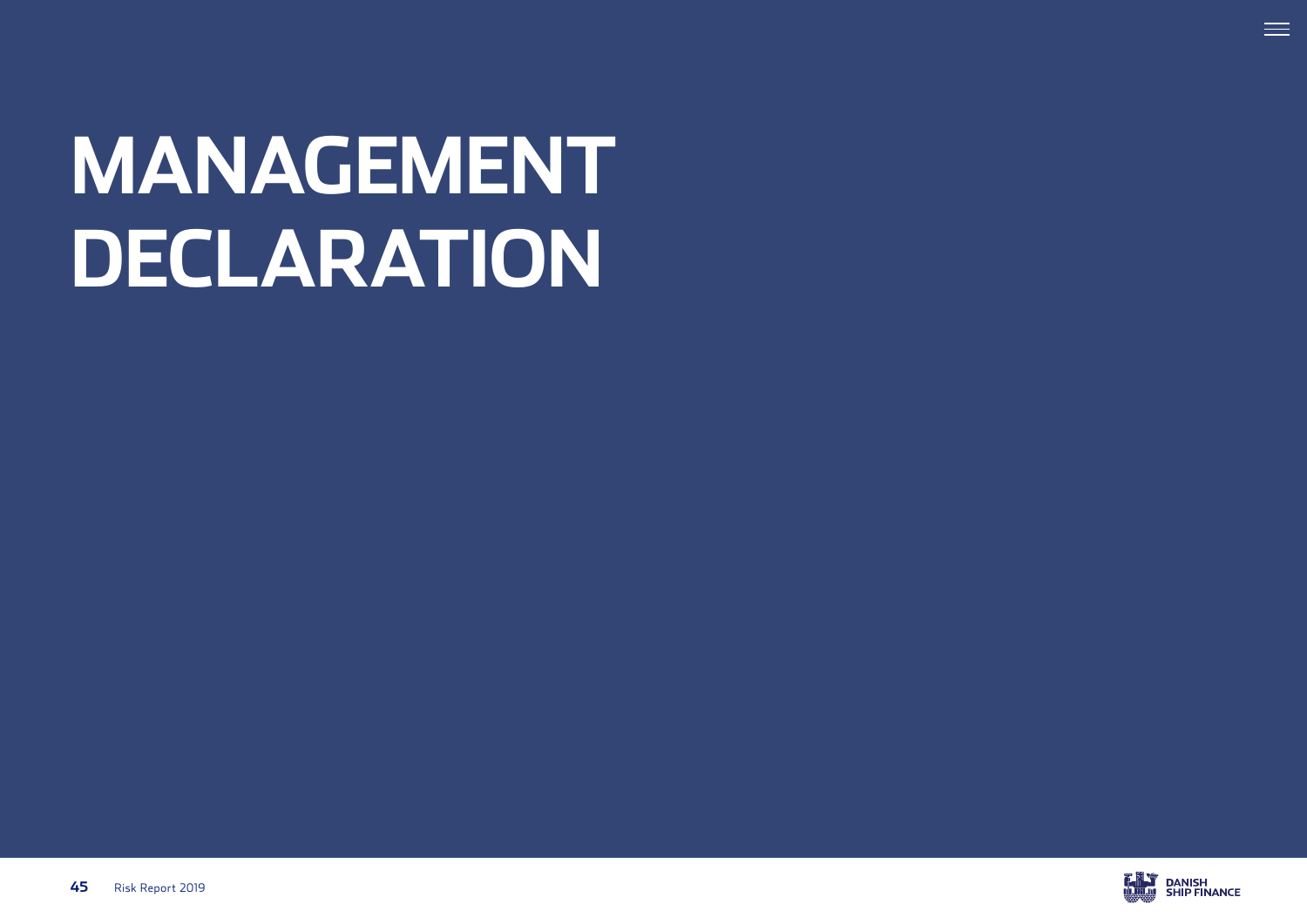# MANAGEMENT DECLARATION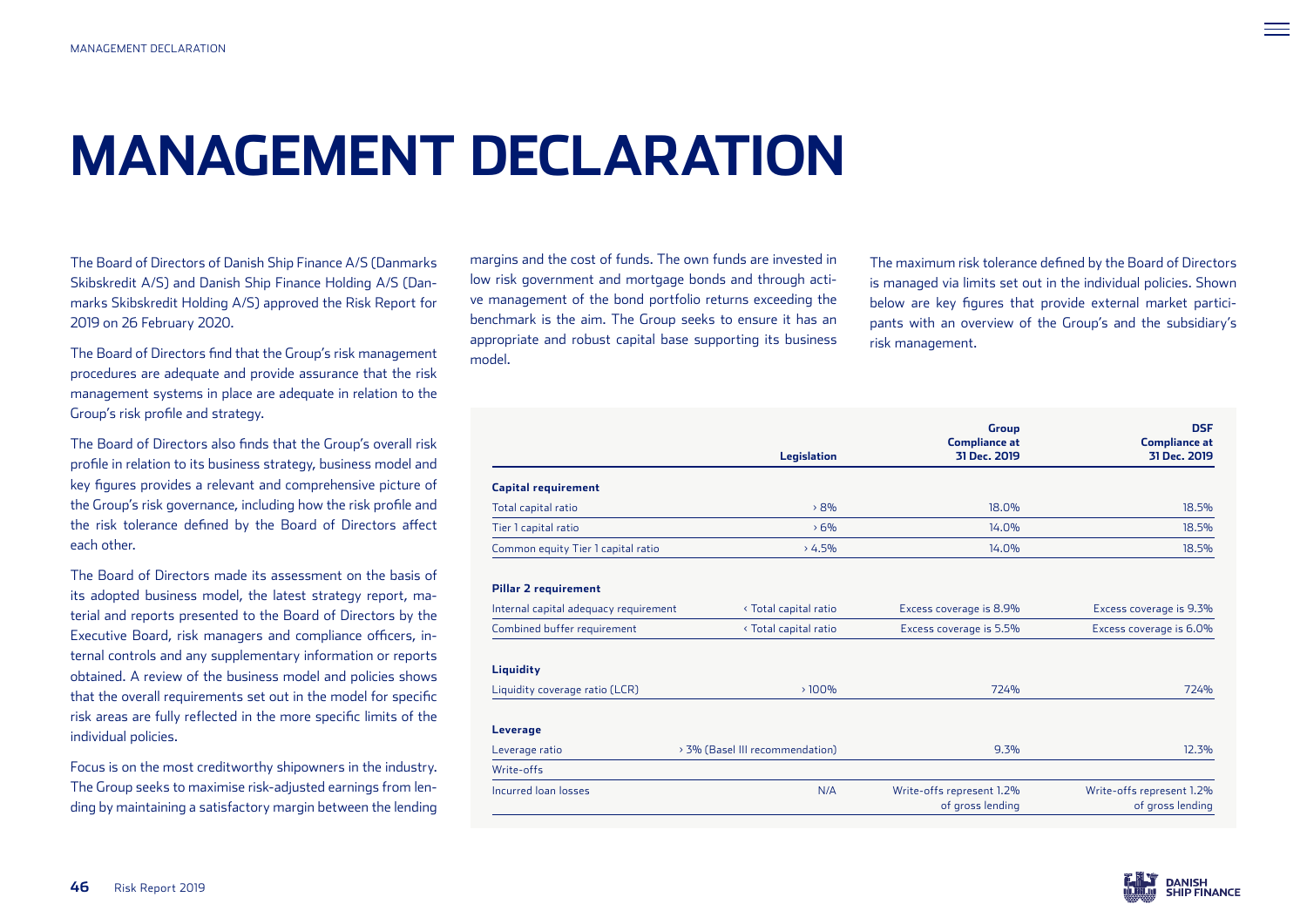# MANAGEMENT DECLARATION

The Board of Directors of Danish Ship Finance A/S (Danmarks Skibskredit A/S) and Danish Ship Finance Holding A/S (Danmarks Skibskredit Holding A/S) approved the Risk Report for 2019 on 26 February 2020.

The Board of Directors find that the Group's risk management procedures are adequate and provide assurance that the risk management systems in place are adequate in relation to the Group's risk profile and strategy.

The Board of Directors also finds that the Group's overall risk profile in relation to its business strategy, business model and key figures provides a relevant and comprehensive picture of the Group's risk governance, including how the risk profile and the risk tolerance defined by the Board of Directors affect each other.

The Board of Directors made its assessment on the basis of its adopted business model, the latest strategy report, material and reports presented to the Board of Directors by the Executive Board, risk managers and compliance officers, internal controls and any supplementary information or reports obtained. A review of the business model and policies shows that the overall requirements set out in the model for specific risk areas are fully reflected in the more specific limits of the individual policies.

Focus is on the most creditworthy shipowners in the industry. The Group seeks to maximise risk-adjusted earnings from lending by maintaining a satisfactory margin between the lending margins and the cost of funds. The own funds are invested in low risk government and mortgage bonds and through active management of the bond portfolio returns exceeding the benchmark is the aim. The Group seeks to ensure it has an appropriate and robust capital base supporting its business model.

The maximum risk tolerance defined by the Board of Directors is managed via limits set out in the individual policies. Shown below are key figures that provide external market participants with an overview of the Group's and the subsidiary's risk management.

| | Legislation | Group Compliance at 31 Dec. 2019 | DSF Compliance at 31 Dec. 2019 |
|---|---|---|---|
| **Capital requirement** | | | |
| Total capital ratio | > 8% | 18.0% | 18.5% |
| Tier 1 capital ratio | > 6% | 14.0% | 18.5% |
| Common equity Tier 1 capital ratio | > 4.5% | 14.0% | 18.5% |
| **Pillar 2 requirement** | | | |
| Internal capital adequacy requirement | < Total capital ratio | Excess coverage is 8.9% | Excess coverage is 9.3% |
| Combined buffer requirement | < Total capital ratio | Excess coverage is 5.5% | Excess coverage is 6.0% |
| **Liquidity** | | | |
| Liquidity coverage ratio (LCR) | > 100% | 724% | 724% |
| **Leverage** | | | |
| Leverage ratio | > 3% (Basel III recommendation) | 9.3% | 12.3% |
| Write-offs | | | |
| Incurred loan losses | N/A | Write-offs represent 1.2% of gross lending | Write-offs represent 1.2% of gross lending |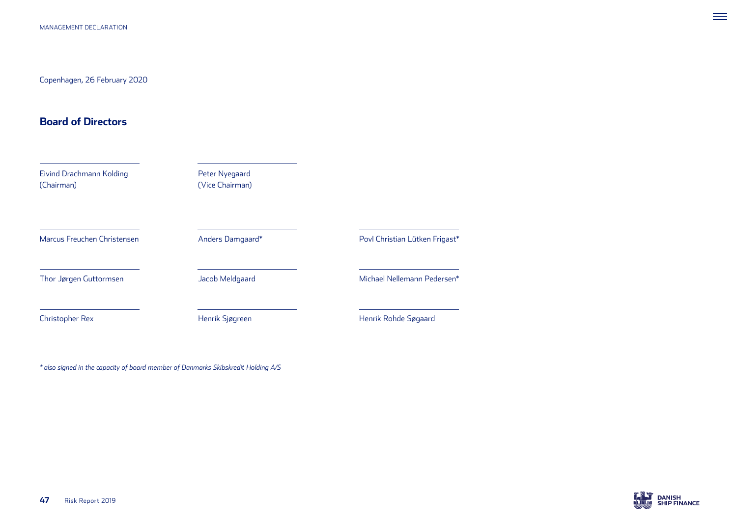Copenhagen, 26 February 2020

## Board of Directors

| | | |
|---|---|---|
| Eivind Drachmann Kolding (Chairman) | Peter Nyegaard (Vice Chairman) | |
| Marcus Freuchen Christensen | Anders Damgaard* | Povl Christian Lütken Frigast* |
| Thor Jørgen Guttormsen | Jacob Meldgaard | Michael Nellemann Pedersen* |
| Christopher Rex | Henrik Sjøgreen | Henrik Rohde Søgaard |

*\* also signed in the capacity of board member of Danmarks Skibskredit Holding A/S*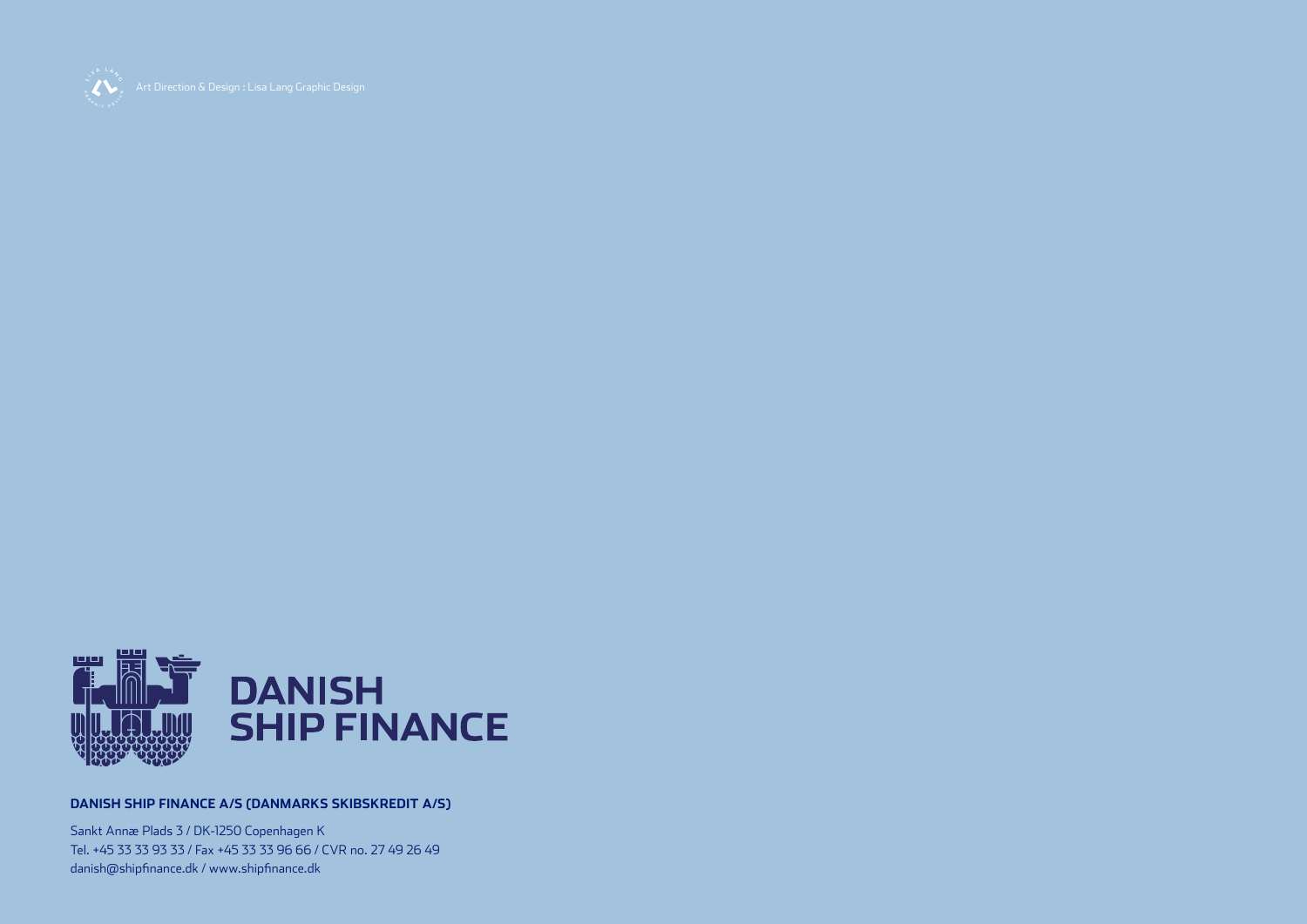Art Direction & Design : Lisa Lang Graphic Design

**DANISH SHIP FINANCE**

**DANISH SHIP FINANCE A/S (DANMARKS SKIBSKREDIT A/S)**

Sankt Annæ Plads 3 / DK-1250 Copenhagen K
Tel. +45 33 33 93 33 / Fax +45 33 33 96 66 / CVR no. 27 49 26 49
danish@shipfinance.dk / www.shipfinance.dk